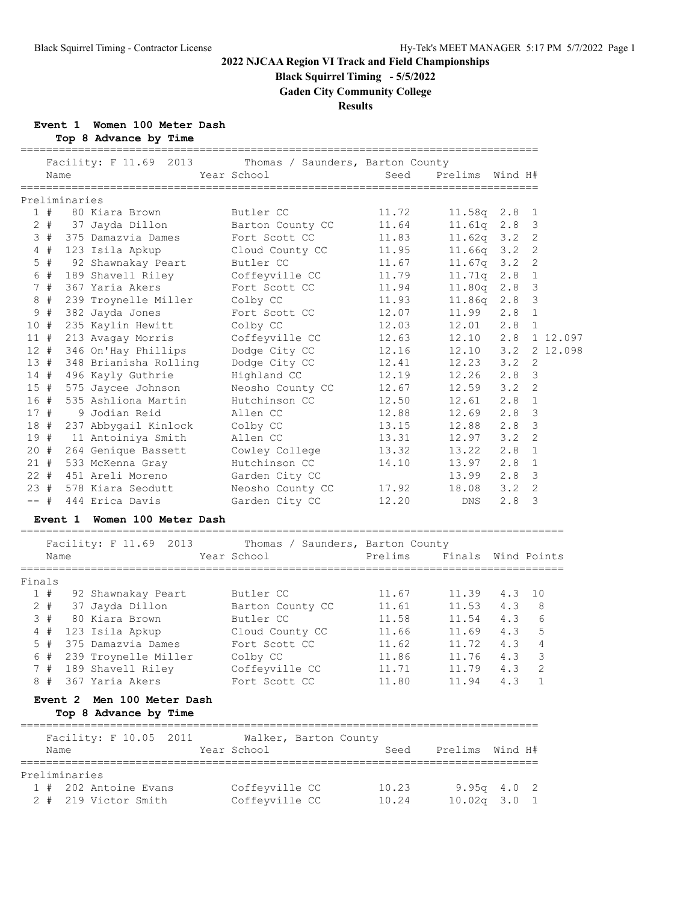# 2022 NJCAA Region VI Track and Field Championships

**Black Squirrel Timing - 5/5/2022**

**Gaden City Community College**

**Results**

## Event 1 Women 100 Meter Dash

**Top 8 Advance by Time**

Facility: F 11.69 2013 Thomas / Saunders, Barton County

**Preliminaries**

| Place | # | Name | Year School | Seed | Prelims | Wind | H# | |
|---|---|---|---|---|---|---|---|---|
| 1 | # 80 | Kiara Brown | Butler CC | 11.72 | 11.58q | 2.8 | 1 | |
| 2 | # 37 | Jayda Dillon | Barton County CC | 11.64 | 11.61q | 2.8 | 3 | |
| 3 | # 375 | Damazvia Dames | Fort Scott CC | 11.83 | 11.62q | 3.2 | 2 | |
| 4 | # 123 | Isila Apkup | Cloud County CC | 11.95 | 11.66q | 3.2 | 2 | |
| 5 | # 92 | Shawnakay Peart | Butler CC | 11.67 | 11.67q | 3.2 | 2 | |
| 6 | # 189 | Shavell Riley | Coffeyville CC | 11.79 | 11.71q | 2.8 | 1 | |
| 7 | # 367 | Yaria Akers | Fort Scott CC | 11.94 | 11.80q | 2.8 | 3 | |
| 8 | # 239 | Troynelle Miller | Colby CC | 11.93 | 11.86q | 2.8 | 3 | |
| 9 | # 382 | Jayda Jones | Fort Scott CC | 12.07 | 11.99 | 2.8 | 1 | |
| 10 | # 235 | Kaylin Hewitt | Colby CC | 12.03 | 12.01 | 2.8 | 1 | |
| 11 | # 213 | Avagay Morris | Coffeyville CC | 12.63 | 12.10 | 2.8 | 1 | 12.097 |
| 12 | # 346 | On'Hay Phillips | Dodge City CC | 12.16 | 12.10 | 3.2 | 2 | 12.098 |
| 13 | # 348 | Brianisha Rolling | Dodge City CC | 12.41 | 12.23 | 3.2 | 2 | |
| 14 | # 496 | Kayly Guthrie | Highland CC | 12.19 | 12.26 | 2.8 | 3 | |
| 15 | # 575 | Jaycee Johnson | Neosho County CC | 12.67 | 12.59 | 3.2 | 2 | |
| 16 | # 535 | Ashliona Martin | Hutchinson CC | 12.50 | 12.61 | 2.8 | 1 | |
| 17 | # 9 | Jodian Reid | Allen CC | 12.88 | 12.69 | 2.8 | 3 | |
| 18 | # 237 | Abbygail Kinlock | Colby CC | 13.15 | 12.88 | 2.8 | 3 | |
| 19 | # 11 | Antoiniya Smith | Allen CC | 13.31 | 12.97 | 3.2 | 2 | |
| 20 | # 264 | Genique Bassett | Cowley College | 13.32 | 13.22 | 2.8 | 1 | |
| 21 | # 533 | McKenna Gray | Hutchinson CC | 14.10 | 13.97 | 2.8 | 1 | |
| 22 | # 451 | Areli Moreno | Garden City CC | | 13.99 | 2.8 | 3 | |
| 23 | # 578 | Kiara Seodutt | Neosho County CC | 17.92 | 18.08 | 3.2 | 2 | |
| -- | # 444 | Erica Davis | Garden City CC | 12.20 | DNS | 2.8 | 3 | |

## Event 1 Women 100 Meter Dash

Facility: F 11.69 2013 Thomas / Saunders, Barton County

**Finals**

| Place | # | Name | Year School | Prelims | Finals | Wind | Points |
|---|---|---|---|---|---|---|---|
| 1 | # 92 | Shawnakay Peart | Butler CC | 11.67 | 11.39 | 4.3 | 10 |
| 2 | # 37 | Jayda Dillon | Barton County CC | 11.61 | 11.53 | 4.3 | 8 |
| 3 | # 80 | Kiara Brown | Butler CC | 11.58 | 11.54 | 4.3 | 6 |
| 4 | # 123 | Isila Apkup | Cloud County CC | 11.66 | 11.69 | 4.3 | 5 |
| 5 | # 375 | Damazvia Dames | Fort Scott CC | 11.62 | 11.72 | 4.3 | 4 |
| 6 | # 239 | Troynelle Miller | Colby CC | 11.86 | 11.76 | 4.3 | 3 |
| 7 | # 189 | Shavell Riley | Coffeyville CC | 11.71 | 11.79 | 4.3 | 2 |
| 8 | # 367 | Yaria Akers | Fort Scott CC | 11.80 | 11.94 | 4.3 | 1 |

## Event 2 Men 100 Meter Dash

**Top 8 Advance by Time**

Facility: F 10.05 2011 Walker, Barton County

**Preliminaries**

| Place | # | Name | Year School | Seed | Prelims | Wind | H# |
|---|---|---|---|---|---|---|---|
| 1 | # 202 | Antoine Evans | Coffeyville CC | 10.23 | 9.95q | 4.0 | 2 |
| 2 | # 219 | Victor Smith | Coffeyville CC | 10.24 | 10.02q | 3.0 | 1 |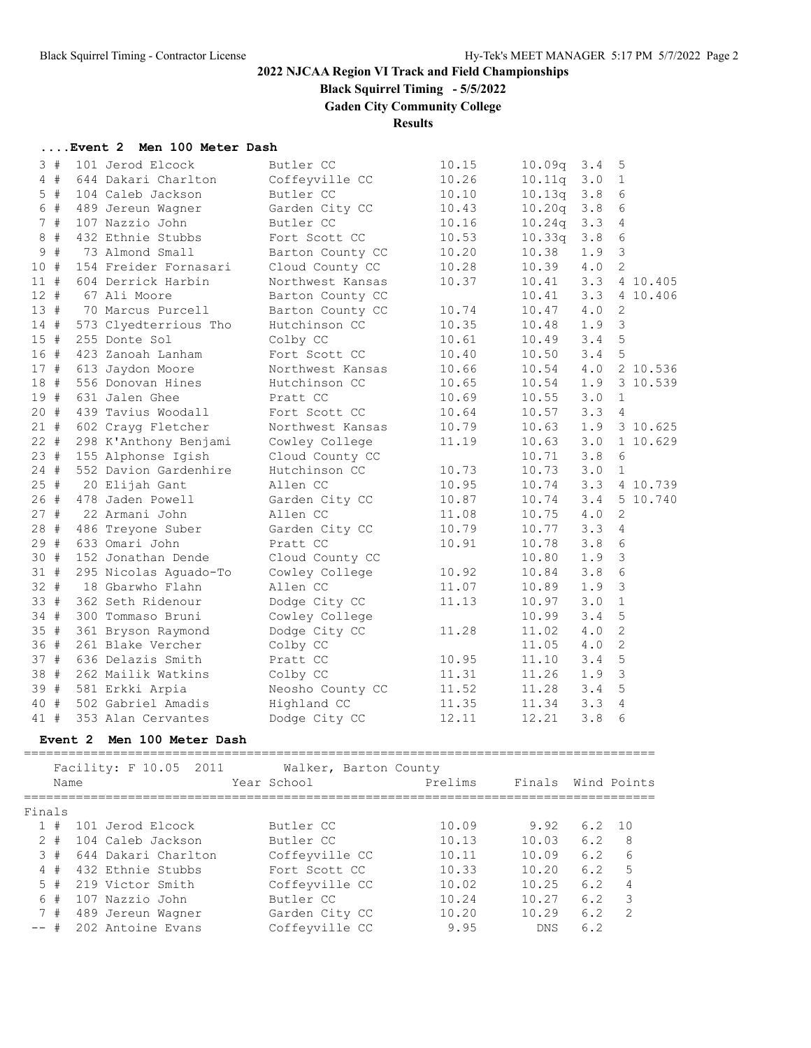# 2022 NJCAA Region VI Track and Field Championships

**Black Squirrel Timing - 5/5/2022**

**Gaden City Community College**

**Results**

### ....Event 2 Men 100 Meter Dash

| Place | # | Name | School | Seed | Prelims | Wind | Heat | Tiebreak |
|---|---|---|---|---|---|---|---|---|
| 3 | # | 101 Jerod Elcock | Butler CC | 10.15 | 10.09q | 3.4 | 5 | |
| 4 | # | 644 Dakari Charlton | Coffeyville CC | 10.26 | 10.11q | 3.0 | 1 | |
| 5 | # | 104 Caleb Jackson | Butler CC | 10.10 | 10.13q | 3.8 | 6 | |
| 6 | # | 489 Jereun Wagner | Garden City CC | 10.43 | 10.20q | 3.8 | 6 | |
| 7 | # | 107 Nazzio John | Butler CC | 10.16 | 10.24q | 3.3 | 4 | |
| 8 | # | 432 Ethnie Stubbs | Fort Scott CC | 10.53 | 10.33q | 3.8 | 6 | |
| 9 | # | 73 Almond Small | Barton County CC | 10.20 | 10.38 | 1.9 | 3 | |
| 10 | # | 154 Freider Fornasari | Cloud County CC | 10.28 | 10.39 | 4.0 | 2 | |
| 11 | # | 604 Derrick Harbin | Northwest Kansas | 10.37 | 10.41 | 3.3 | 4 | 10.405 |
| 12 | # | 67 Ali Moore | Barton County CC | | 10.41 | 3.3 | 4 | 10.406 |
| 13 | # | 70 Marcus Purcell | Barton County CC | 10.74 | 10.47 | 4.0 | 2 | |
| 14 | # | 573 Clyedterrious Tho | Hutchinson CC | 10.35 | 10.48 | 1.9 | 3 | |
| 15 | # | 255 Donte Sol | Colby CC | 10.61 | 10.49 | 3.4 | 5 | |
| 16 | # | 423 Zanoah Lanham | Fort Scott CC | 10.40 | 10.50 | 3.4 | 5 | |
| 17 | # | 613 Jaydon Moore | Northwest Kansas | 10.66 | 10.54 | 4.0 | 2 | 10.536 |
| 18 | # | 556 Donovan Hines | Hutchinson CC | 10.65 | 10.54 | 1.9 | 3 | 10.539 |
| 19 | # | 631 Jalen Ghee | Pratt CC | 10.69 | 10.55 | 3.0 | 1 | |
| 20 | # | 439 Tavius Woodall | Fort Scott CC | 10.64 | 10.57 | 3.3 | 4 | |
| 21 | # | 602 Crayg Fletcher | Northwest Kansas | 10.79 | 10.63 | 1.9 | 3 | 10.625 |
| 22 | # | 298 K'Anthony Benjami | Cowley College | 11.19 | 10.63 | 3.0 | 1 | 10.629 |
| 23 | # | 155 Alphonse Igish | Cloud County CC | | 10.71 | 3.8 | 6 | |
| 24 | # | 552 Davion Gardenhire | Hutchinson CC | 10.73 | 10.73 | 3.0 | 1 | |
| 25 | # | 20 Elijah Gant | Allen CC | 10.95 | 10.74 | 3.3 | 4 | 10.739 |
| 26 | # | 478 Jaden Powell | Garden City CC | 10.87 | 10.74 | 3.4 | 5 | 10.740 |
| 27 | # | 22 Armani John | Allen CC | 11.08 | 10.75 | 4.0 | 2 | |
| 28 | # | 486 Treyone Suber | Garden City CC | 10.79 | 10.77 | 3.3 | 4 | |
| 29 | # | 633 Omari John | Pratt CC | 10.91 | 10.78 | 3.8 | 6 | |
| 30 | # | 152 Jonathan Dende | Cloud County CC | | 10.80 | 1.9 | 3 | |
| 31 | # | 295 Nicolas Aguado-To | Cowley College | 10.92 | 10.84 | 3.8 | 6 | |
| 32 | # | 18 Gbarwho Flahn | Allen CC | 11.07 | 10.89 | 1.9 | 3 | |
| 33 | # | 362 Seth Ridenour | Dodge City CC | 11.13 | 10.97 | 3.0 | 1 | |
| 34 | # | 300 Tommaso Bruni | Cowley College | | 10.99 | 3.4 | 5 | |
| 35 | # | 361 Bryson Raymond | Dodge City CC | 11.28 | 11.02 | 4.0 | 2 | |
| 36 | # | 261 Blake Vercher | Colby CC | | 11.05 | 4.0 | 2 | |
| 37 | # | 636 Delazis Smith | Pratt CC | 10.95 | 11.10 | 3.4 | 5 | |
| 38 | # | 262 Mailik Watkins | Colby CC | 11.31 | 11.26 | 1.9 | 3 | |
| 39 | # | 581 Erkki Arpia | Neosho County CC | 11.52 | 11.28 | 3.4 | 5 | |
| 40 | # | 502 Gabriel Amadis | Highland CC | 11.35 | 11.34 | 3.3 | 4 | |
| 41 | # | 353 Alan Cervantes | Dodge City CC | 12.11 | 12.21 | 3.8 | 6 | |

### Event 2 Men 100 Meter Dash

Facility: F 10.05 2011 Walker, Barton County

Finals

| Place | # | Name | Year School | Prelims | Finals | Wind | Points |
|---|---|---|---|---|---|---|---|
| 1 | # | 101 Jerod Elcock | Butler CC | 10.09 | 9.92 | 6.2 | 10 |
| 2 | # | 104 Caleb Jackson | Butler CC | 10.13 | 10.03 | 6.2 | 8 |
| 3 | # | 644 Dakari Charlton | Coffeyville CC | 10.11 | 10.09 | 6.2 | 6 |
| 4 | # | 432 Ethnie Stubbs | Fort Scott CC | 10.33 | 10.20 | 6.2 | 5 |
| 5 | # | 219 Victor Smith | Coffeyville CC | 10.02 | 10.25 | 6.2 | 4 |
| 6 | # | 107 Nazzio John | Butler CC | 10.24 | 10.27 | 6.2 | 3 |
| 7 | # | 489 Jereun Wagner | Garden City CC | 10.20 | 10.29 | 6.2 | 2 |
| -- | # | 202 Antoine Evans | Coffeyville CC | 9.95 | DNS | 6.2 | |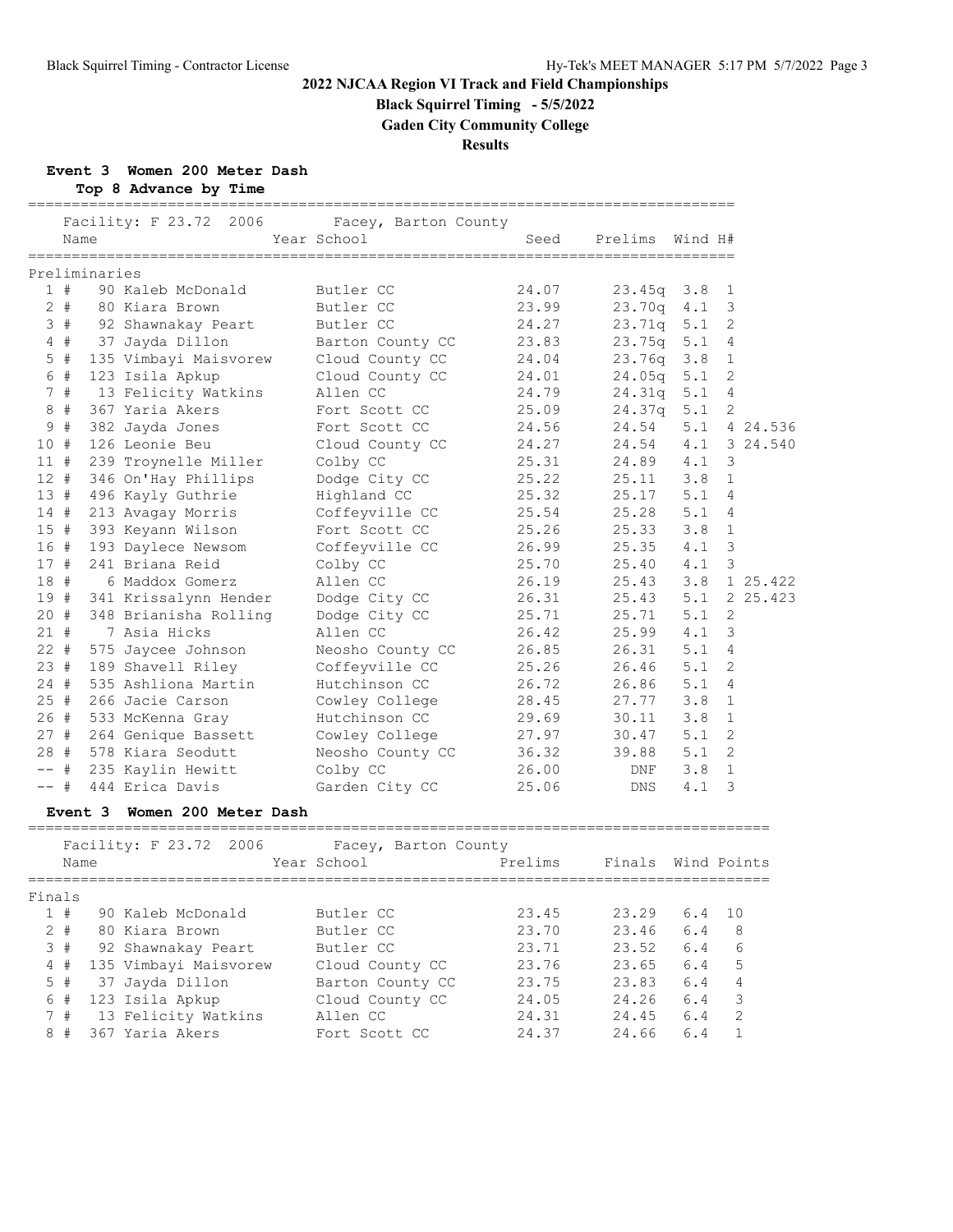## 2022 NJCAA Region VI Track and Field Championships

**Black Squirrel Timing - 5/5/2022**

**Gaden City Community College**

**Results**

### Event 3 Women 200 Meter Dash

**Top 8 Advance by Time**

Facility: F 23.72 2006 Facey, Barton County

Preliminaries

| Place | # | Name | Year School | Seed | Prelims | Wind | H# | |
|---|---|---|---|---|---|---|---|---|
| 1 | # 90 | Kaleb McDonald | Butler CC | 24.07 | 23.45q | 3.8 | 1 | |
| 2 | # 80 | Kiara Brown | Butler CC | 23.99 | 23.70q | 4.1 | 3 | |
| 3 | # 92 | Shawnakay Peart | Butler CC | 24.27 | 23.71q | 5.1 | 2 | |
| 4 | # 37 | Jayda Dillon | Barton County CC | 23.83 | 23.75q | 5.1 | 4 | |
| 5 | # 135 | Vimbayi Maisvorew | Cloud County CC | 24.04 | 23.76q | 3.8 | 1 | |
| 6 | # 123 | Isila Apkup | Cloud County CC | 24.01 | 24.05q | 5.1 | 2 | |
| 7 | # 13 | Felicity Watkins | Allen CC | 24.79 | 24.31q | 5.1 | 4 | |
| 8 | # 367 | Yaria Akers | Fort Scott CC | 25.09 | 24.37q | 5.1 | 2 | |
| 9 | # 382 | Jayda Jones | Fort Scott CC | 24.56 | 24.54 | 5.1 | 4 | 24.536 |
| 10 | # 126 | Leonie Beu | Cloud County CC | 24.27 | 24.54 | 4.1 | 3 | 24.540 |
| 11 | # 239 | Troynelle Miller | Colby CC | 25.31 | 24.89 | 4.1 | 3 | |
| 12 | # 346 | On'Hay Phillips | Dodge City CC | 25.22 | 25.11 | 3.8 | 1 | |
| 13 | # 496 | Kayly Guthrie | Highland CC | 25.32 | 25.17 | 5.1 | 4 | |
| 14 | # 213 | Avagay Morris | Coffeyville CC | 25.54 | 25.28 | 5.1 | 4 | |
| 15 | # 393 | Keyann Wilson | Fort Scott CC | 25.26 | 25.33 | 3.8 | 1 | |
| 16 | # 193 | Daylece Newsom | Coffeyville CC | 26.99 | 25.35 | 4.1 | 3 | |
| 17 | # 241 | Briana Reid | Colby CC | 25.70 | 25.40 | 4.1 | 3 | |
| 18 | # 6 | Maddox Gomerz | Allen CC | 26.19 | 25.43 | 3.8 | 1 | 25.422 |
| 19 | # 341 | Krissalynn Hender | Dodge City CC | 26.31 | 25.43 | 5.1 | 2 | 25.423 |
| 20 | # 348 | Brianisha Rolling | Dodge City CC | 25.71 | 25.71 | 5.1 | 2 | |
| 21 | # 7 | Asia Hicks | Allen CC | 26.42 | 25.99 | 4.1 | 3 | |
| 22 | # 575 | Jaycee Johnson | Neosho County CC | 26.85 | 26.31 | 5.1 | 4 | |
| 23 | # 189 | Shavell Riley | Coffeyville CC | 25.26 | 26.46 | 5.1 | 2 | |
| 24 | # 535 | Ashliona Martin | Hutchinson CC | 26.72 | 26.86 | 5.1 | 4 | |
| 25 | # 266 | Jacie Carson | Cowley College | 28.45 | 27.77 | 3.8 | 1 | |
| 26 | # 533 | McKenna Gray | Hutchinson CC | 29.69 | 30.11 | 3.8 | 1 | |
| 27 | # 264 | Genique Bassett | Cowley College | 27.97 | 30.47 | 5.1 | 2 | |
| 28 | # 578 | Kiara Seodutt | Neosho County CC | 36.32 | 39.88 | 5.1 | 2 | |
| -- | # 235 | Kaylin Hewitt | Colby CC | 26.00 | DNF | 3.8 | 1 | |
| -- | # 444 | Erica Davis | Garden City CC | 25.06 | DNS | 4.1 | 3 | |

### Event 3 Women 200 Meter Dash

Facility: F 23.72 2006 Facey, Barton County

Finals

| Place | # | Name | Year School | Prelims | Finals | Wind | Points |
|---|---|---|---|---|---|---|---|
| 1 | # 90 | Kaleb McDonald | Butler CC | 23.45 | 23.29 | 6.4 | 10 |
| 2 | # 80 | Kiara Brown | Butler CC | 23.70 | 23.46 | 6.4 | 8 |
| 3 | # 92 | Shawnakay Peart | Butler CC | 23.71 | 23.52 | 6.4 | 6 |
| 4 | # 135 | Vimbayi Maisvorew | Cloud County CC | 23.76 | 23.65 | 6.4 | 5 |
| 5 | # 37 | Jayda Dillon | Barton County CC | 23.75 | 23.83 | 6.4 | 4 |
| 6 | # 123 | Isila Apkup | Cloud County CC | 24.05 | 24.26 | 6.4 | 3 |
| 7 | # 13 | Felicity Watkins | Allen CC | 24.31 | 24.45 | 6.4 | 2 |
| 8 | # 367 | Yaria Akers | Fort Scott CC | 24.37 | 24.66 | 6.4 | 1 |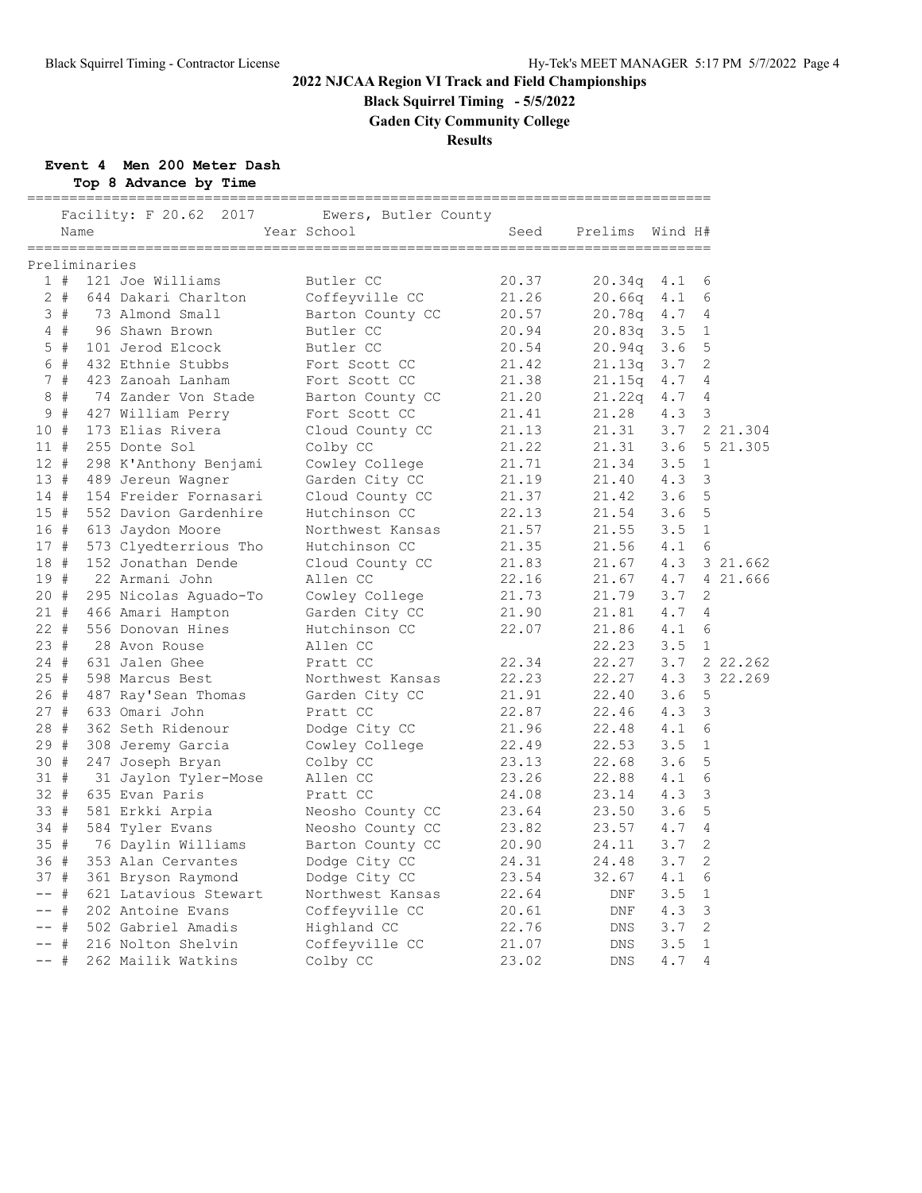## 2022 NJCAA Region VI Track and Field Championships

**Black Squirrel Timing - 5/5/2022**

**Gaden City Community College**

**Results**

### Event 4 Men 200 Meter Dash

**Top 8 Advance by Time**

Facility: F 20.62 2017 Ewers, Butler County

| | Name | Year School | Seed | Prelims | Wind | H# | |
|---|---|---|---|---|---|---|---|
| **Preliminaries** | | | | | | | |
| 1 # | 121 Joe Williams | Butler CC | 20.37 | 20.34q | 4.1 | 6 | |
| 2 # | 644 Dakari Charlton | Coffeyville CC | 21.26 | 20.66q | 4.1 | 6 | |
| 3 # | 73 Almond Small | Barton County CC | 20.57 | 20.78q | 4.7 | 4 | |
| 4 # | 96 Shawn Brown | Butler CC | 20.94 | 20.83q | 3.5 | 1 | |
| 5 # | 101 Jerod Elcock | Butler CC | 20.54 | 20.94q | 3.6 | 5 | |
| 6 # | 432 Ethnie Stubbs | Fort Scott CC | 21.42 | 21.13q | 3.7 | 2 | |
| 7 # | 423 Zanoah Lanham | Fort Scott CC | 21.38 | 21.15q | 4.7 | 4 | |
| 8 # | 74 Zander Von Stade | Barton County CC | 21.20 | 21.22q | 4.7 | 4 | |
| 9 # | 427 William Perry | Fort Scott CC | 21.41 | 21.28 | 4.3 | 3 | |
| 10 # | 173 Elias Rivera | Cloud County CC | 21.13 | 21.31 | 3.7 | 2 | 21.304 |
| 11 # | 255 Donte Sol | Colby CC | 21.22 | 21.31 | 3.6 | 5 | 21.305 |
| 12 # | 298 K'Anthony Benjami | Cowley College | 21.71 | 21.34 | 3.5 | 1 | |
| 13 # | 489 Jereun Wagner | Garden City CC | 21.19 | 21.40 | 4.3 | 3 | |
| 14 # | 154 Freider Fornasari | Cloud County CC | 21.37 | 21.42 | 3.6 | 5 | |
| 15 # | 552 Davion Gardenhire | Hutchinson CC | 22.13 | 21.54 | 3.6 | 5 | |
| 16 # | 613 Jaydon Moore | Northwest Kansas | 21.57 | 21.55 | 3.5 | 1 | |
| 17 # | 573 Clyedterrious Tho | Hutchinson CC | 21.35 | 21.56 | 4.1 | 6 | |
| 18 # | 152 Jonathan Dende | Cloud County CC | 21.83 | 21.67 | 4.3 | 3 | 21.662 |
| 19 # | 22 Armani John | Allen CC | 22.16 | 21.67 | 4.7 | 4 | 21.666 |
| 20 # | 295 Nicolas Aguado-To | Cowley College | 21.73 | 21.79 | 3.7 | 2 | |
| 21 # | 466 Amari Hampton | Garden City CC | 21.90 | 21.81 | 4.7 | 4 | |
| 22 # | 556 Donovan Hines | Hutchinson CC | 22.07 | 21.86 | 4.1 | 6 | |
| 23 # | 28 Avon Rouse | Allen CC | | 22.23 | 3.5 | 1 | |
| 24 # | 631 Jalen Ghee | Pratt CC | 22.34 | 22.27 | 3.7 | 2 | 22.262 |
| 25 # | 598 Marcus Best | Northwest Kansas | 22.23 | 22.27 | 4.3 | 3 | 22.269 |
| 26 # | 487 Ray'Sean Thomas | Garden City CC | 21.91 | 22.40 | 3.6 | 5 | |
| 27 # | 633 Omari John | Pratt CC | 22.87 | 22.46 | 4.3 | 3 | |
| 28 # | 362 Seth Ridenour | Dodge City CC | 21.96 | 22.48 | 4.1 | 6 | |
| 29 # | 308 Jeremy Garcia | Cowley College | 22.49 | 22.53 | 3.5 | 1 | |
| 30 # | 247 Joseph Bryan | Colby CC | 23.13 | 22.68 | 3.6 | 5 | |
| 31 # | 31 Jaylon Tyler-Mose | Allen CC | 23.26 | 22.88 | 4.1 | 6 | |
| 32 # | 635 Evan Paris | Pratt CC | 24.08 | 23.14 | 4.3 | 3 | |
| 33 # | 581 Erkki Arpia | Neosho County CC | 23.64 | 23.50 | 3.6 | 5 | |
| 34 # | 584 Tyler Evans | Neosho County CC | 23.82 | 23.57 | 4.7 | 4 | |
| 35 # | 76 Daylin Williams | Barton County CC | 20.90 | 24.11 | 3.7 | 2 | |
| 36 # | 353 Alan Cervantes | Dodge City CC | 24.31 | 24.48 | 3.7 | 2 | |
| 37 # | 361 Bryson Raymond | Dodge City CC | 23.54 | 32.67 | 4.1 | 6 | |
| -- # | 621 Latavious Stewart | Northwest Kansas | 22.64 | DNF | 3.5 | 1 | |
| -- # | 202 Antoine Evans | Coffeyville CC | 20.61 | DNF | 4.3 | 3 | |
| -- # | 502 Gabriel Amadis | Highland CC | 22.76 | DNS | 3.7 | 2 | |
| -- # | 216 Nolton Shelvin | Coffeyville CC | 21.07 | DNS | 3.5 | 1 | |
| -- # | 262 Mailik Watkins | Colby CC | 23.02 | DNS | 4.7 | 4 | |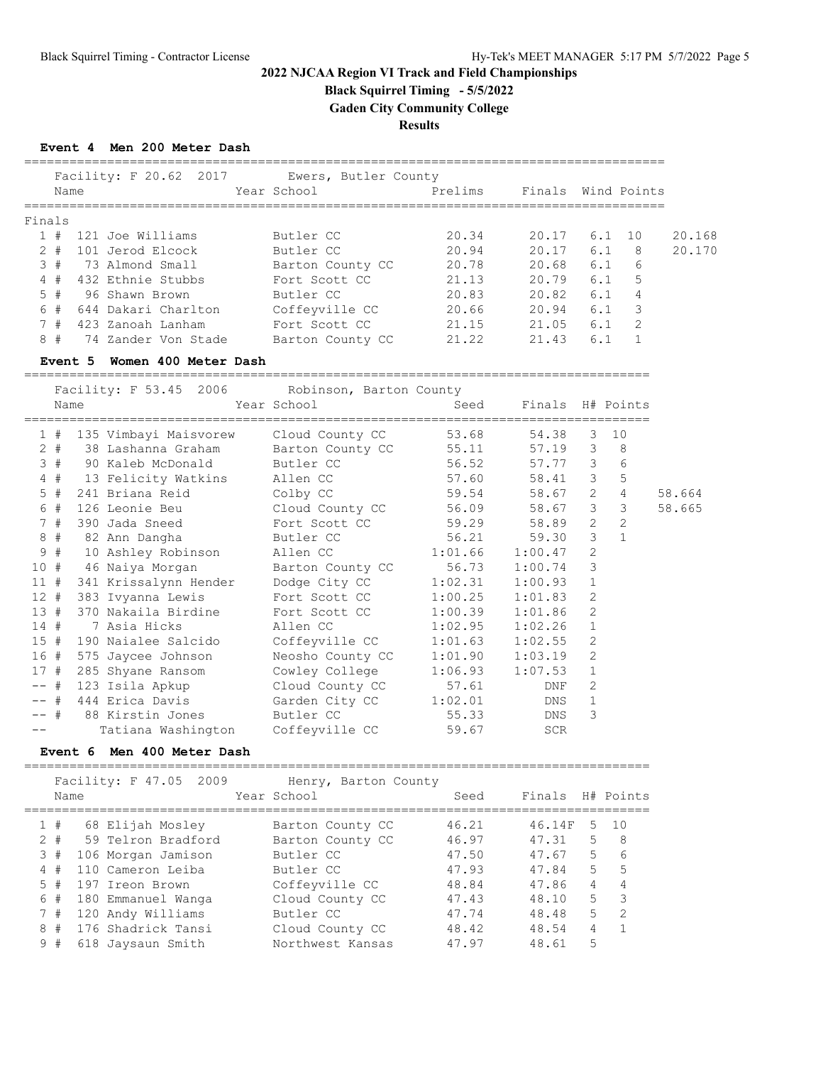## 2022 NJCAA Region VI Track and Field Championships

**Black Squirrel Timing - 5/5/2022**

**Gaden City Community College**

**Results**

### Event 4 Men 200 Meter Dash

Facility: F 20.62 2017 Ewers, Butler County

**Finals**

| Place | Name | Year | School | Prelims | Finals | Wind | Points | |
|---|---|---|---|---|---|---|---|---|
| 1 | # 121 Joe Williams | | Butler CC | 20.34 | 20.17 | 6.1 | 10 | 20.168 |
| 2 | # 101 Jerod Elcock | | Butler CC | 20.94 | 20.17 | 6.1 | 8 | 20.170 |
| 3 | # 73 Almond Small | | Barton County CC | 20.78 | 20.68 | 6.1 | 6 | |
| 4 | # 432 Ethnie Stubbs | | Fort Scott CC | 21.13 | 20.79 | 6.1 | 5 | |
| 5 | # 96 Shawn Brown | | Butler CC | 20.83 | 20.82 | 6.1 | 4 | |
| 6 | # 644 Dakari Charlton | | Coffeyville CC | 20.66 | 20.94 | 6.1 | 3 | |
| 7 | # 423 Zanoah Lanham | | Fort Scott CC | 21.15 | 21.05 | 6.1 | 2 | |
| 8 | # 74 Zander Von Stade | | Barton County CC | 21.22 | 21.43 | 6.1 | 1 | |

### Event 5 Women 400 Meter Dash

Facility: F 53.45 2006 Robinson, Barton County

| Place | Name | Year | School | Seed | Finals | H# | Points | |
|---|---|---|---|---|---|---|---|---|
| 1 | # 135 Vimbayi Maisvorew | | Cloud County CC | 53.68 | 54.38 | 3 | 10 | |
| 2 | # 38 Lashanna Graham | | Barton County CC | 55.11 | 57.19 | 3 | 8 | |
| 3 | # 90 Kaleb McDonald | | Butler CC | 56.52 | 57.77 | 3 | 6 | |
| 4 | # 13 Felicity Watkins | | Allen CC | 57.60 | 58.41 | 3 | 5 | |
| 5 | # 241 Briana Reid | | Colby CC | 59.54 | 58.67 | 2 | 4 | 58.664 |
| 6 | # 126 Leonie Beu | | Cloud County CC | 56.09 | 58.67 | 3 | 3 | 58.665 |
| 7 | # 390 Jada Sneed | | Fort Scott CC | 59.29 | 58.89 | 2 | 2 | |
| 8 | # 82 Ann Dangha | | Butler CC | 56.21 | 59.30 | 3 | 1 | |
| 9 | # 10 Ashley Robinson | | Allen CC | 1:01.66 | 1:00.47 | 2 | | |
| 10 | # 46 Naiya Morgan | | Barton County CC | 56.73 | 1:00.74 | 3 | | |
| 11 | # 341 Krissalynn Hender | | Dodge City CC | 1:02.31 | 1:00.93 | 1 | | |
| 12 | # 383 Ivyanna Lewis | | Fort Scott CC | 1:00.25 | 1:01.83 | 2 | | |
| 13 | # 370 Nakaila Birdine | | Fort Scott CC | 1:00.39 | 1:01.86 | 2 | | |
| 14 | # 7 Asia Hicks | | Allen CC | 1:02.95 | 1:02.26 | 1 | | |
| 15 | # 190 Naialee Salcido | | Coffeyville CC | 1:01.63 | 1:02.55 | 2 | | |
| 16 | # 575 Jaycee Johnson | | Neosho County CC | 1:01.90 | 1:03.19 | 2 | | |
| 17 | # 285 Shyane Ransom | | Cowley College | 1:06.93 | 1:07.53 | 1 | | |
| -- | # 123 Isila Apkup | | Cloud County CC | 57.61 | DNF | 2 | | |
| -- | # 444 Erica Davis | | Garden City CC | 1:02.01 | DNS | 1 | | |
| -- | # 88 Kirstin Jones | | Butler CC | 55.33 | DNS | 3 | | |
| -- | Tatiana Washington | | Coffeyville CC | 59.67 | SCR | | | |

### Event 6 Men 400 Meter Dash

Facility: F 47.05 2009 Henry, Barton County

| Place | Name | Year | School | Seed | Finals | H# | Points |
|---|---|---|---|---|---|---|---|
| 1 | # 68 Elijah Mosley | | Barton County CC | 46.21 | 46.14F | 5 | 10 |
| 2 | # 59 Telron Bradford | | Barton County CC | 46.97 | 47.31 | 5 | 8 |
| 3 | # 106 Morgan Jamison | | Butler CC | 47.50 | 47.67 | 5 | 6 |
| 4 | # 110 Cameron Leiba | | Butler CC | 47.93 | 47.84 | 5 | 5 |
| 5 | # 197 Ireon Brown | | Coffeyville CC | 48.84 | 47.86 | 4 | 4 |
| 6 | # 180 Emmanuel Wanga | | Cloud County CC | 47.43 | 48.10 | 5 | 3 |
| 7 | # 120 Andy Williams | | Butler CC | 47.74 | 48.48 | 5 | 2 |
| 8 | # 176 Shadrick Tansi | | Cloud County CC | 48.42 | 48.54 | 4 | 1 |
| 9 | # 618 Jaysaun Smith | | Northwest Kansas | 47.97 | 48.61 | 5 | |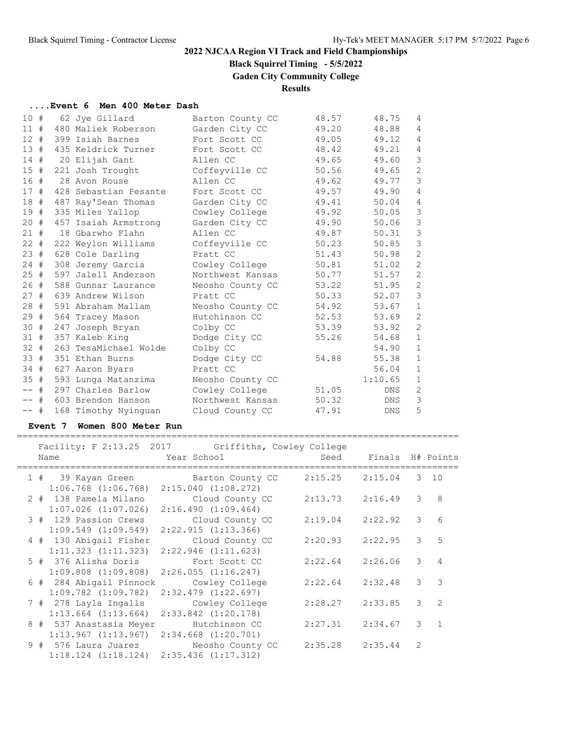# 2022 NJCAA Region VI Track and Field Championships

**Black Squirrel Timing - 5/5/2022**

**Gaden City Community College**

**Results**

### ....Event 6 Men 400 Meter Dash

| | | Name | School | Seed | Finals | H# |
|---|---|---|---|---|---|---|
| 10 # | 62 | Jye Gillard | Barton County CC | 48.57 | 48.75 | 4 |
| 11 # | 480 | Maliek Roberson | Garden City CC | 49.20 | 48.88 | 4 |
| 12 # | 399 | Isiah Barnes | Fort Scott CC | 49.05 | 49.12 | 4 |
| 13 # | 435 | Keldrick Turner | Fort Scott CC | 48.42 | 49.21 | 4 |
| 14 # | 20 | Elijah Gant | Allen CC | 49.65 | 49.60 | 3 |
| 15 # | 221 | Josh Trought | Coffeyville CC | 50.56 | 49.65 | 2 |
| 16 # | 28 | Avon Rouse | Allen CC | 49.62 | 49.77 | 3 |
| 17 # | 428 | Sebastian Pesante | Fort Scott CC | 49.57 | 49.90 | 4 |
| 18 # | 487 | Ray'Sean Thomas | Garden City CC | 49.41 | 50.04 | 4 |
| 19 # | 335 | Miles Yallop | Cowley College | 49.92 | 50.05 | 3 |
| 20 # | 457 | Isaiah Armstrong | Garden City CC | 49.90 | 50.06 | 3 |
| 21 # | 18 | Gbarwho Flahn | Allen CC | 49.87 | 50.31 | 3 |
| 22 # | 222 | Weylon Williams | Coffeyville CC | 50.23 | 50.85 | 3 |
| 23 # | 628 | Cole Darling | Pratt CC | 51.43 | 50.98 | 2 |
| 24 # | 308 | Jeremy Garcia | Cowley College | 50.81 | 51.02 | 2 |
| 25 # | 597 | Jalell Anderson | Northwest Kansas | 50.77 | 51.57 | 2 |
| 26 # | 588 | Gunnar Laurance | Neosho County CC | 53.22 | 51.95 | 2 |
| 27 # | 639 | Andrew Wilson | Pratt CC | 50.33 | 52.07 | 3 |
| 28 # | 591 | Abraham Mallam | Neosho County CC | 54.92 | 53.67 | 1 |
| 29 # | 564 | Tracey Mason | Hutchinson CC | 52.53 | 53.69 | 2 |
| 30 # | 247 | Joseph Bryan | Colby CC | 53.39 | 53.92 | 2 |
| 31 # | 357 | Kaleb King | Dodge City CC | 55.26 | 54.68 | 1 |
| 32 # | 263 | TesaMichael Wolde | Colby CC | | 54.90 | 1 |
| 33 # | 351 | Ethan Burns | Dodge City CC | 54.88 | 55.38 | 1 |
| 34 # | 627 | Aaron Byars | Pratt CC | | 56.04 | 1 |
| 35 # | 593 | Lunga Matanzima | Neosho County CC | | 1:10.65 | 1 |
| -- # | 297 | Charles Barlow | Cowley College | 51.05 | DNS | 2 |
| -- # | 603 | Brendon Hanson | Northwest Kansas | 50.32 | DNS | 3 |
| -- # | 168 | Timothy Nyinguan | Cloud County CC | 47.91 | DNS | 5 |

### Event 7 Women 800 Meter Run

Facility: F 2:13.25 2017 Griffiths, Cowley College

| | | Name | Year School | Seed | Finals | H# | Points |
|---|---|---|---|---|---|---|---|
| 1 # | 39 | Kayan Green | Barton County CC | 2:15.25 | 2:15.04 | 3 | 10 |
| | | 1:06.768 (1:06.768) | 2:15.040 (1:08.272) | | | | |
| 2 # | 138 | Pamela Milano | Cloud County CC | 2:13.73 | 2:16.49 | 3 | 8 |
| | | 1:07.026 (1:07.026) | 2:16.490 (1:09.464) | | | | |
| 3 # | 129 | Passion Crews | Cloud County CC | 2:19.04 | 2:22.92 | 3 | 6 |
| | | 1:09.549 (1:09.549) | 2:22.915 (1:13.366) | | | | |
| 4 # | 130 | Abigail Fisher | Cloud County CC | 2:20.93 | 2:22.95 | 3 | 5 |
| | | 1:11.323 (1:11.323) | 2:22.946 (1:11.623) | | | | |
| 5 # | 376 | Alisha Doris | Fort Scott CC | 2:22.64 | 2:26.06 | 3 | 4 |
| | | 1:09.808 (1:09.808) | 2:26.055 (1:16.247) | | | | |
| 6 # | 284 | Abigail Pinnock | Cowley College | 2:22.64 | 2:32.48 | 3 | 3 |
| | | 1:09.782 (1:09.782) | 2:32.479 (1:22.697) | | | | |
| 7 # | 278 | Layla Ingalls | Cowley College | 2:28.27 | 2:33.85 | 3 | 2 |
| | | 1:13.664 (1:13.664) | 2:33.842 (1:20.178) | | | | |
| 8 # | 537 | Anastasia Meyer | Hutchinson CC | 2:27.31 | 2:34.67 | 3 | 1 |
| | | 1:13.967 (1:13.967) | 2:34.668 (1:20.701) | | | | |
| 9 # | 576 | Laura Juarez | Neosho County CC | 2:35.28 | 2:35.44 | 2 | |
| | | 1:18.124 (1:18.124) | 2:35.436 (1:17.312) | | | | |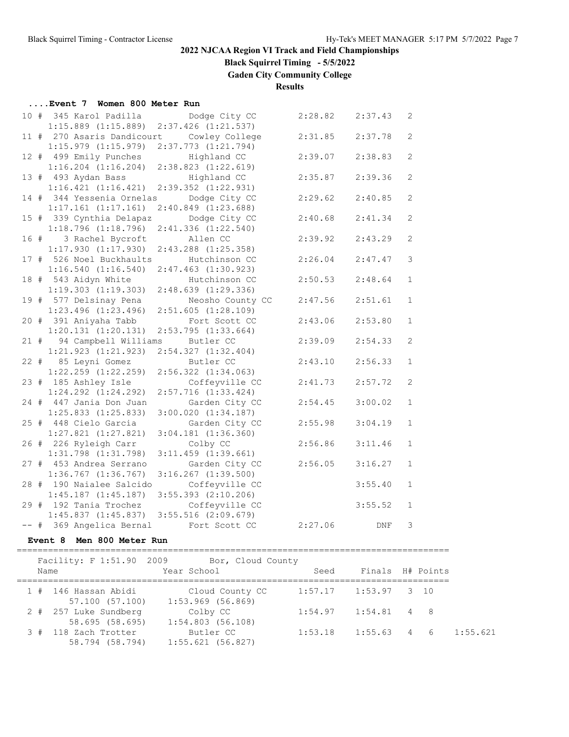## 2022 NJCAA Region VI Track and Field Championships

**Black Squirrel Timing - 5/5/2022**

**Gaden City Community College**

**Results**

### ....Event 7 Women 800 Meter Run

| Place | Name | School | Seed | Finals | H# |
|---|---|---|---|---|---|
| 10 # | 345 Karol Padilla | Dodge City CC | 2:28.82 | 2:37.43 | 2 |
| | 1:15.889 (1:15.889) 2:37.426 (1:21.537) | | | | |
| 11 # | 270 Asaris Dandicourt | Cowley College | 2:31.85 | 2:37.78 | 2 |
| | 1:15.979 (1:15.979) 2:37.773 (1:21.794) | | | | |
| 12 # | 499 Emily Punches | Highland CC | 2:39.07 | 2:38.83 | 2 |
| | 1:16.204 (1:16.204) 2:38.823 (1:22.619) | | | | |
| 13 # | 493 Aydan Bass | Highland CC | 2:35.87 | 2:39.36 | 2 |
| | 1:16.421 (1:16.421) 2:39.352 (1:22.931) | | | | |
| 14 # | 344 Yessenia Ornelas | Dodge City CC | 2:29.62 | 2:40.85 | 2 |
| | 1:17.161 (1:17.161) 2:40.849 (1:23.688) | | | | |
| 15 # | 339 Cynthia Delapaz | Dodge City CC | 2:40.68 | 2:41.34 | 2 |
| | 1:18.796 (1:18.796) 2:41.336 (1:22.540) | | | | |
| 16 # | 3 Rachel Bycroft | Allen CC | 2:39.92 | 2:43.29 | 2 |
| | 1:17.930 (1:17.930) 2:43.288 (1:25.358) | | | | |
| 17 # | 526 Noel Buckhaults | Hutchinson CC | 2:26.04 | 2:47.47 | 3 |
| | 1:16.540 (1:16.540) 2:47.463 (1:30.923) | | | | |
| 18 # | 543 Aidyn White | Hutchinson CC | 2:50.53 | 2:48.64 | 1 |
| | 1:19.303 (1:19.303) 2:48.639 (1:29.336) | | | | |
| 19 # | 577 Delsinay Pena | Neosho County CC | 2:47.56 | 2:51.61 | 1 |
| | 1:23.496 (1:23.496) 2:51.605 (1:28.109) | | | | |
| 20 # | 391 Aniyaha Tabb | Fort Scott CC | 2:43.06 | 2:53.80 | 1 |
| | 1:20.131 (1:20.131) 2:53.795 (1:33.664) | | | | |
| 21 # | 94 Campbell Williams | Butler CC | 2:39.09 | 2:54.33 | 2 |
| | 1:21.923 (1:21.923) 2:54.327 (1:32.404) | | | | |
| 22 # | 85 Leyni Gomez | Butler CC | 2:43.10 | 2:56.33 | 1 |
| | 1:22.259 (1:22.259) 2:56.322 (1:34.063) | | | | |
| 23 # | 185 Ashley Isle | Coffeyville CC | 2:41.73 | 2:57.72 | 2 |
| | 1:24.292 (1:24.292) 2:57.716 (1:33.424) | | | | |
| 24 # | 447 Jania Don Juan | Garden City CC | 2:54.45 | 3:00.02 | 1 |
| | 1:25.833 (1:25.833) 3:00.020 (1:34.187) | | | | |
| 25 # | 448 Cielo Garcia | Garden City CC | 2:55.98 | 3:04.19 | 1 |
| | 1:27.821 (1:27.821) 3:04.181 (1:36.360) | | | | |
| 26 # | 226 Ryleigh Carr | Colby CC | 2:56.86 | 3:11.46 | 1 |
| | 1:31.798 (1:31.798) 3:11.459 (1:39.661) | | | | |
| 27 # | 453 Andrea Serrano | Garden City CC | 2:56.05 | 3:16.27 | 1 |
| | 1:36.767 (1:36.767) 3:16.267 (1:39.500) | | | | |
| 28 # | 190 Naialee Salcido | Coffeyville CC | | 3:55.40 | 1 |
| | 1:45.187 (1:45.187) 3:55.393 (2:10.206) | | | | |
| 29 # | 192 Tania Trochez | Coffeyville CC | | 3:55.52 | 1 |
| | 1:45.837 (1:45.837) 3:55.516 (2:09.679) | | | | |
| -- # | 369 Angelica Bernal | Fort Scott CC | 2:27.06 | DNF | 3 |

### Event 8 Men 800 Meter Run

Facility: F 1:51.90 2009 Bor, Cloud County

| Place | Name | Year School | Seed | Finals | H# | Points | |
|---|---|---|---|---|---|---|---|
| 1 # | 146 Hassan Abidi | Cloud County CC | 1:57.17 | 1:53.97 | 3 | 10 | |
| | 57.100 (57.100) | 1:53.969 (56.869) | | | | | |
| 2 # | 257 Luke Sundberg | Colby CC | 1:54.97 | 1:54.81 | 4 | 8 | |
| | 58.695 (58.695) | 1:54.803 (56.108) | | | | | |
| 3 # | 118 Zach Trotter | Butler CC | 1:53.18 | 1:55.63 | 4 | 6 | 1:55.621 |
| | 58.794 (58.794) | 1:55.621 (56.827) | | | | | |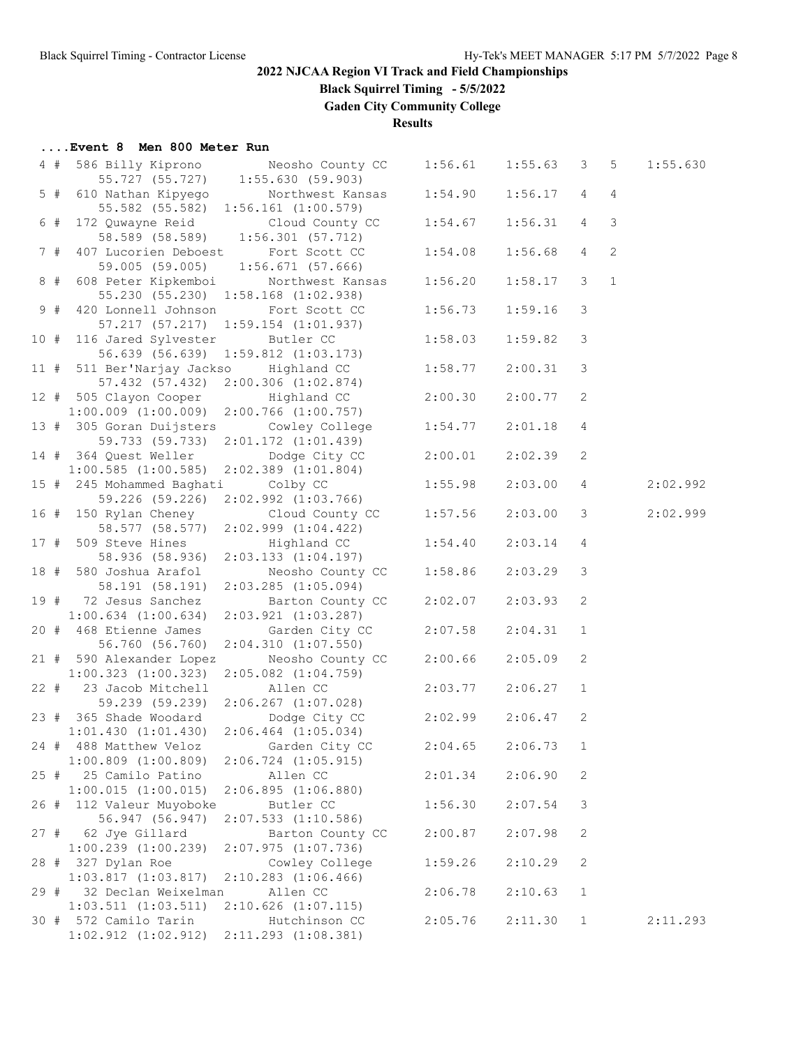## 2022 NJCAA Region VI Track and Field Championships

**Black Squirrel Timing - 5/5/2022**

**Gaden City Community College**

**Results**

### ....Event 8 Men 800 Meter Run

| Place | # | Comp# | Name | School | Seed | Finals | H# | Points | Tie |
|---|---|---|---|---|---|---|---|---|---|
| 4 | # | 586 | Billy Kiprono | Neosho County CC | 1:56.61 | 1:55.63 | 3 | 5 | 1:55.630 |
| | | | 55.727 (55.727) 1:55.630 (59.903) | | | | | | |
| 5 | # | 610 | Nathan Kipyego | Northwest Kansas | 1:54.90 | 1:56.17 | 4 | 4 | |
| | | | 55.582 (55.582) 1:56.161 (1:00.579) | | | | | | |
| 6 | # | 172 | Quwayne Reid | Cloud County CC | 1:54.67 | 1:56.31 | 4 | 3 | |
| | | | 58.589 (58.589) 1:56.301 (57.712) | | | | | | |
| 7 | # | 407 | Lucorien Deboest | Fort Scott CC | 1:54.08 | 1:56.68 | 4 | 2 | |
| | | | 59.005 (59.005) 1:56.671 (57.666) | | | | | | |
| 8 | # | 608 | Peter Kipkemboi | Northwest Kansas | 1:56.20 | 1:58.17 | 3 | 1 | |
| | | | 55.230 (55.230) 1:58.168 (1:02.938) | | | | | | |
| 9 | # | 420 | Lonnell Johnson | Fort Scott CC | 1:56.73 | 1:59.16 | 3 | | |
| | | | 57.217 (57.217) 1:59.154 (1:01.937) | | | | | | |
| 10 | # | 116 | Jared Sylvester | Butler CC | 1:58.03 | 1:59.82 | 3 | | |
| | | | 56.639 (56.639) 1:59.812 (1:03.173) | | | | | | |
| 11 | # | 511 | Ber'Narjay Jackso | Highland CC | 1:58.77 | 2:00.31 | 3 | | |
| | | | 57.432 (57.432) 2:00.306 (1:02.874) | | | | | | |
| 12 | # | 505 | Clayon Cooper | Highland CC | 2:00.30 | 2:00.77 | 2 | | |
| | | | 1:00.009 (1:00.009) 2:00.766 (1:00.757) | | | | | | |
| 13 | # | 305 | Goran Duijsters | Cowley College | 1:54.77 | 2:01.18 | 4 | | |
| | | | 59.733 (59.733) 2:01.172 (1:01.439) | | | | | | |
| 14 | # | 364 | Quest Weller | Dodge City CC | 2:00.01 | 2:02.39 | 2 | | |
| | | | 1:00.585 (1:00.585) 2:02.389 (1:01.804) | | | | | | |
| 15 | # | 245 | Mohammed Baghati | Colby CC | 1:55.98 | 2:03.00 | 4 | | 2:02.992 |
| | | | 59.226 (59.226) 2:02.992 (1:03.766) | | | | | | |
| 16 | # | 150 | Rylan Cheney | Cloud County CC | 1:57.56 | 2:03.00 | 3 | | 2:02.999 |
| | | | 58.577 (58.577) 2:02.999 (1:04.422) | | | | | | |
| 17 | # | 509 | Steve Hines | Highland CC | 1:54.40 | 2:03.14 | 4 | | |
| | | | 58.936 (58.936) 2:03.133 (1:04.197) | | | | | | |
| 18 | # | 580 | Joshua Arafol | Neosho County CC | 1:58.86 | 2:03.29 | 3 | | |
| | | | 58.191 (58.191) 2:03.285 (1:05.094) | | | | | | |
| 19 | # | 72 | Jesus Sanchez | Barton County CC | 2:02.07 | 2:03.93 | 2 | | |
| | | | 1:00.634 (1:00.634) 2:03.921 (1:03.287) | | | | | | |
| 20 | # | 468 | Etienne James | Garden City CC | 2:07.58 | 2:04.31 | 1 | | |
| | | | 56.760 (56.760) 2:04.310 (1:07.550) | | | | | | |
| 21 | # | 590 | Alexander Lopez | Neosho County CC | 2:00.66 | 2:05.09 | 2 | | |
| | | | 1:00.323 (1:00.323) 2:05.082 (1:04.759) | | | | | | |
| 22 | # | 23 | Jacob Mitchell | Allen CC | 2:03.77 | 2:06.27 | 1 | | |
| | | | 59.239 (59.239) 2:06.267 (1:07.028) | | | | | | |
| 23 | # | 365 | Shade Woodard | Dodge City CC | 2:02.99 | 2:06.47 | 2 | | |
| | | | 1:01.430 (1:01.430) 2:06.464 (1:05.034) | | | | | | |
| 24 | # | 488 | Matthew Veloz | Garden City CC | 2:04.65 | 2:06.73 | 1 | | |
| | | | 1:00.809 (1:00.809) 2:06.724 (1:05.915) | | | | | | |
| 25 | # | 25 | Camilo Patino | Allen CC | 2:01.34 | 2:06.90 | 2 | | |
| | | | 1:00.015 (1:00.015) 2:06.895 (1:06.880) | | | | | | |
| 26 | # | 112 | Valeur Muyoboke | Butler CC | 1:56.30 | 2:07.54 | 3 | | |
| | | | 56.947 (56.947) 2:07.533 (1:10.586) | | | | | | |
| 27 | # | 62 | Jye Gillard | Barton County CC | 2:00.87 | 2:07.98 | 2 | | |
| | | | 1:00.239 (1:00.239) 2:07.975 (1:07.736) | | | | | | |
| 28 | # | 327 | Dylan Roe | Cowley College | 1:59.26 | 2:10.29 | 2 | | |
| | | | 1:03.817 (1:03.817) 2:10.283 (1:06.466) | | | | | | |
| 29 | # | 32 | Declan Weixelman | Allen CC | 2:06.78 | 2:10.63 | 1 | | |
| | | | 1:03.511 (1:03.511) 2:10.626 (1:07.115) | | | | | | |
| 30 | # | 572 | Camilo Tarin | Hutchinson CC | 2:05.76 | 2:11.30 | 1 | | 2:11.293 |
| | | | 1:02.912 (1:02.912) 2:11.293 (1:08.381) | | | | | | |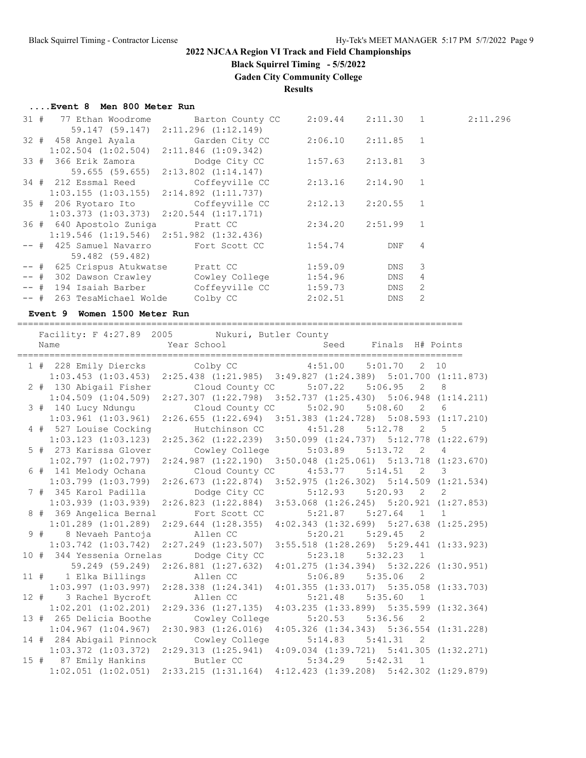## 2022 NJCAA Region VI Track and Field Championships

**Black Squirrel Timing - 5/5/2022**

**Gaden City Community College**

**Results**

### ....Event 8 Men 800 Meter Run

| Place | Name | School | Seed | Finals | H# | |
|---|---|---|---|---|---|---|
| 31 # | 77 Ethan Woodrome | Barton County CC | 2:09.44 | 2:11.30 | 1 | 2:11.296 |
| | 59.147 (59.147) 2:11.296 (1:12.149) | | | | | |
| 32 # | 458 Angel Ayala | Garden City CC | 2:06.10 | 2:11.85 | 1 | |
| | 1:02.504 (1:02.504) 2:11.846 (1:09.342) | | | | | |
| 33 # | 366 Erik Zamora | Dodge City CC | 1:57.63 | 2:13.81 | 3 | |
| | 59.655 (59.655) 2:13.802 (1:14.147) | | | | | |
| 34 # | 212 Essmal Reed | Coffeyville CC | 2:13.16 | 2:14.90 | 1 | |
| | 1:03.155 (1:03.155) 2:14.892 (1:11.737) | | | | | |
| 35 # | 206 Ryotaro Ito | Coffeyville CC | 2:12.13 | 2:20.55 | 1 | |
| | 1:03.373 (1:03.373) 2:20.544 (1:17.171) | | | | | |
| 36 # | 640 Apostolo Zuniga | Pratt CC | 2:34.20 | 2:51.99 | 1 | |
| | 1:19.546 (1:19.546) 2:51.982 (1:32.436) | | | | | |
| -- # | 425 Samuel Navarro | Fort Scott CC | 1:54.74 | DNF | 4 | |
| | 59.482 (59.482) | | | | | |
| -- # | 625 Crispus Atukwatse | Pratt CC | 1:59.09 | DNS | 3 | |
| -- # | 302 Dawson Crawley | Cowley College | 1:54.96 | DNS | 4 | |
| -- # | 194 Isaiah Barber | Coffeyville CC | 1:59.73 | DNS | 2 | |
| -- # | 263 TesaMichael Wolde | Colby CC | 2:02.51 | DNS | 2 | |

### Event 9 Women 1500 Meter Run

Facility: F 4:27.89 2005 Nukuri, Butler County

| Place | Name | Year School | Seed | Finals | H# | Points |
|---|---|---|---|---|---|---|
| 1 # | 228 Emily Diercks | Colby CC | 4:51.00 | 5:01.70 | 2 | 10 |
| | 1:03.453 (1:03.453) 2:25.438 (1:21.985) 3:49.827 (1:24.389) 5:01.700 (1:11.873) | | | | | |
| 2 # | 130 Abigail Fisher | Cloud County CC | 5:07.22 | 5:06.95 | 2 | 8 |
| | 1:04.509 (1:04.509) 2:27.307 (1:22.798) 3:52.737 (1:25.430) 5:06.948 (1:14.211) | | | | | |
| 3 # | 140 Lucy Ndungu | Cloud County CC | 5:02.90 | 5:08.60 | 2 | 6 |
| | 1:03.961 (1:03.961) 2:26.655 (1:22.694) 3:51.383 (1:24.728) 5:08.593 (1:17.210) | | | | | |
| 4 # | 527 Louise Cocking | Hutchinson CC | 4:51.28 | 5:12.78 | 2 | 5 |
| | 1:03.123 (1:03.123) 2:25.362 (1:22.239) 3:50.099 (1:24.737) 5:12.778 (1:22.679) | | | | | |
| 5 # | 273 Karissa Glover | Cowley College | 5:03.89 | 5:13.72 | 2 | 4 |
| | 1:02.797 (1:02.797) 2:24.987 (1:22.190) 3:50.048 (1:25.061) 5:13.718 (1:23.670) | | | | | |
| 6 # | 141 Melody Ochana | Cloud County CC | 4:53.77 | 5:14.51 | 2 | 3 |
| | 1:03.799 (1:03.799) 2:26.673 (1:22.874) 3:52.975 (1:26.302) 5:14.509 (1:21.534) | | | | | |
| 7 # | 345 Karol Padilla | Dodge City CC | 5:12.93 | 5:20.93 | 2 | 2 |
| | 1:03.939 (1:03.939) 2:26.823 (1:22.884) 3:53.068 (1:26.245) 5:20.921 (1:27.853) | | | | | |
| 8 # | 369 Angelica Bernal | Fort Scott CC | 5:21.87 | 5:27.64 | 1 | 1 |
| | 1:01.289 (1:01.289) 2:29.644 (1:28.355) 4:02.343 (1:32.699) 5:27.638 (1:25.295) | | | | | |
| 9 # | 8 Nevaeh Pantoja | Allen CC | 5:20.21 | 5:29.45 | 2 | |
| | 1:03.742 (1:03.742) 2:27.249 (1:23.507) 3:55.518 (1:28.269) 5:29.441 (1:33.923) | | | | | |
| 10 # | 344 Yessenia Ornelas | Dodge City CC | 5:23.18 | 5:32.23 | 1 | |
| | 59.249 (59.249) 2:26.881 (1:27.632) 4:01.275 (1:34.394) 5:32.226 (1:30.951) | | | | | |
| 11 # | 1 Elka Billings | Allen CC | 5:06.89 | 5:35.06 | 2 | |
| | 1:03.997 (1:03.997) 2:28.338 (1:24.341) 4:01.355 (1:33.017) 5:35.058 (1:33.703) | | | | | |
| 12 # | 3 Rachel Bycroft | Allen CC | 5:21.48 | 5:35.60 | 1 | |
| | 1:02.201 (1:02.201) 2:29.336 (1:27.135) 4:03.235 (1:33.899) 5:35.599 (1:32.364) | | | | | |
| 13 # | 265 Delicia Boothe | Cowley College | 5:20.53 | 5:36.56 | 2 | |
| | 1:04.967 (1:04.967) 2:30.983 (1:26.016) 4:05.326 (1:34.343) 5:36.554 (1:31.228) | | | | | |
| 14 # | 284 Abigail Pinnock | Cowley College | 5:14.83 | 5:41.31 | 2 | |
| | 1:03.372 (1:03.372) 2:29.313 (1:25.941) 4:09.034 (1:39.721) 5:41.305 (1:32.271) | | | | | |
| 15 # | 87 Emily Hankins | Butler CC | 5:34.29 | 5:42.31 | 1 | |
| | 1:02.051 (1:02.051) 2:33.215 (1:31.164) 4:12.423 (1:39.208) 5:42.302 (1:29.879) | | | | | |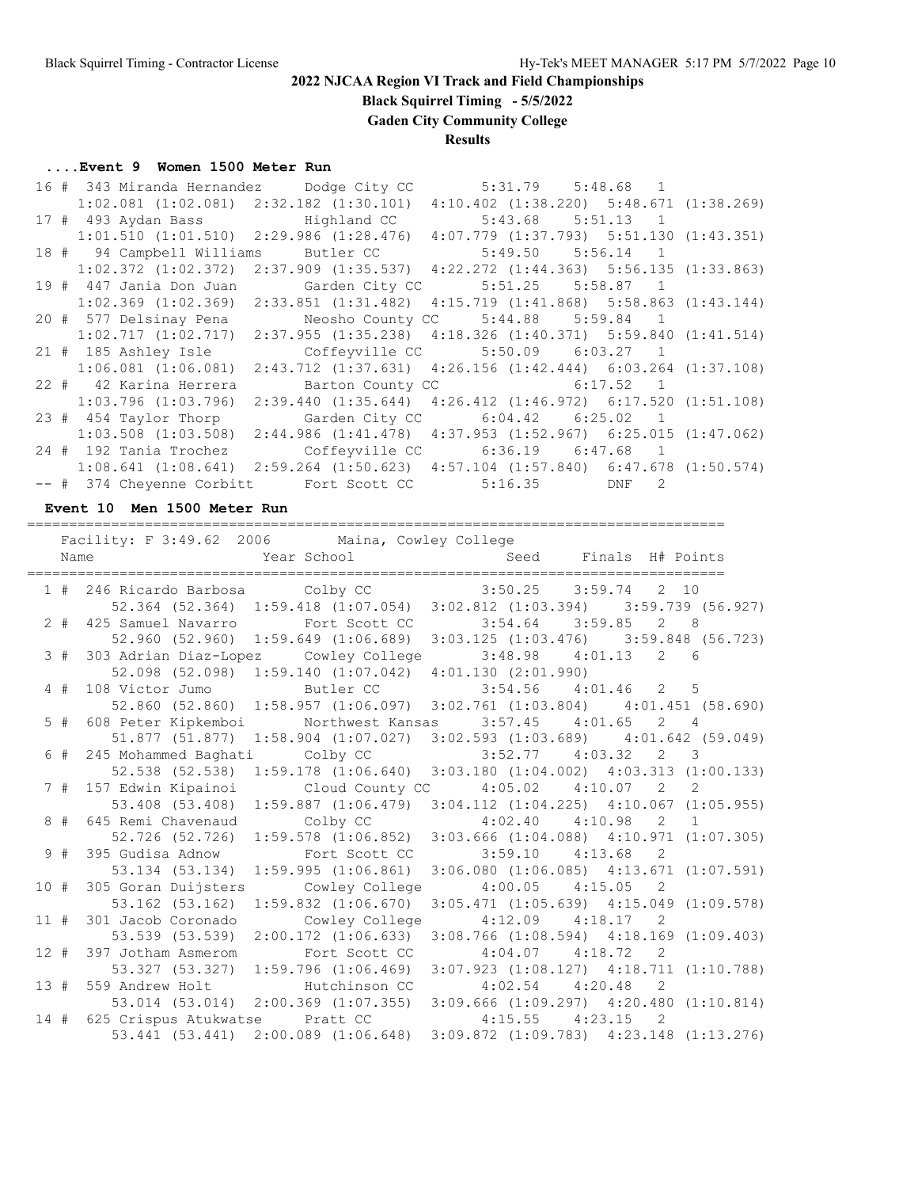## 2022 NJCAA Region VI Track and Field Championships

**Black Squirrel Timing - 5/5/2022**

**Gaden City Community College**

**Results**

### ....Event 9 Women 1500 Meter Run

```
 16 #  343 Miranda Hernandez     Dodge City CC         5:31.79    5:48.68   1
     1:02.081 (1:02.081)  2:32.182 (1:30.101)  4:10.402 (1:38.220)  5:48.671 (1:38.269)
 17 #  493 Aydan Bass            Highland CC           5:43.68    5:51.13   1
     1:01.510 (1:01.510)  2:29.986 (1:28.476)  4:07.779 (1:37.793)  5:51.130 (1:43.351)
 18 #   94 Campbell Williams     Butler CC             5:49.50    5:56.14   1
     1:02.372 (1:02.372)  2:37.909 (1:35.537)  4:22.272 (1:44.363)  5:56.135 (1:33.863)
 19 #  447 Jania Don Juan        Garden City CC        5:51.25    5:58.87   1
     1:02.369 (1:02.369)  2:33.851 (1:31.482)  4:15.719 (1:41.868)  5:58.863 (1:43.144)
 20 #  577 Delsinay Pena         Neosho County CC      5:44.88    5:59.84   1
     1:02.717 (1:02.717)  2:37.955 (1:35.238)  4:18.326 (1:40.371)  5:59.840 (1:41.514)
 21 #  185 Ashley Isle           Coffeyville CC        5:50.09    6:03.27   1
     1:06.081 (1:06.081)  2:43.712 (1:37.631)  4:26.156 (1:42.444)  6:03.264 (1:37.108)
 22 #   42 Karina Herrera        Barton County CC                 6:17.52   1
     1:03.796 (1:03.796)  2:39.440 (1:35.644)  4:26.412 (1:46.972)  6:17.520 (1:51.108)
 23 #  454 Taylor Thorp          Garden City CC        6:04.42    6:25.02   1
     1:03.508 (1:03.508)  2:44.986 (1:41.478)  4:37.953 (1:52.967)  6:25.015 (1:47.062)
 24 #  192 Tania Trochez         Coffeyville CC        6:36.19    6:47.68   1
     1:08.641 (1:08.641)  2:59.264 (1:50.623)  4:57.104 (1:57.840)  6:47.678 (1:50.574)
 -- #  374 Cheyenne Corbitt      Fort Scott CC         5:16.35        DNF   2
```

### Event 10 Men 1500 Meter Run

```
===================================================================================
    Facility: F 3:49.62  2006        Maina, Cowley College                         
    Name                    Year School                  Seed    Finals  H# Points 
===================================================================================
  1 #  246 Ricardo Barbosa       Colby CC              3:50.25    3:59.74   2  10  
       52.364 (52.364)  1:59.418 (1:07.054)  3:02.812 (1:03.394)    3:59.739 (56.927)
  2 #  425 Samuel Navarro        Fort Scott CC         3:54.64    3:59.85   2   8  
       52.960 (52.960)  1:59.649 (1:06.689)  3:03.125 (1:03.476)    3:59.848 (56.723)
  3 #  303 Adrian Diaz-Lopez     Cowley College        3:48.98    4:01.13   2   6  
       52.098 (52.098)  1:59.140 (1:07.042)  4:01.130 (2:01.990)
  4 #  108 Victor Jumo           Butler CC             3:54.56    4:01.46   2   5  
       52.860 (52.860)  1:58.957 (1:06.097)  3:02.761 (1:03.804)    4:01.451 (58.690)
  5 #  608 Peter Kipkemboi       Northwest Kansas      3:57.45    4:01.65   2   4  
       51.877 (51.877)  1:58.904 (1:07.027)  3:02.593 (1:03.689)    4:01.642 (59.049)
  6 #  245 Mohammed Baghati      Colby CC              3:52.77    4:03.32   2   3  
       52.538 (52.538)  1:59.178 (1:06.640)  3:03.180 (1:04.002)  4:03.313 (1:00.133)
  7 #  157 Edwin Kipainoi        Cloud County CC       4:05.02    4:10.07   2   2  
       53.408 (53.408)  1:59.887 (1:06.479)  3:04.112 (1:04.225)  4:10.067 (1:05.955)
  8 #  645 Remi Chavenaud        Colby CC              4:02.40    4:10.98   2   1  
       52.726 (52.726)  1:59.578 (1:06.852)  3:03.666 (1:04.088)  4:10.971 (1:07.305)
  9 #  395 Gudisa Adnow          Fort Scott CC         3:59.10    4:13.68   2      
       53.134 (53.134)  1:59.995 (1:06.861)  3:06.080 (1:06.085)  4:13.671 (1:07.591)
 10 #  305 Goran Duijsters       Cowley College        4:00.05    4:15.05   2      
       53.162 (53.162)  1:59.832 (1:06.670)  3:05.471 (1:05.639)  4:15.049 (1:09.578)
 11 #  301 Jacob Coronado        Cowley College        4:12.09    4:18.17   2      
       53.539 (53.539)  2:00.172 (1:06.633)  3:08.766 (1:08.594)  4:18.169 (1:09.403)
 12 #  397 Jotham Asmerom        Fort Scott CC         4:04.07    4:18.72   2      
       53.327 (53.327)  1:59.796 (1:06.469)  3:07.923 (1:08.127)  4:18.711 (1:10.788)
 13 #  559 Andrew Holt           Hutchinson CC         4:02.54    4:20.48   2      
       53.014 (53.014)  2:00.369 (1:07.355)  3:09.666 (1:09.297)  4:20.480 (1:10.814)
 14 #  625 Crispus Atukwatse     Pratt CC              4:15.55    4:23.15   2      
       53.441 (53.441)  2:00.089 (1:06.648)  3:09.872 (1:09.783)  4:23.148 (1:13.276)
```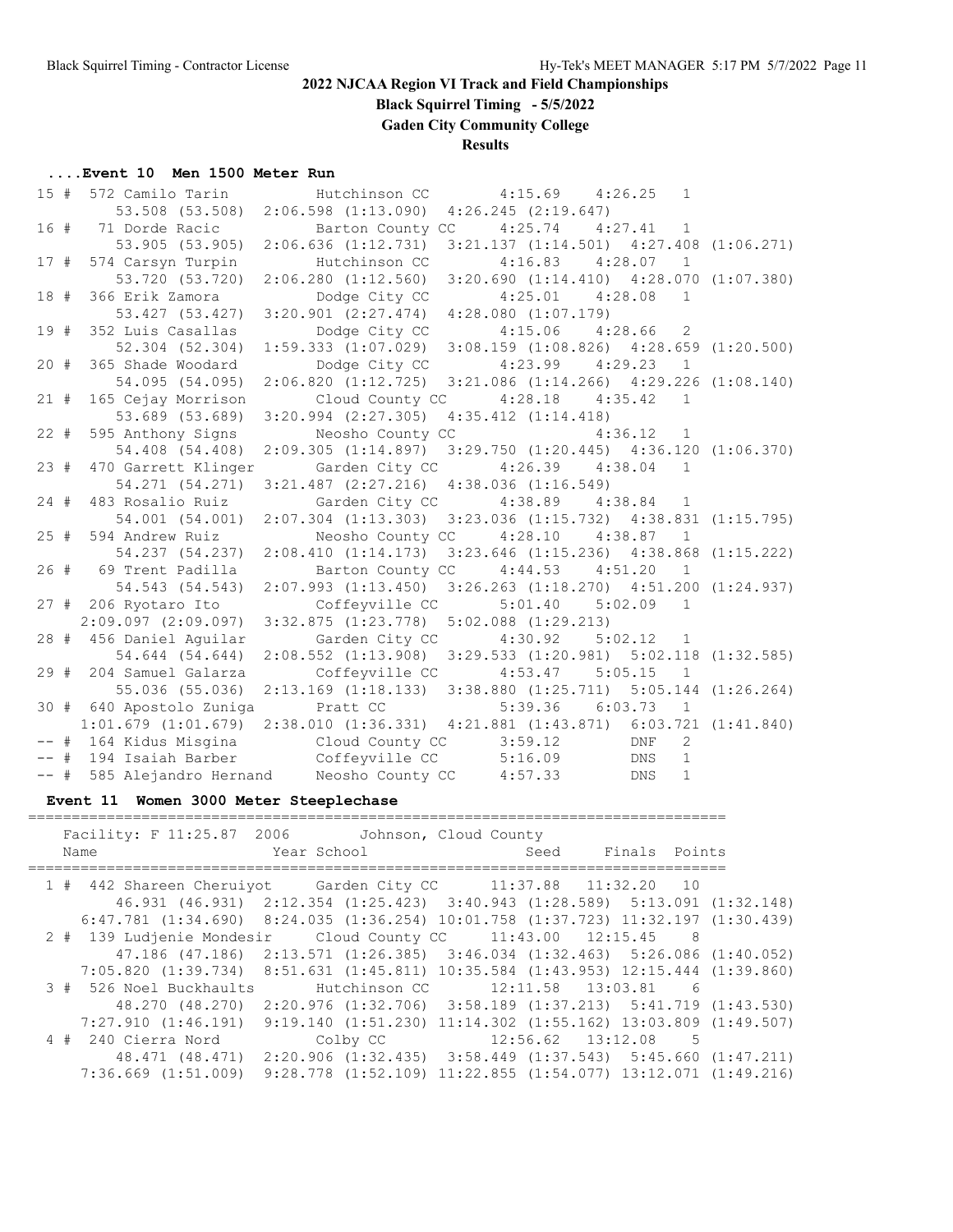# 2022 NJCAA Region VI Track and Field Championships

**Black Squirrel Timing - 5/5/2022**

**Gaden City Community College**

**Results**

### ....Event 10 Men 1500 Meter Run

```
 15 #  572 Camilo Tarin          Hutchinson CC       4:15.69    4:26.25   1
          53.508 (53.508)  2:06.598 (1:13.090)  4:26.245 (2:19.647)
 16 #   71 Dorde Racic           Barton County CC    4:25.74    4:27.41   1
          53.905 (53.905)  2:06.636 (1:12.731)  3:21.137 (1:14.501)  4:27.408 (1:06.271)
 17 #  574 Carsyn Turpin         Hutchinson CC       4:16.83    4:28.07   1
          53.720 (53.720)  2:06.280 (1:12.560)  3:20.690 (1:14.410)  4:28.070 (1:07.380)
 18 #  366 Erik Zamora           Dodge City CC       4:25.01    4:28.08   1
          53.427 (53.427)  3:20.901 (2:27.474)  4:28.080 (1:07.179)
 19 #  352 Luis Casallas         Dodge City CC       4:15.06    4:28.66   2
          52.304 (52.304)  1:59.333 (1:07.029)  3:08.159 (1:08.826)  4:28.659 (1:20.500)
 20 #  365 Shade Woodard         Dodge City CC       4:23.99    4:29.23   1
          54.095 (54.095)  2:06.820 (1:12.725)  3:21.086 (1:14.266)  4:29.226 (1:08.140)
 21 #  165 Cejay Morrison        Cloud County CC     4:28.18    4:35.42   1
          53.689 (53.689)  3:20.994 (2:27.305)  4:35.412 (1:14.418)
 22 #  595 Anthony Signs         Neosho County CC               4:36.12   1
          54.408 (54.408)  2:09.305 (1:14.897)  3:29.750 (1:20.445)  4:36.120 (1:06.370)
 23 #  470 Garrett Klinger       Garden City CC      4:26.39    4:38.04   1
          54.271 (54.271)  3:21.487 (2:27.216)  4:38.036 (1:16.549)
 24 #  483 Rosalio Ruiz          Garden City CC      4:38.89    4:38.84   1
          54.001 (54.001)  2:07.304 (1:13.303)  3:23.036 (1:15.732)  4:38.831 (1:15.795)
 25 #  594 Andrew Ruiz           Neosho County CC    4:28.10    4:38.87   1
          54.237 (54.237)  2:08.410 (1:14.173)  3:23.646 (1:15.236)  4:38.868 (1:15.222)
 26 #   69 Trent Padilla         Barton County CC    4:44.53    4:51.20   1
          54.543 (54.543)  2:07.993 (1:13.450)  3:26.263 (1:18.270)  4:51.200 (1:24.937)
 27 #  206 Ryotaro Ito           Coffeyville CC      5:01.40    5:02.09   1
     2:09.097 (2:09.097)  3:32.875 (1:23.778)  5:02.088 (1:29.213)
 28 #  456 Daniel Aguilar        Garden City CC      4:30.92    5:02.12   1
          54.644 (54.644)  2:08.552 (1:13.908)  3:29.533 (1:20.981)  5:02.118 (1:32.585)
 29 #  204 Samuel Galarza        Coffeyville CC      4:53.47    5:05.15   1
          55.036 (55.036)  2:13.169 (1:18.133)  3:38.880 (1:25.711)  5:05.144 (1:26.264)
 30 #  640 Apostolo Zuniga      Pratt CC            5:39.36    6:03.73   1
     1:01.679 (1:01.679)  2:38.010 (1:36.331)  4:21.881 (1:43.871)  6:03.721 (1:41.840)
 -- #  164 Kidus Misgina         Cloud County CC     3:59.12        DNF   2
 -- #  194 Isaiah Barber         Coffeyville CC      5:16.09        DNS   1
 -- #  585 Alejandro Hernand     Neosho County CC    4:57.33        DNS   1
```

### Event 11 Women 3000 Meter Steeplechase

```
================================================================================
    Facility: F 11:25.87  2006        Johnson, Cloud County
    Name                    Year School                  Seed     Finals  Points
================================================================================
  1 #  442 Shareen Cheruiyot     Garden City CC      11:37.88   11:32.20   10
          46.931 (46.931)  2:12.354 (1:25.423)  3:40.943 (1:28.589)  5:13.091 (1:32.148)
     6:47.781 (1:34.690)  8:24.035 (1:36.254) 10:01.758 (1:37.723) 11:32.197 (1:30.439)
  2 #  139 Ludjenie Mondesir     Cloud County CC     11:43.00   12:15.45    8
          47.186 (47.186)  2:13.571 (1:26.385)  3:46.034 (1:32.463)  5:26.086 (1:40.052)
     7:05.820 (1:39.734)  8:51.631 (1:45.811) 10:35.584 (1:43.953) 12:15.444 (1:39.860)
  3 #  526 Noel Buckhaults       Hutchinson CC       12:11.58   13:03.81    6
          48.270 (48.270)  2:20.976 (1:32.706)  3:58.189 (1:37.213)  5:41.719 (1:43.530)
     7:27.910 (1:46.191)  9:19.140 (1:51.230) 11:14.302 (1:55.162) 13:03.809 (1:49.507)
  4 #  240 Cierra Nord           Colby CC            12:56.62   13:12.08    5
          48.471 (48.471)  2:20.906 (1:32.435)  3:58.449 (1:37.543)  5:45.660 (1:47.211)
     7:36.669 (1:51.009)  9:28.778 (1:52.109) 11:22.855 (1:54.077) 13:12.071 (1:49.216)
```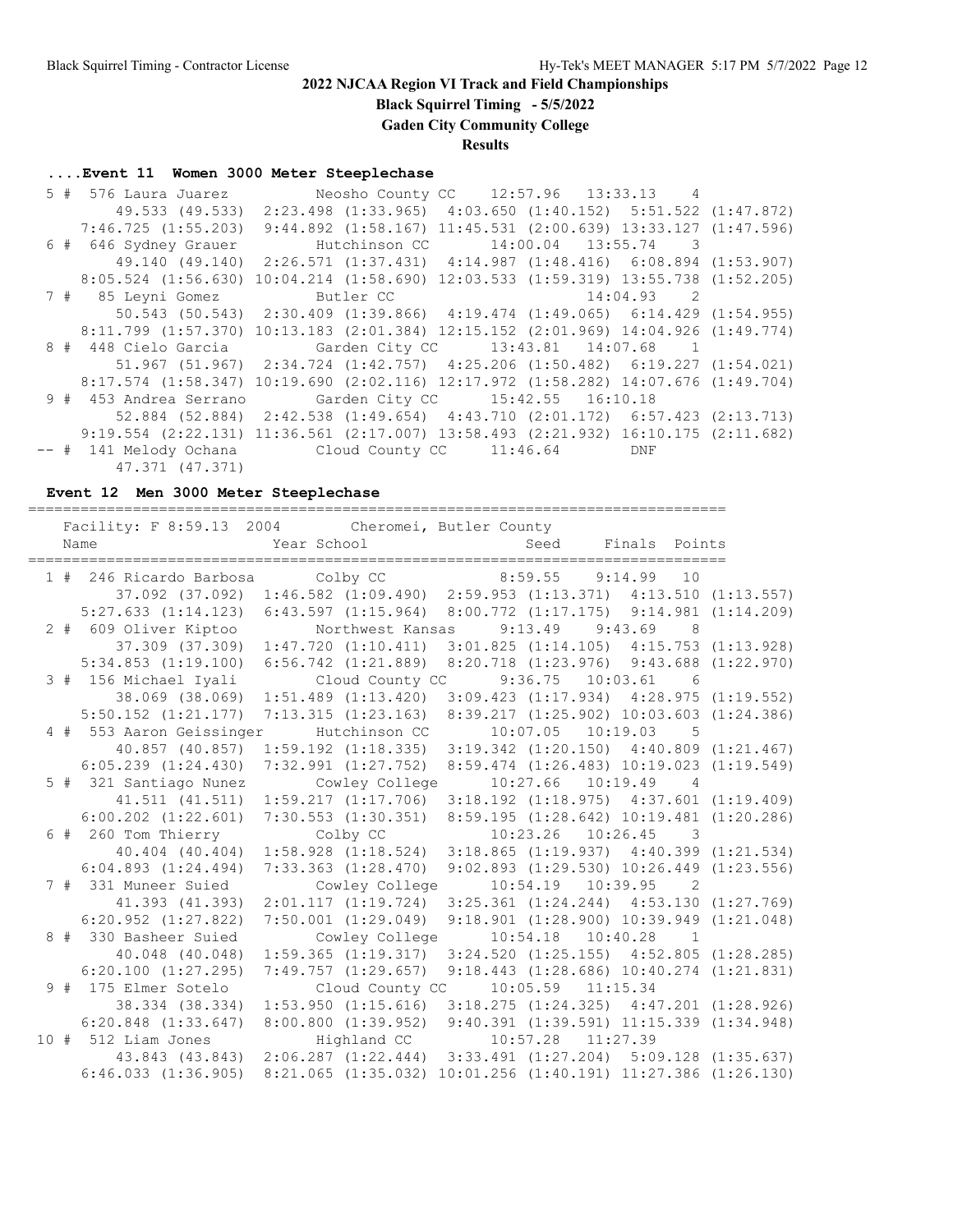## 2022 NJCAA Region VI Track and Field Championships

**Black Squirrel Timing - 5/5/2022**

**Gaden City Community College**

**Results**

### ....Event 11 Women 3000 Meter Steeplechase

```
  5 #  576 Laura Juarez          Neosho County CC    12:57.96   13:33.13    4
         49.533 (49.533)  2:23.498 (1:33.965)  4:03.650 (1:40.152)  5:51.522 (1:47.872)
     7:46.725 (1:55.203)  9:44.892 (1:58.167) 11:45.531 (2:00.639) 13:33.127 (1:47.596)
  6 #  646 Sydney Grauer         Hutchinson CC       14:00.04   13:55.74    3
         49.140 (49.140)  2:26.571 (1:37.431)  4:14.987 (1:48.416)  6:08.894 (1:53.907)
     8:05.524 (1:56.630) 10:04.214 (1:58.690) 12:03.533 (1:59.319) 13:55.738 (1:52.205)
  7 #   85 Leyni Gomez           Butler CC                      14:04.93    2
         50.543 (50.543)  2:30.409 (1:39.866)  4:19.474 (1:49.065)  6:14.429 (1:54.955)
     8:11.799 (1:57.370) 10:13.183 (2:01.384) 12:15.152 (2:01.969) 14:04.926 (1:49.774)
  8 #  448 Cielo Garcia          Garden City CC      13:43.81   14:07.68    1
         51.967 (51.967)  2:34.724 (1:42.757)  4:25.206 (1:50.482)  6:19.227 (1:54.021)
     8:17.574 (1:58.347) 10:19.690 (2:02.116) 12:17.972 (1:58.282) 14:07.676 (1:49.704)
  9 #  453 Andrea Serrano        Garden City CC      15:42.55   16:10.18
         52.884 (52.884)  2:42.538 (1:49.654)  4:43.710 (2:01.172)  6:57.423 (2:13.713)
     9:19.554 (2:22.131) 11:36.561 (2:17.007) 13:58.493 (2:21.932) 16:10.175 (2:11.682)
 -- #  141 Melody Ochana         Cloud County CC     11:46.64        DNF
         47.371 (47.371)
```

### Event 12 Men 3000 Meter Steeplechase

```
===============================================================================
    Facility: F 8:59.13  2004        Cheromei, Butler County
    Name                    Year School                 Seed     Finals  Points
===============================================================================
  1 #  246 Ricardo Barbosa       Colby CC             8:59.55    9:14.99   10
         37.092 (37.092)  1:46.582 (1:09.490)  2:59.953 (1:13.371)  4:13.510 (1:13.557)
     5:27.633 (1:14.123)  6:43.597 (1:15.964)  8:00.772 (1:17.175)  9:14.981 (1:14.209)
  2 #  609 Oliver Kiptoo         Northwest Kansas     9:13.49    9:43.69    8
         37.309 (37.309)  1:47.720 (1:10.411)  3:01.825 (1:14.105)  4:15.753 (1:13.928)
     5:34.853 (1:19.100)  6:56.742 (1:21.889)  8:20.718 (1:23.976)  9:43.688 (1:22.970)
  3 #  156 Michael Iyali         Cloud County CC      9:36.75   10:03.61    6
         38.069 (38.069)  1:51.489 (1:13.420)  3:09.423 (1:17.934)  4:28.975 (1:19.552)
     5:50.152 (1:21.177)  7:13.315 (1:23.163)  8:39.217 (1:25.902) 10:03.603 (1:24.386)
  4 #  553 Aaron Geissinger      Hutchinson CC       10:07.05   10:19.03    5
         40.857 (40.857)  1:59.192 (1:18.335)  3:19.342 (1:20.150)  4:40.809 (1:21.467)
     6:05.239 (1:24.430)  7:32.991 (1:27.752)  8:59.474 (1:26.483) 10:19.023 (1:19.549)
  5 #  321 Santiago Nunez        Cowley College      10:27.66   10:19.49    4
         41.511 (41.511)  1:59.217 (1:17.706)  3:18.192 (1:18.975)  4:37.601 (1:19.409)
     6:00.202 (1:22.601)  7:30.553 (1:30.351)  8:59.195 (1:28.642) 10:19.481 (1:20.286)
  6 #  260 Tom Thierry           Colby CC            10:23.26   10:26.45    3
         40.404 (40.404)  1:58.928 (1:18.524)  3:18.865 (1:19.937)  4:40.399 (1:21.534)
     6:04.893 (1:24.494)  7:33.363 (1:28.470)  9:02.893 (1:29.530) 10:26.449 (1:23.556)
  7 #  331 Muneer Suied          Cowley College      10:54.19   10:39.95    2
         41.393 (41.393)  2:01.117 (1:19.724)  3:25.361 (1:24.244)  4:53.130 (1:27.769)
     6:20.952 (1:27.822)  7:50.001 (1:29.049)  9:18.901 (1:28.900) 10:39.949 (1:21.048)
  8 #  330 Basheer Suied         Cowley College      10:54.18   10:40.28    1
         40.048 (40.048)  1:59.365 (1:19.317)  3:24.520 (1:25.155)  4:52.805 (1:28.285)
     6:20.100 (1:27.295)  7:49.757 (1:29.657)  9:18.443 (1:28.686) 10:40.274 (1:21.831)
  9 #  175 Elmer Sotelo          Cloud County CC     10:05.59   11:15.34
         38.334 (38.334)  1:53.950 (1:15.616)  3:18.275 (1:24.325)  4:47.201 (1:28.926)
     6:20.848 (1:33.647)  8:00.800 (1:39.952)  9:40.391 (1:39.591) 11:15.339 (1:34.948)
 10 #  512 Liam Jones            Highland CC         10:57.28   11:27.39
         43.843 (43.843)  2:06.287 (1:22.444)  3:33.491 (1:27.204)  5:09.128 (1:35.637)
     6:46.033 (1:36.905)  8:21.065 (1:35.032) 10:01.256 (1:40.191) 11:27.386 (1:26.130)
```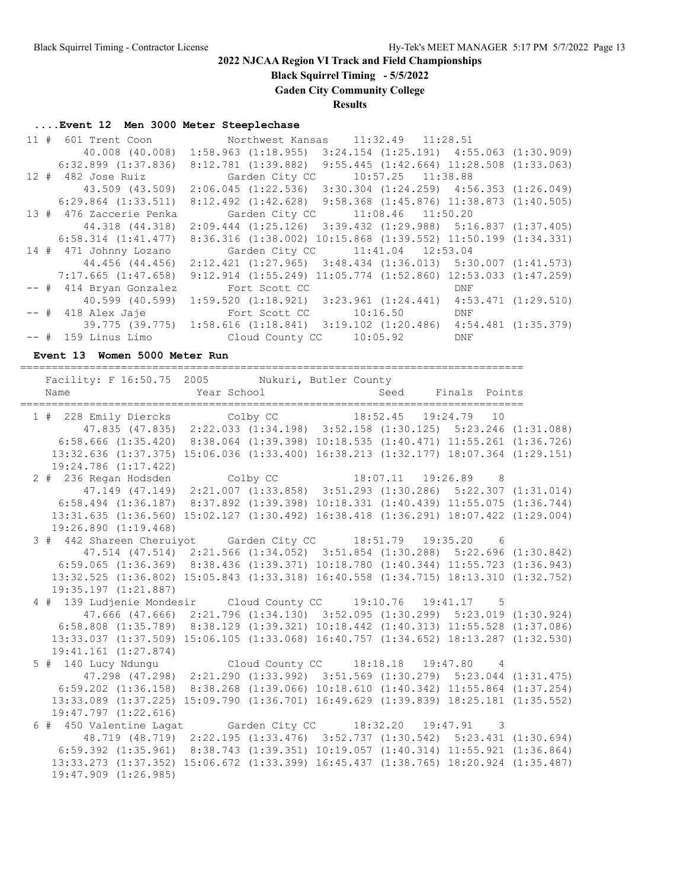## 2022 NJCAA Region VI Track and Field Championships

**Black Squirrel Timing - 5/5/2022**

**Gaden City Community College**

**Results**

### ....Event 12 Men 3000 Meter Steeplechase

```
 11 #  601 Trent Coon            Northwest Kansas    11:32.49   11:28.51
         40.008 (40.008)  1:58.963 (1:18.955)  3:24.154 (1:25.191)  4:55.063 (1:30.909)
      6:32.899 (1:37.836)  8:12.781 (1:39.882)  9:55.445 (1:42.664) 11:28.508 (1:33.063)
 12 #  482 Jose Ruiz             Garden City CC      10:57.25   11:38.88
         43.509 (43.509)  2:06.045 (1:22.536)  3:30.304 (1:24.259)  4:56.353 (1:26.049)
      6:29.864 (1:33.511)  8:12.492 (1:42.628)  9:58.368 (1:45.876) 11:38.873 (1:40.505)
 13 #  476 Zaccerie Penka        Garden City CC      11:08.46   11:50.20
         44.318 (44.318)  2:09.444 (1:25.126)  3:39.432 (1:29.988)  5:16.837 (1:37.405)
      6:58.314 (1:41.477)  8:36.316 (1:38.002) 10:15.868 (1:39.552) 11:50.199 (1:34.331)
 14 #  471 Johnny Lozano         Garden City CC      11:41.04   12:53.04
         44.456 (44.456)  2:12.421 (1:27.965)  3:48.434 (1:36.013)  5:30.007 (1:41.573)
      7:17.665 (1:47.658)  9:12.914 (1:55.249) 11:05.774 (1:52.860) 12:53.033 (1:47.259)
 -- #  414 Bryan Gonzalez        Fort Scott CC                       DNF
         40.599 (40.599)  1:59.520 (1:18.921)  3:23.961 (1:24.441)  4:53.471 (1:29.510)
 -- #  418 Alex Jaje             Fort Scott CC       10:16.50        DNF
         39.775 (39.775)  1:58.616 (1:18.841)  3:19.102 (1:20.486)  4:54.481 (1:35.379)
 -- #  159 Linus Limo            Cloud County CC     10:05.92        DNF
```

### Event 13 Women 5000 Meter Run

```
================================================================================
    Facility: F 16:50.75  2005        Nukuri, Butler County
    Name                    Year School                Seed     Finals  Points
================================================================================
  1 #  228 Emily Diercks         Colby CC            18:52.45   19:24.79   10
         47.835 (47.835)  2:22.033 (1:34.198)  3:52.158 (1:30.125)  5:23.246 (1:31.088)
      6:58.666 (1:35.420)  8:38.064 (1:39.398) 10:18.535 (1:40.471) 11:55.261 (1:36.726)
     13:32.636 (1:37.375) 15:06.036 (1:33.400) 16:38.213 (1:32.177) 18:07.364 (1:29.151)
     19:24.786 (1:17.422)
  2 #  236 Regan Hodsden         Colby CC            18:07.11   19:26.89    8
         47.149 (47.149)  2:21.007 (1:33.858)  3:51.293 (1:30.286)  5:22.307 (1:31.014)
      6:58.494 (1:36.187)  8:37.892 (1:39.398) 10:18.331 (1:40.439) 11:55.075 (1:36.744)
     13:31.635 (1:36.560) 15:02.127 (1:30.492) 16:38.418 (1:36.291) 18:07.422 (1:29.004)
     19:26.890 (1:19.468)
  3 #  442 Shareen Cheruiyot     Garden City CC      18:51.79   19:35.20    6
         47.514 (47.514)  2:21.566 (1:34.052)  3:51.854 (1:30.288)  5:22.696 (1:30.842)
      6:59.065 (1:36.369)  8:38.436 (1:39.371) 10:18.780 (1:40.344) 11:55.723 (1:36.943)
     13:32.525 (1:36.802) 15:05.843 (1:33.318) 16:40.558 (1:34.715) 18:13.310 (1:32.752)
     19:35.197 (1:21.887)
  4 #  139 Ludjenie Mondesir     Cloud County CC     19:10.76   19:41.17    5
         47.666 (47.666)  2:21.796 (1:34.130)  3:52.095 (1:30.299)  5:23.019 (1:30.924)
      6:58.808 (1:35.789)  8:38.129 (1:39.321) 10:18.442 (1:40.313) 11:55.528 (1:37.086)
     13:33.037 (1:37.509) 15:06.105 (1:33.068) 16:40.757 (1:34.652) 18:13.287 (1:32.530)
     19:41.161 (1:27.874)
  5 #  140 Lucy Ndungu           Cloud County CC     18:18.18   19:47.80    4
         47.298 (47.298)  2:21.290 (1:33.992)  3:51.569 (1:30.279)  5:23.044 (1:31.475)
      6:59.202 (1:36.158)  8:38.268 (1:39.066) 10:18.610 (1:40.342) 11:55.864 (1:37.254)
     13:33.089 (1:37.225) 15:09.790 (1:36.701) 16:49.629 (1:39.839) 18:25.181 (1:35.552)
     19:47.797 (1:22.616)
  6 #  450 Valentine Lagat       Garden City CC      18:32.20   19:47.91    3
         48.719 (48.719)  2:22.195 (1:33.476)  3:52.737 (1:30.542)  5:23.431 (1:30.694)
      6:59.392 (1:35.961)  8:38.743 (1:39.351) 10:19.057 (1:40.314) 11:55.921 (1:36.864)
     13:33.273 (1:37.352) 15:06.672 (1:33.399) 16:45.437 (1:38.765) 18:20.924 (1:35.487)
     19:47.909 (1:26.985)
```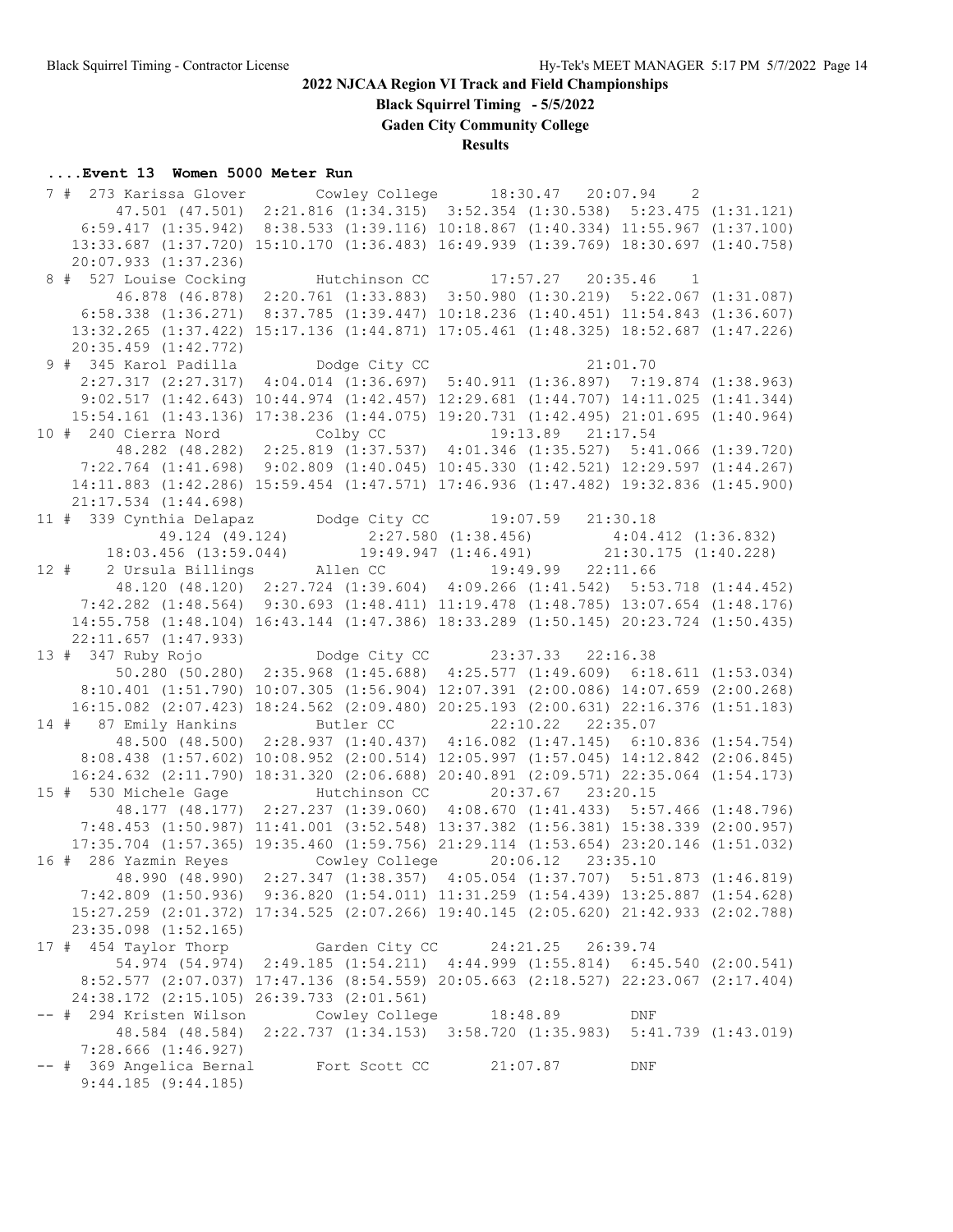## 2022 NJCAA Region VI Track and Field Championships

**Black Squirrel Timing - 5/5/2022**

**Gaden City Community College**

**Results**

### ....Event 13 Women 5000 Meter Run

```
  7 #  273 Karissa Glover        Cowley College       18:30.47   20:07.94    2
         47.501 (47.501)  2:21.816 (1:34.315)  3:52.354 (1:30.538)  5:23.475 (1:31.121)
      6:59.417 (1:35.942)  8:38.533 (1:39.116) 10:18.867 (1:40.334) 11:55.967 (1:37.100)
     13:33.687 (1:37.720) 15:10.170 (1:36.483) 16:49.939 (1:39.769) 18:30.697 (1:40.758)
     20:07.933 (1:37.236)
  8 #  527 Louise Cocking        Hutchinson CC        17:57.27   20:35.46    1
         46.878 (46.878)  2:20.761 (1:33.883)  3:50.980 (1:30.219)  5:22.067 (1:31.087)
      6:58.338 (1:36.271)  8:37.785 (1:39.447) 10:18.236 (1:40.451) 11:54.843 (1:36.607)
     13:32.265 (1:37.422) 15:17.136 (1:44.871) 17:05.461 (1:48.325) 18:52.687 (1:47.226)
     20:35.459 (1:42.772)
  9 #  345 Karol Padilla         Dodge City CC                   21:01.70
      2:27.317 (2:27.317)  4:04.014 (1:36.697)  5:40.911 (1:36.897)  7:19.874 (1:38.963)
      9:02.517 (1:42.643) 10:44.974 (1:42.457) 12:29.681 (1:44.707) 14:11.025 (1:41.344)
     15:54.161 (1:43.136) 17:38.236 (1:44.075) 19:20.731 (1:42.495) 21:01.695 (1:40.964)
 10 #  240 Cierra Nord           Colby CC             19:13.89   21:17.54
         48.282 (48.282)  2:25.819 (1:37.537)  4:01.346 (1:35.527)  5:41.066 (1:39.720)
      7:22.764 (1:41.698)  9:02.809 (1:40.045) 10:45.330 (1:42.521) 12:29.597 (1:44.267)
     14:11.883 (1:42.286) 15:59.454 (1:47.571) 17:46.936 (1:47.482) 19:32.836 (1:45.900)
     21:17.534 (1:44.698)
 11 #  339 Cynthia Delapaz       Dodge City CC        19:07.59   21:30.18
            49.124 (49.124)        2:27.580 (1:38.456)        4:04.412 (1:36.832)
         18:03.456 (13:59.044)        19:49.947 (1:46.491)        21:30.175 (1:40.228)
 12 #    2 Ursula Billings       Allen CC             19:49.99   22:11.66
         48.120 (48.120)  2:27.724 (1:39.604)  4:09.266 (1:41.542)  5:53.718 (1:44.452)
      7:42.282 (1:48.564)  9:30.693 (1:48.411) 11:19.478 (1:48.785) 13:07.654 (1:48.176)
     14:55.758 (1:48.104) 16:43.144 (1:47.386) 18:33.289 (1:50.145) 20:23.724 (1:50.435)
     22:11.657 (1:47.933)
 13 #  347 Ruby Rojo             Dodge City CC        23:37.33   22:16.38
         50.280 (50.280)  2:35.968 (1:45.688)  4:25.577 (1:49.609)  6:18.611 (1:53.034)
      8:10.401 (1:51.790) 10:07.305 (1:56.904) 12:07.391 (2:00.086) 14:07.659 (2:00.268)
     16:15.082 (2:07.423) 18:24.562 (2:09.480) 20:25.193 (2:00.631) 22:16.376 (1:51.183)
 14 #   87 Emily Hankins         Butler CC            22:10.22   22:35.07
         48.500 (48.500)  2:28.937 (1:40.437)  4:16.082 (1:47.145)  6:10.836 (1:54.754)
      8:08.438 (1:57.602) 10:08.952 (2:00.514) 12:05.997 (1:57.045) 14:12.842 (2:06.845)
     16:24.632 (2:11.790) 18:31.320 (2:06.688) 20:40.891 (2:09.571) 22:35.064 (1:54.173)
 15 #  530 Michele Gage          Hutchinson CC        20:37.67   23:20.15
         48.177 (48.177)  2:27.237 (1:39.060)  4:08.670 (1:41.433)  5:57.466 (1:48.796)
      7:48.453 (1:50.987) 11:41.001 (3:52.548) 13:37.382 (1:56.381) 15:38.339 (2:00.957)
     17:35.704 (1:57.365) 19:35.460 (1:59.756) 21:29.114 (1:53.654) 23:20.146 (1:51.032)
 16 #  286 Yazmin Reyes          Cowley College       20:06.12   23:35.10
         48.990 (48.990)  2:27.347 (1:38.357)  4:05.054 (1:37.707)  5:51.873 (1:46.819)
      7:42.809 (1:50.936)  9:36.820 (1:54.011) 11:31.259 (1:54.439) 13:25.887 (1:54.628)
     15:27.259 (2:01.372) 17:34.525 (2:07.266) 19:40.145 (2:05.620) 21:42.933 (2:02.788)
     23:35.098 (1:52.165)
 17 #  454 Taylor Thorp          Garden City CC       24:21.25   26:39.74
         54.974 (54.974)  2:49.185 (1:54.211)  4:44.999 (1:55.814)  6:45.540 (2:00.541)
      8:52.577 (2:07.037) 17:47.136 (8:54.559) 20:05.663 (2:18.527) 22:23.067 (2:17.404)
     24:38.172 (2:15.105) 26:39.733 (2:01.561)
 -- #  294 Kristen Wilson        Cowley College       18:48.89        DNF
         48.584 (48.584)  2:22.737 (1:34.153)  3:58.720 (1:35.983)  5:41.739 (1:43.019)
      7:28.666 (1:46.927)
 -- #  369 Angelica Bernal       Fort Scott CC        21:07.87        DNF
      9:44.185 (9:44.185)
```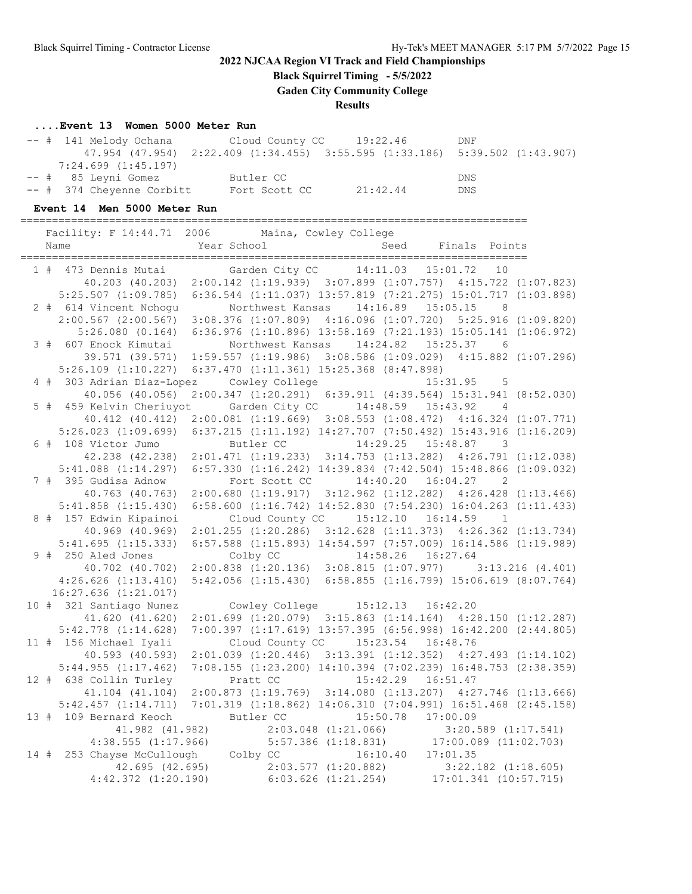**2022 NJCAA Region VI Track and Field Championships**

**Black Squirrel Timing - 5/5/2022**

**Gaden City Community College**

**Results**

### ....Event 13 Women 5000 Meter Run

```
-- #  141 Melody Ochana         Cloud County CC     19:22.46         DNF
        47.954 (47.954)  2:22.409 (1:34.455)  3:55.595 (1:33.186)  5:39.502 (1:43.907)
     7:24.699 (1:45.197)
-- #   85 Leyni Gomez           Butler CC                            DNS
-- #  374 Cheyenne Corbitt      Fort Scott CC       21:42.44         DNS
```

### Event 14 Men 5000 Meter Run

```
================================================================================
   Facility: F 14:44.71  2006        Maina, Cowley College
   Name                    Year School                 Seed     Finals  Points
================================================================================
  1 #  473 Dennis Mutai          Garden City CC      14:11.03   15:01.72   10
        40.203 (40.203)  2:00.142 (1:19.939)  3:07.899 (1:07.757)  4:15.722 (1:07.823)
     5:25.507 (1:09.785)  6:36.544 (1:11.037) 13:57.819 (7:21.275) 15:01.717 (1:03.898)
  2 #  614 Vincent Nchogu        Northwest Kansas    14:16.89   15:05.15    8
     2:00.567 (2:00.567)  3:08.376 (1:07.809)  4:16.096 (1:07.720)  5:25.916 (1:09.820)
       5:26.080 (0.164)  6:36.976 (1:10.896) 13:58.169 (7:21.193) 15:05.141 (1:06.972)
  3 #  607 Enock Kimutai         Northwest Kansas    14:24.82   15:25.37    6
        39.571 (39.571)  1:59.557 (1:19.986)  3:08.586 (1:09.029)  4:15.882 (1:07.296)
     5:26.109 (1:10.227)  6:37.470 (1:11.361) 15:25.368 (8:47.898)
  4 #  303 Adrian Diaz-Lopez     Cowley College                 15:31.95    5
        40.056 (40.056)  2:00.347 (1:20.291)  6:39.911 (4:39.564) 15:31.941 (8:52.030)
  5 #  459 Kelvin Cheriuyot      Garden City CC      14:48.59   15:43.92    4
        40.412 (40.412)  2:00.081 (1:19.669)  3:08.553 (1:08.472)  4:16.324 (1:07.771)
     5:26.023 (1:09.699)  6:37.215 (1:11.192) 14:27.707 (7:50.492) 15:43.916 (1:16.209)
  6 #  108 Victor Jumo           Butler CC           14:29.25   15:48.87    3
        42.238 (42.238)  2:01.471 (1:19.233)  3:14.753 (1:13.282)  4:26.791 (1:12.038)
     5:41.088 (1:14.297)  6:57.330 (1:16.242) 14:39.834 (7:42.504) 15:48.866 (1:09.032)
  7 #  395 Gudisa Adnow          Fort Scott CC       14:40.20   16:04.27    2
        40.763 (40.763)  2:00.680 (1:19.917)  3:12.962 (1:12.282)  4:26.428 (1:13.466)
     5:41.858 (1:15.430)  6:58.600 (1:16.742) 14:52.830 (7:54.230) 16:04.263 (1:11.433)
  8 #  157 Edwin Kipainoi        Cloud County CC     15:12.10   16:14.59    1
        40.969 (40.969)  2:01.255 (1:20.286)  3:12.628 (1:11.373)  4:26.362 (1:13.734)
     5:41.695 (1:15.333)  6:57.588 (1:15.893) 14:54.597 (7:57.009) 16:14.586 (1:19.989)
  9 #  250 Aled Jones            Colby CC            14:58.26   16:27.64
        40.702 (40.702)  2:00.838 (1:20.136)  3:08.815 (1:07.977)    3:13.216 (4.401)
     4:26.626 (1:13.410)  5:42.056 (1:15.430)  6:58.855 (1:16.799) 15:06.619 (8:07.764)
    16:27.636 (1:21.017)
 10 #  321 Santiago Nunez        Cowley College      15:12.13   16:42.20
        41.620 (41.620)  2:01.699 (1:20.079)  3:15.863 (1:14.164)  4:28.150 (1:12.287)
     5:42.778 (1:14.628)  7:00.397 (1:17.619) 13:57.395 (6:56.998) 16:42.200 (2:44.805)
 11 #  156 Michael Iyali         Cloud County CC     15:23.54   16:48.76
        40.593 (40.593)  2:01.039 (1:20.446)  3:13.391 (1:12.352)  4:27.493 (1:14.102)
     5:44.955 (1:17.462)  7:08.155 (1:23.200) 14:10.394 (7:02.239) 16:48.753 (2:38.359)
 12 #  638 Collin Turley         Pratt CC            15:42.29   16:51.47
        41.104 (41.104)  2:00.873 (1:19.769)  3:14.080 (1:13.207)  4:27.746 (1:13.666)
     5:42.457 (1:14.711)  7:01.319 (1:18.862) 14:06.310 (7:04.991) 16:51.468 (2:45.158)
 13 #  109 Bernard Keoch         Butler CC           15:50.78   17:00.09
           41.982 (41.982)         2:03.048 (1:21.066)         3:20.589 (1:17.541)
        4:38.555 (1:17.966)        5:57.386 (1:18.831)       17:00.089 (11:02.703)
 14 #  253 Chayse McCullough     Colby CC            16:10.40   17:01.35
           42.695 (42.695)         2:03.577 (1:20.882)         3:22.182 (1:18.605)
        4:42.372 (1:20.190)        6:03.626 (1:21.254)       17:01.341 (10:57.715)
```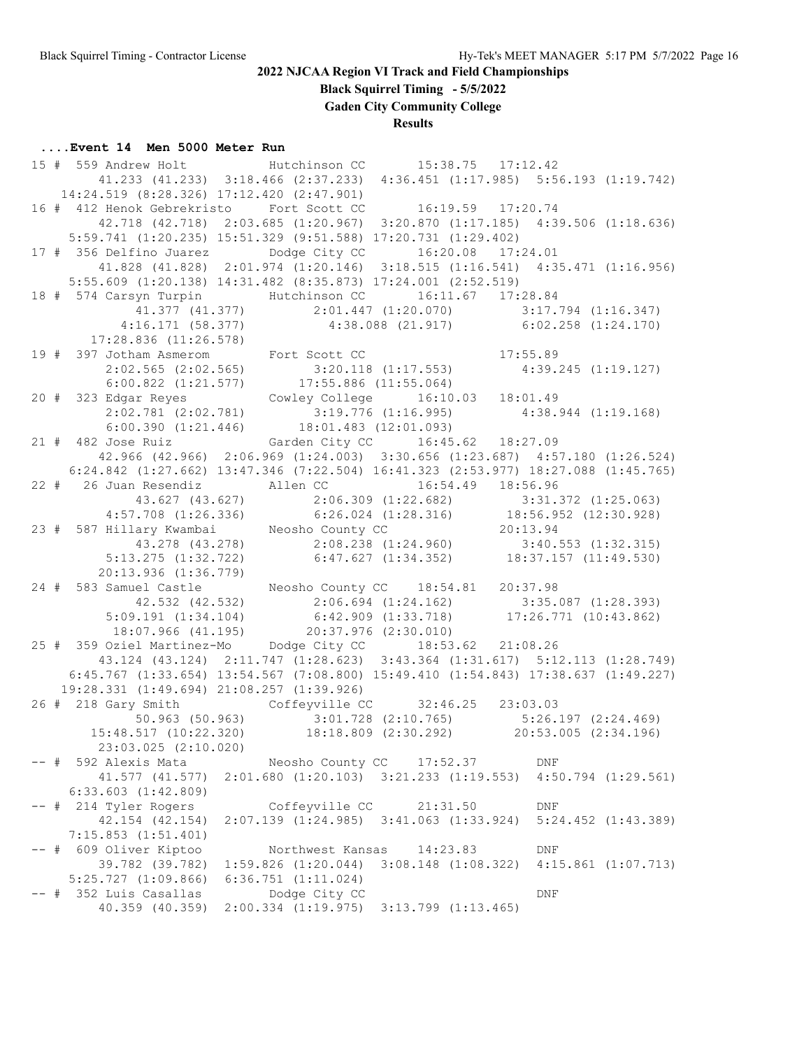## 2022 NJCAA Region VI Track and Field Championships

**Black Squirrel Timing - 5/5/2022**

**Gaden City Community College**

**Results**

### ....Event 14 Men 5000 Meter Run

```
15 # 559 Andrew Holt          Hutchinson CC       15:38.75   17:12.42
        41.233 (41.233)  3:18.466 (2:37.233)  4:36.451 (1:17.985)  5:56.193 (1:19.742)
    14:24.519 (8:28.326) 17:12.420 (2:47.901)
16 # 412 Henok Gebrekristo    Fort Scott CC       16:19.59   17:20.74
        42.718 (42.718)  2:03.685 (1:20.967)  3:20.870 (1:17.185)  4:39.506 (1:18.636)
     5:59.741 (1:20.235) 15:51.329 (9:51.588) 17:20.731 (1:29.402)
17 # 356 Delfino Juarez       Dodge City CC       16:20.08   17:24.01
        41.828 (41.828)  2:01.974 (1:20.146)  3:18.515 (1:16.541)  4:35.471 (1:16.956)
     5:55.609 (1:20.138) 14:31.482 (8:35.873) 17:24.001 (2:52.519)
18 # 574 Carsyn Turpin        Hutchinson CC       16:11.67   17:28.84
             41.377 (41.377)         2:01.447 (1:20.070)         3:17.794 (1:16.347)
           4:16.171 (58.377)          4:38.088 (21.917)          6:02.258 (1:24.170)
        17:28.836 (11:26.578)
19 # 397 Jotham Asmerom       Fort Scott CC                      17:55.89
          2:02.565 (2:02.565)        3:20.118 (1:17.553)         4:39.245 (1:19.127)
          6:00.822 (1:21.577)       17:55.886 (11:55.064)
20 # 323 Edgar Reyes          Cowley College      16:10.03   18:01.49
          2:02.781 (2:02.781)        3:19.776 (1:16.995)         4:38.944 (1:19.168)
          6:00.390 (1:21.446)       18:01.483 (12:01.093)
21 # 482 Jose Ruiz            Garden City CC      16:45.62   18:27.09
        42.966 (42.966)  2:06.969 (1:24.003)  3:30.656 (1:23.687)  4:57.180 (1:26.524)
     6:24.842 (1:27.662) 13:47.346 (7:22.504) 16:41.323 (2:53.977) 18:27.088 (1:45.765)
22 #  26 Juan Resendiz        Allen CC            16:54.49   18:56.96
             43.627 (43.627)         2:06.309 (1:22.682)         3:31.372 (1:25.063)
          4:57.708 (1:26.336)        6:26.024 (1:28.316)        18:56.952 (12:30.928)
23 # 587 Hillary Kwambai      Neosho County CC               20:13.94
             43.278 (43.278)         2:08.238 (1:24.960)         3:40.553 (1:32.315)
          5:13.275 (1:32.722)        6:47.627 (1:34.352)        18:37.157 (11:49.530)
        20:13.936 (1:36.779)
24 # 583 Samuel Castle        Neosho County CC    18:54.81   20:37.98
             42.532 (42.532)         2:06.694 (1:24.162)         3:35.087 (1:28.393)
          5:09.191 (1:34.104)        6:42.909 (1:33.718)        17:26.771 (10:43.862)
         18:07.966 (41.195)         20:37.976 (2:30.010)
25 # 359 Oziel Martinez-Mo    Dodge City CC       18:53.62   21:08.26
        43.124 (43.124)  2:11.747 (1:28.623)  3:43.364 (1:31.617)  5:12.113 (1:28.749)
     6:45.767 (1:33.654) 13:54.567 (7:08.800) 15:49.410 (1:54.843) 17:38.637 (1:49.227)
    19:28.331 (1:49.694) 21:08.257 (1:39.926)
26 # 218 Gary Smith           Coffeyville CC      32:46.25   23:03.03
             50.963 (50.963)         3:01.728 (2:10.765)         5:26.197 (2:24.469)
        15:48.517 (10:22.320)       18:18.809 (2:30.292)        20:53.005 (2:34.196)
        23:03.025 (2:10.020)
-- # 592 Alexis Mata          Neosho County CC    17:52.37        DNF
        41.577 (41.577)  2:01.680 (1:20.103)  3:21.233 (1:19.553)  4:50.794 (1:29.561)
     6:33.603 (1:42.809)
-- # 214 Tyler Rogers         Coffeyville CC      21:31.50        DNF
        42.154 (42.154)  2:07.139 (1:24.985)  3:41.063 (1:33.924)  5:24.452 (1:43.389)
     7:15.853 (1:51.401)
-- # 609 Oliver Kiptoo        Northwest Kansas    14:23.83        DNF
        39.782 (39.782)  1:59.826 (1:20.044)  3:08.148 (1:08.322)  4:15.861 (1:07.713)
     5:25.727 (1:09.866)  6:36.751 (1:11.024)
-- # 352 Luis Casallas        Dodge City CC                       DNF
        40.359 (40.359)  2:00.334 (1:19.975)  3:13.799 (1:13.465)
```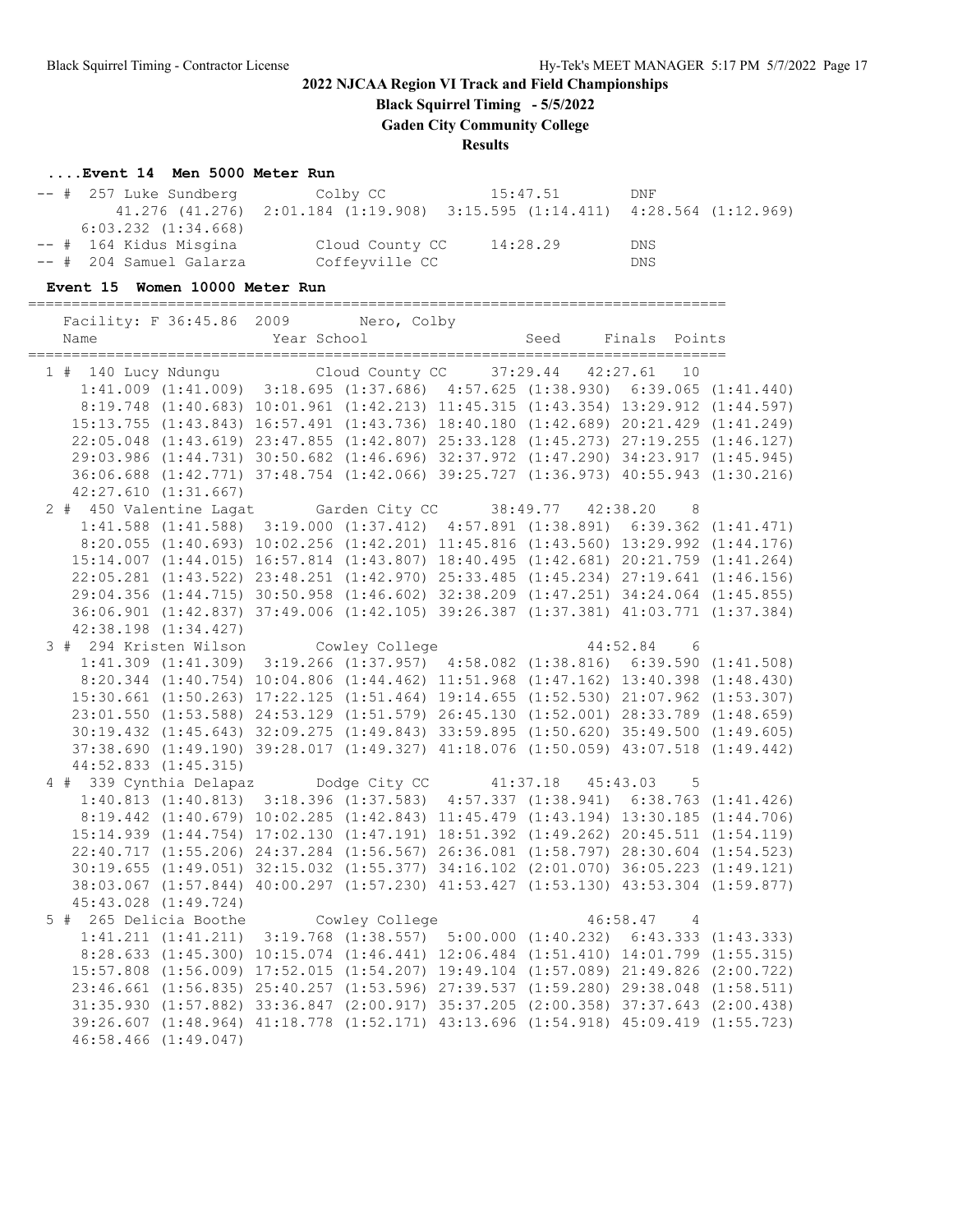## 2022 NJCAA Region VI Track and Field Championships

**Black Squirrel Timing - 5/5/2022**

**Gaden City Community College**

**Results**

### ....Event 14 Men 5000 Meter Run

```
 -- # 257 Luke Sundberg        Colby CC              15:47.51        DNF
         41.276 (41.276)  2:01.184 (1:19.908)  3:15.595 (1:14.411)  4:28.564 (1:12.969)
      6:03.232 (1:34.668)
 -- # 164 Kidus Misgina        Cloud County CC       14:28.29        DNS
 -- # 204 Samuel Galarza       Coffeyville CC                        DNS
```

### Event 15 Women 10000 Meter Run

```
================================================================================
    Facility: F 36:45.86  2009        Nero, Colby
    Name                    Year School               Seed     Finals  Points
================================================================================
  1 # 140 Lucy Ndungu          Cloud County CC     37:29.44   42:27.61   10
      1:41.009 (1:41.009)  3:18.695 (1:37.686)  4:57.625 (1:38.930)  6:39.065 (1:41.440)
      8:19.748 (1:40.683) 10:01.961 (1:42.213) 11:45.315 (1:43.354) 13:29.912 (1:44.597)
     15:13.755 (1:43.843) 16:57.491 (1:43.736) 18:40.180 (1:42.689) 20:21.429 (1:41.249)
     22:05.048 (1:43.619) 23:47.855 (1:42.807) 25:33.128 (1:45.273) 27:19.255 (1:46.127)
     29:03.986 (1:44.731) 30:50.682 (1:46.696) 32:37.972 (1:47.290) 34:23.917 (1:45.945)
     36:06.688 (1:42.771) 37:48.754 (1:42.066) 39:25.727 (1:36.973) 40:55.943 (1:30.216)
     42:27.610 (1:31.667)
  2 # 450 Valentine Lagat      Garden City CC      38:49.77   42:38.20    8
      1:41.588 (1:41.588)  3:19.000 (1:37.412)  4:57.891 (1:38.891)  6:39.362 (1:41.471)
      8:20.055 (1:40.693) 10:02.256 (1:42.201) 11:45.816 (1:43.560) 13:29.992 (1:44.176)
     15:14.007 (1:44.015) 16:57.814 (1:43.807) 18:40.495 (1:42.681) 20:21.759 (1:41.264)
     22:05.281 (1:43.522) 23:48.251 (1:42.970) 25:33.485 (1:45.234) 27:19.641 (1:46.156)
     29:04.356 (1:44.715) 30:50.958 (1:46.602) 32:38.209 (1:47.251) 34:24.064 (1:45.855)
     36:06.901 (1:42.837) 37:49.006 (1:42.105) 39:26.387 (1:37.381) 41:03.771 (1:37.384)
     42:38.198 (1:34.427)
  3 # 294 Kristen Wilson       Cowley College                 44:52.84    6
      1:41.309 (1:41.309)  3:19.266 (1:37.957)  4:58.082 (1:38.816)  6:39.590 (1:41.508)
      8:20.344 (1:40.754) 10:04.806 (1:44.462) 11:51.968 (1:47.162) 13:40.398 (1:48.430)
     15:30.661 (1:50.263) 17:22.125 (1:51.464) 19:14.655 (1:52.530) 21:07.962 (1:53.307)
     23:01.550 (1:53.588) 24:53.129 (1:51.579) 26:45.130 (1:52.001) 28:33.789 (1:48.659)
     30:19.432 (1:45.643) 32:09.275 (1:49.843) 33:59.895 (1:50.620) 35:49.500 (1:49.605)
     37:38.690 (1:49.190) 39:28.017 (1:49.327) 41:18.076 (1:50.059) 43:07.518 (1:49.442)
     44:52.833 (1:45.315)
  4 # 339 Cynthia Delapaz      Dodge City CC       41:37.18   45:43.03    5
      1:40.813 (1:40.813)  3:18.396 (1:37.583)  4:57.337 (1:38.941)  6:38.763 (1:41.426)
      8:19.442 (1:40.679) 10:02.285 (1:42.843) 11:45.479 (1:43.194) 13:30.185 (1:44.706)
     15:14.939 (1:44.754) 17:02.130 (1:47.191) 18:51.392 (1:49.262) 20:45.511 (1:54.119)
     22:40.717 (1:55.206) 24:37.284 (1:56.567) 26:36.081 (1:58.797) 28:30.604 (1:54.523)
     30:19.655 (1:49.051) 32:15.032 (1:55.377) 34:16.102 (2:01.070) 36:05.223 (1:49.121)
     38:03.067 (1:57.844) 40:00.297 (1:57.230) 41:53.427 (1:53.130) 43:53.304 (1:59.877)
     45:43.028 (1:49.724)
  5 # 265 Delicia Boothe       Cowley College                 46:58.47    4
      1:41.211 (1:41.211)  3:19.768 (1:38.557)  5:00.000 (1:40.232)  6:43.333 (1:43.333)
      8:28.633 (1:45.300) 10:15.074 (1:46.441) 12:06.484 (1:51.410) 14:01.799 (1:55.315)
     15:57.808 (1:56.009) 17:52.015 (1:54.207) 19:49.104 (1:57.089) 21:49.826 (2:00.722)
     23:46.661 (1:56.835) 25:40.257 (1:53.596) 27:39.537 (1:59.280) 29:38.048 (1:58.511)
     31:35.930 (1:57.882) 33:36.847 (2:00.917) 35:37.205 (2:00.358) 37:37.643 (2:00.438)
     39:26.607 (1:48.964) 41:18.778 (1:52.171) 43:13.696 (1:54.918) 45:09.419 (1:55.723)
     46:58.466 (1:49.047)
```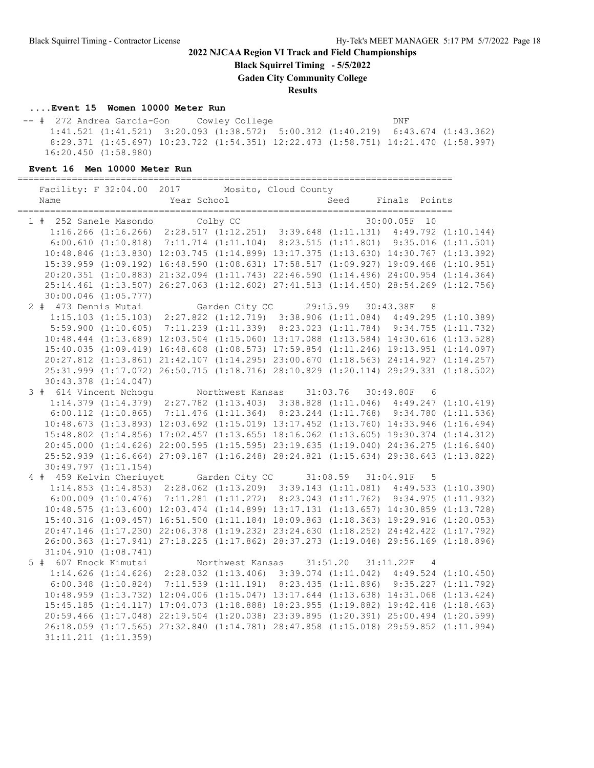# 2022 NJCAA Region VI Track and Field Championships

**Black Squirrel Timing - 5/5/2022**

**Gaden City Community College**

**Results**

**....Event 15 Women 10000 Meter Run**

```
 -- #  272 Andrea Garcia-Gon     Cowley College                       DNF
     1:41.521 (1:41.521)  3:20.093 (1:38.572)  5:00.312 (1:40.219)  6:43.674 (1:43.362)
     8:29.371 (1:45.697) 10:23.722 (1:54.351) 12:22.473 (1:58.751) 14:21.470 (1:58.997)
    16:20.450 (1:58.980)
```

**Event 16 Men 10000 Meter Run**

```
================================================================================
    Facility: F 32:04.00  2017      Mosito, Cloud County
    Name                    Year School                 Seed     Finals  Points
================================================================================
  1 #  252 Sanele Masondo        Colby CC                         30:00.05F  10
     1:16.266 (1:16.266)  2:28.517 (1:12.251)  3:39.648 (1:11.131)  4:49.792 (1:10.144)
     6:00.610 (1:10.818)  7:11.714 (1:11.104)  8:23.515 (1:11.801)  9:35.016 (1:11.501)
    10:48.846 (1:13.830) 12:03.745 (1:14.899) 13:17.375 (1:13.630) 14:30.767 (1:13.392)
    15:39.959 (1:09.192) 16:48.590 (1:08.631) 17:58.517 (1:09.927) 19:09.468 (1:10.951)
    20:20.351 (1:10.883) 21:32.094 (1:11.743) 22:46.590 (1:14.496) 24:00.954 (1:14.364)
    25:14.461 (1:13.507) 26:27.063 (1:12.602) 27:41.513 (1:14.450) 28:54.269 (1:12.756)
    30:00.046 (1:05.777)
  2 #  473 Dennis Mutai          Garden City CC         29:15.99  30:43.38F   8
     1:15.103 (1:15.103)  2:27.822 (1:12.719)  3:38.906 (1:11.084)  4:49.295 (1:10.389)
     5:59.900 (1:10.605)  7:11.239 (1:11.339)  8:23.023 (1:11.784)  9:34.755 (1:11.732)
    10:48.444 (1:13.689) 12:03.504 (1:15.060) 13:17.088 (1:13.584) 14:30.616 (1:13.528)
    15:40.035 (1:09.419) 16:48.608 (1:08.573) 17:59.854 (1:11.246) 19:13.951 (1:14.097)
    20:27.812 (1:13.861) 21:42.107 (1:14.295) 23:00.670 (1:18.563) 24:14.927 (1:14.257)
    25:31.999 (1:17.072) 26:50.715 (1:18.716) 28:10.829 (1:20.114) 29:29.331 (1:18.502)
    30:43.378 (1:14.047)
  3 #  614 Vincent Nchogu        Northwest Kansas       31:03.76  30:49.80F   6
     1:14.379 (1:14.379)  2:27.782 (1:13.403)  3:38.828 (1:11.046)  4:49.247 (1:10.419)
     6:00.112 (1:10.865)  7:11.476 (1:11.364)  8:23.244 (1:11.768)  9:34.780 (1:11.536)
    10:48.673 (1:13.893) 12:03.692 (1:15.019) 13:17.452 (1:13.760) 14:33.946 (1:16.494)
    15:48.802 (1:14.856) 17:02.457 (1:13.655) 18:16.062 (1:13.605) 19:30.374 (1:14.312)
    20:45.000 (1:14.626) 22:00.595 (1:15.595) 23:19.635 (1:19.040) 24:36.275 (1:16.640)
    25:52.939 (1:16.664) 27:09.187 (1:16.248) 28:24.821 (1:15.634) 29:38.643 (1:13.822)
    30:49.797 (1:11.154)
  4 #  459 Kelvin Cheriuyot      Garden City CC         31:08.59  31:04.91F   5
     1:14.853 (1:14.853)  2:28.062 (1:13.209)  3:39.143 (1:11.081)  4:49.533 (1:10.390)
     6:00.009 (1:10.476)  7:11.281 (1:11.272)  8:23.043 (1:11.762)  9:34.975 (1:11.932)
    10:48.575 (1:13.600) 12:03.474 (1:14.899) 13:17.131 (1:13.657) 14:30.859 (1:13.728)
    15:40.316 (1:09.457) 16:51.500 (1:11.184) 18:09.863 (1:18.363) 19:29.916 (1:20.053)
    20:47.146 (1:17.230) 22:06.378 (1:19.232) 23:24.630 (1:18.252) 24:42.422 (1:17.792)
    26:00.363 (1:17.941) 27:18.225 (1:17.862) 28:37.273 (1:19.048) 29:56.169 (1:18.896)
    31:04.910 (1:08.741)
  5 #  607 Enock Kimutai         Northwest Kansas       31:51.20  31:11.22F   4
     1:14.626 (1:14.626)  2:28.032 (1:13.406)  3:39.074 (1:11.042)  4:49.524 (1:10.450)
     6:00.348 (1:10.824)  7:11.539 (1:11.191)  8:23.435 (1:11.896)  9:35.227 (1:11.792)
    10:48.959 (1:13.732) 12:04.006 (1:15.047) 13:17.644 (1:13.638) 14:31.068 (1:13.424)
    15:45.185 (1:14.117) 17:04.073 (1:18.888) 18:23.955 (1:19.882) 19:42.418 (1:18.463)
    20:59.466 (1:17.048) 22:19.504 (1:20.038) 23:39.895 (1:20.391) 25:00.494 (1:20.599)
    26:18.059 (1:17.565) 27:32.840 (1:14.781) 28:47.858 (1:15.018) 29:59.852 (1:11.994)
    31:11.211 (1:11.359)
```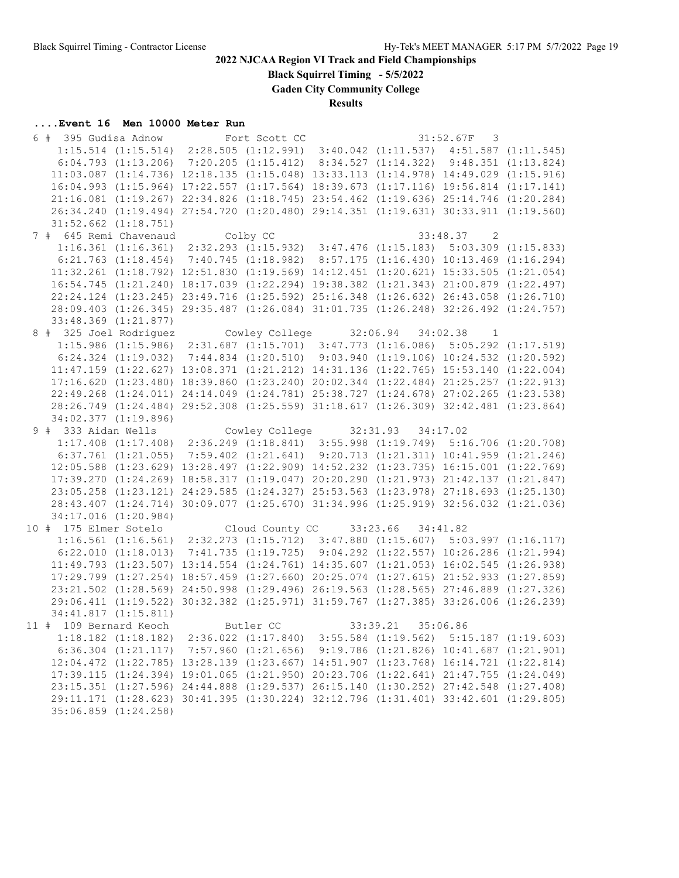# 2022 NJCAA Region VI Track and Field Championships

**Black Squirrel Timing - 5/5/2022**

**Gaden City Community College**

**Results**

### ....Event 16 Men 10000 Meter Run

```
  6 #  395 Gudisa Adnow         Fort Scott CC                    31:52.67F   3
     1:15.514 (1:15.514)  2:28.505 (1:12.991)  3:40.042 (1:11.537)  4:51.587 (1:11.545)
     6:04.793 (1:13.206)  7:20.205 (1:15.412)  8:34.527 (1:14.322)  9:48.351 (1:13.824)
    11:03.087 (1:14.736) 12:18.135 (1:15.048) 13:33.113 (1:14.978) 14:49.029 (1:15.916)
    16:04.993 (1:15.964) 17:22.557 (1:17.564) 18:39.673 (1:17.116) 19:56.814 (1:17.141)
    21:16.081 (1:19.267) 22:34.826 (1:18.745) 23:54.462 (1:19.636) 25:14.746 (1:20.284)
    26:34.240 (1:19.494) 27:54.720 (1:20.480) 29:14.351 (1:19.631) 30:33.911 (1:19.560)
    31:52.662 (1:18.751)
  7 #  645 Remi Chavenaud       Colby CC                         33:48.37    2
     1:16.361 (1:16.361)  2:32.293 (1:15.932)  3:47.476 (1:15.183)  5:03.309 (1:15.833)
     6:21.763 (1:18.454)  7:40.745 (1:18.982)  8:57.175 (1:16.430) 10:13.469 (1:16.294)
    11:32.261 (1:18.792) 12:51.830 (1:19.569) 14:12.451 (1:20.621) 15:33.505 (1:21.054)
    16:54.745 (1:21.240) 18:17.039 (1:22.294) 19:38.382 (1:21.343) 21:00.879 (1:22.497)
    22:24.124 (1:23.245) 23:49.716 (1:25.592) 25:16.348 (1:26.632) 26:43.058 (1:26.710)
    28:09.403 (1:26.345) 29:35.487 (1:26.084) 31:01.735 (1:26.248) 32:26.492 (1:24.757)
    33:48.369 (1:21.877)
  8 #  325 Joel Rodriguez       Cowley College      32:06.94    34:02.38    1
     1:15.986 (1:15.986)  2:31.687 (1:15.701)  3:47.773 (1:16.086)  5:05.292 (1:17.519)
     6:24.324 (1:19.032)  7:44.834 (1:20.510)  9:03.940 (1:19.106) 10:24.532 (1:20.592)
    11:47.159 (1:22.627) 13:08.371 (1:21.212) 14:31.136 (1:22.765) 15:53.140 (1:22.004)
    17:16.620 (1:23.480) 18:39.860 (1:23.240) 20:02.344 (1:22.484) 21:25.257 (1:22.913)
    22:49.268 (1:24.011) 24:14.049 (1:24.781) 25:38.727 (1:24.678) 27:02.265 (1:23.538)
    28:26.749 (1:24.484) 29:52.308 (1:25.559) 31:18.617 (1:26.309) 32:42.481 (1:23.864)
    34:02.377 (1:19.896)
  9 #  333 Aidan Wells          Cowley College      32:31.93    34:17.02
     1:17.408 (1:17.408)  2:36.249 (1:18.841)  3:55.998 (1:19.749)  5:16.706 (1:20.708)
     6:37.761 (1:21.055)  7:59.402 (1:21.641)  9:20.713 (1:21.311) 10:41.959 (1:21.246)
    12:05.588 (1:23.629) 13:28.497 (1:22.909) 14:52.232 (1:23.735) 16:15.001 (1:22.769)
    17:39.270 (1:24.269) 18:58.317 (1:19.047) 20:20.290 (1:21.973) 21:42.137 (1:21.847)
    23:05.258 (1:23.121) 24:29.585 (1:24.327) 25:53.563 (1:23.978) 27:18.693 (1:25.130)
    28:43.407 (1:24.714) 30:09.077 (1:25.670) 31:34.996 (1:25.919) 32:56.032 (1:21.036)
    34:17.016 (1:20.984)
 10 #  175 Elmer Sotelo         Cloud County CC     33:23.66    34:41.82
     1:16.561 (1:16.561)  2:32.273 (1:15.712)  3:47.880 (1:15.607)  5:03.997 (1:16.117)
     6:22.010 (1:18.013)  7:41.735 (1:19.725)  9:04.292 (1:22.557) 10:26.286 (1:21.994)
    11:49.793 (1:23.507) 13:14.554 (1:24.761) 14:35.607 (1:21.053) 16:02.545 (1:26.938)
    17:29.799 (1:27.254) 18:57.459 (1:27.660) 20:25.074 (1:27.615) 21:52.933 (1:27.859)
    23:21.502 (1:28.569) 24:50.998 (1:29.496) 26:19.563 (1:28.565) 27:46.889 (1:27.326)
    29:06.411 (1:19.522) 30:32.382 (1:25.971) 31:59.767 (1:27.385) 33:26.006 (1:26.239)
    34:41.817 (1:15.811)
 11 #  109 Bernard Keoch        Butler CC           33:39.21    35:06.86
     1:18.182 (1:18.182)  2:36.022 (1:17.840)  3:55.584 (1:19.562)  5:15.187 (1:19.603)
     6:36.304 (1:21.117)  7:57.960 (1:21.656)  9:19.786 (1:21.826) 10:41.687 (1:21.901)
    12:04.472 (1:22.785) 13:28.139 (1:23.667) 14:51.907 (1:23.768) 16:14.721 (1:22.814)
    17:39.115 (1:24.394) 19:01.065 (1:21.950) 20:23.706 (1:22.641) 21:47.755 (1:24.049)
    23:15.351 (1:27.596) 24:44.888 (1:29.537) 26:15.140 (1:30.252) 27:42.548 (1:27.408)
    29:11.171 (1:28.623) 30:41.395 (1:30.224) 32:12.796 (1:31.401) 33:42.601 (1:29.805)
    35:06.859 (1:24.258)
```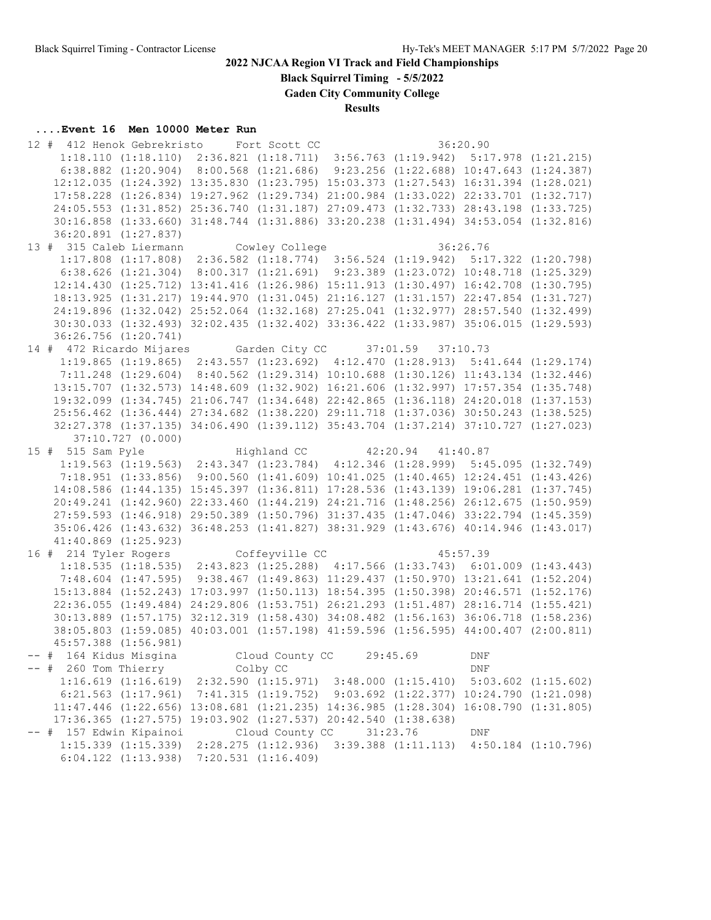# 2022 NJCAA Region VI Track and Field Championships

**Black Squirrel Timing - 5/5/2022**

**Gaden City Community College**

**Results**

### ....Event 16 Men 10000 Meter Run

```
 12 #  412 Henok Gebrekristo     Fort Scott CC                  36:20.90
      1:18.110 (1:18.110)  2:36.821 (1:18.711)  3:56.763 (1:19.942)  5:17.978 (1:21.215)
      6:38.882 (1:20.904)  8:00.568 (1:21.686)  9:23.256 (1:22.688) 10:47.643 (1:24.387)
     12:12.035 (1:24.392) 13:35.830 (1:23.795) 15:03.373 (1:27.543) 16:31.394 (1:28.021)
     17:58.228 (1:26.834) 19:27.962 (1:29.734) 21:00.984 (1:33.022) 22:33.701 (1:32.717)
     24:05.553 (1:31.852) 25:36.740 (1:31.187) 27:09.473 (1:32.733) 28:43.198 (1:33.725)
     30:16.858 (1:33.660) 31:48.744 (1:31.886) 33:20.238 (1:31.494) 34:53.054 (1:32.816)
     36:20.891 (1:27.837)
 13 #  315 Caleb Liermann        Cowley College                 36:26.76
      1:17.808 (1:17.808)  2:36.582 (1:18.774)  3:56.524 (1:19.942)  5:17.322 (1:20.798)
      6:38.626 (1:21.304)  8:00.317 (1:21.691)  9:23.389 (1:23.072) 10:48.718 (1:25.329)
     12:14.430 (1:25.712) 13:41.416 (1:26.986) 15:11.913 (1:30.497) 16:42.708 (1:30.795)
     18:13.925 (1:31.217) 19:44.970 (1:31.045) 21:16.127 (1:31.157) 22:47.854 (1:31.727)
     24:19.896 (1:32.042) 25:52.064 (1:32.168) 27:25.041 (1:32.977) 28:57.540 (1:32.499)
     30:30.033 (1:32.493) 32:02.435 (1:32.402) 33:36.422 (1:33.987) 35:06.015 (1:29.593)
     36:26.756 (1:20.741)
 14 #  472 Ricardo Mijares       Garden City CC       37:01.59   37:10.73
      1:19.865 (1:19.865)  2:43.557 (1:23.692)  4:12.470 (1:28.913)  5:41.644 (1:29.174)
      7:11.248 (1:29.604)  8:40.562 (1:29.314) 10:10.688 (1:30.126) 11:43.134 (1:32.446)
     13:15.707 (1:32.573) 14:48.609 (1:32.902) 16:21.606 (1:32.997) 17:57.354 (1:35.748)
     19:32.099 (1:34.745) 21:06.747 (1:34.648) 22:42.865 (1:36.118) 24:20.018 (1:37.153)
     25:56.462 (1:36.444) 27:34.682 (1:38.220) 29:11.718 (1:37.036) 30:50.243 (1:38.525)
     32:27.378 (1:37.135) 34:06.490 (1:39.112) 35:43.704 (1:37.214) 37:10.727 (1:27.023)
      37:10.727 (0.000)
 15 #  515 Sam Pyle              Highland CC          42:20.94   41:40.87
      1:19.563 (1:19.563)  2:43.347 (1:23.784)  4:12.346 (1:28.999)  5:45.095 (1:32.749)
      7:18.951 (1:33.856)  9:00.560 (1:41.609) 10:41.025 (1:40.465) 12:24.451 (1:43.426)
     14:08.586 (1:44.135) 15:45.397 (1:36.811) 17:28.536 (1:43.139) 19:06.281 (1:37.745)
     20:49.241 (1:42.960) 22:33.460 (1:44.219) 24:21.716 (1:48.256) 26:12.675 (1:50.959)
     27:59.593 (1:46.918) 29:50.389 (1:50.796) 31:37.435 (1:47.046) 33:22.794 (1:45.359)
     35:06.426 (1:43.632) 36:48.253 (1:41.827) 38:31.929 (1:43.676) 40:14.946 (1:43.017)
     41:40.869 (1:25.923)
 16 #  214 Tyler Rogers          Coffeyville CC                 45:57.39
      1:18.535 (1:18.535)  2:43.823 (1:25.288)  4:17.566 (1:33.743)  6:01.009 (1:43.443)
      7:48.604 (1:47.595)  9:38.467 (1:49.863) 11:29.437 (1:50.970) 13:21.641 (1:52.204)
     15:13.884 (1:52.243) 17:03.997 (1:50.113) 18:54.395 (1:50.398) 20:46.571 (1:52.176)
     22:36.055 (1:49.484) 24:29.806 (1:53.751) 26:21.293 (1:51.487) 28:16.714 (1:55.421)
     30:13.889 (1:57.175) 32:12.319 (1:58.430) 34:08.482 (1:56.163) 36:06.718 (1:58.236)
     38:05.803 (1:59.085) 40:03.001 (1:57.198) 41:59.596 (1:56.595) 44:00.407 (2:00.811)
     45:57.388 (1:56.981)
 -- #  164 Kidus Misgina         Cloud County CC      29:45.69        DNF
 -- #  260 Tom Thierry           Colby CC                             DNF
      1:16.619 (1:16.619)  2:32.590 (1:15.971)  3:48.000 (1:15.410)  5:03.602 (1:15.602)
      6:21.563 (1:17.961)  7:41.315 (1:19.752)  9:03.692 (1:22.377) 10:24.790 (1:21.098)
     11:47.446 (1:22.656) 13:08.681 (1:21.235) 14:36.985 (1:28.304) 16:08.790 (1:31.805)
     17:36.365 (1:27.575) 19:03.902 (1:27.537) 20:42.540 (1:38.638)
 -- #  157 Edwin Kipainoi        Cloud County CC      31:23.76        DNF
      1:15.339 (1:15.339)  2:28.275 (1:12.936)  3:39.388 (1:11.113)  4:50.184 (1:10.796)
      6:04.122 (1:13.938)  7:20.531 (1:16.409)
```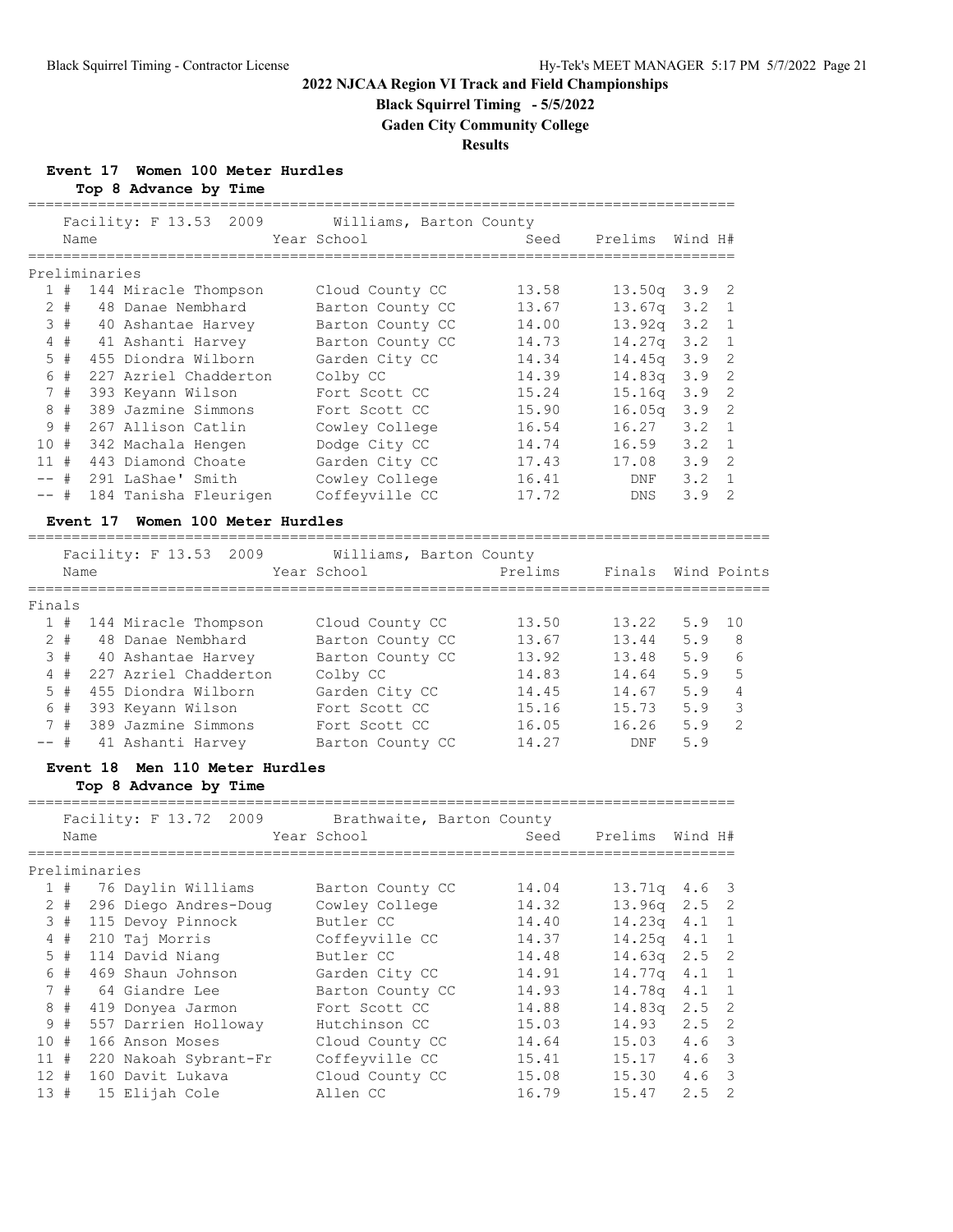# 2022 NJCAA Region VI Track and Field Championships

**Black Squirrel Timing - 5/5/2022**

**Gaden City Community College**

**Results**

### Event 17 Women 100 Meter Hurdles

**Top 8 Advance by Time**

Facility: F 13.53 2009 Williams, Barton County

| | | Name | Year School | Seed | Prelims | Wind | H# |
|---|---|---|---|---|---|---|---|
| **Preliminaries** | | | | | | | |
| 1 | # | 144 Miracle Thompson | Cloud County CC | 13.58 | 13.50q | 3.9 | 2 |
| 2 | # | 48 Danae Nembhard | Barton County CC | 13.67 | 13.67q | 3.2 | 1 |
| 3 | # | 40 Ashantae Harvey | Barton County CC | 14.00 | 13.92q | 3.2 | 1 |
| 4 | # | 41 Ashanti Harvey | Barton County CC | 14.73 | 14.27q | 3.2 | 1 |
| 5 | # | 455 Diondra Wilborn | Garden City CC | 14.34 | 14.45q | 3.9 | 2 |
| 6 | # | 227 Azriel Chadderton | Colby CC | 14.39 | 14.83q | 3.9 | 2 |
| 7 | # | 393 Keyann Wilson | Fort Scott CC | 15.24 | 15.16q | 3.9 | 2 |
| 8 | # | 389 Jazmine Simmons | Fort Scott CC | 15.90 | 16.05q | 3.9 | 2 |
| 9 | # | 267 Allison Catlin | Cowley College | 16.54 | 16.27 | 3.2 | 1 |
| 10 | # | 342 Machala Hengen | Dodge City CC | 14.74 | 16.59 | 3.2 | 1 |
| 11 | # | 443 Diamond Choate | Garden City CC | 17.43 | 17.08 | 3.9 | 2 |
| -- | # | 291 LaShae' Smith | Cowley College | 16.41 | DNF | 3.2 | 1 |
| -- | # | 184 Tanisha Fleurigen | Coffeyville CC | 17.72 | DNS | 3.9 | 2 |

### Event 17 Women 100 Meter Hurdles

Facility: F 13.53 2009 Williams, Barton County

| | | Name | Year School | Prelims | Finals | Wind | Points |
|---|---|---|---|---|---|---|---|
| **Finals** | | | | | | | |
| 1 | # | 144 Miracle Thompson | Cloud County CC | 13.50 | 13.22 | 5.9 | 10 |
| 2 | # | 48 Danae Nembhard | Barton County CC | 13.67 | 13.44 | 5.9 | 8 |
| 3 | # | 40 Ashantae Harvey | Barton County CC | 13.92 | 13.48 | 5.9 | 6 |
| 4 | # | 227 Azriel Chadderton | Colby CC | 14.83 | 14.64 | 5.9 | 5 |
| 5 | # | 455 Diondra Wilborn | Garden City CC | 14.45 | 14.67 | 5.9 | 4 |
| 6 | # | 393 Keyann Wilson | Fort Scott CC | 15.16 | 15.73 | 5.9 | 3 |
| 7 | # | 389 Jazmine Simmons | Fort Scott CC | 16.05 | 16.26 | 5.9 | 2 |
| -- | # | 41 Ashanti Harvey | Barton County CC | 14.27 | DNF | 5.9 | |

### Event 18 Men 110 Meter Hurdles

**Top 8 Advance by Time**

Facility: F 13.72 2009 Brathwaite, Barton County

| | | Name | Year School | Seed | Prelims | Wind | H# |
|---|---|---|---|---|---|---|---|
| **Preliminaries** | | | | | | | |
| 1 | # | 76 Daylin Williams | Barton County CC | 14.04 | 13.71q | 4.6 | 3 |
| 2 | # | 296 Diego Andres-Doug | Cowley College | 14.32 | 13.96q | 2.5 | 2 |
| 3 | # | 115 Devoy Pinnock | Butler CC | 14.40 | 14.23q | 4.1 | 1 |
| 4 | # | 210 Taj Morris | Coffeyville CC | 14.37 | 14.25q | 4.1 | 1 |
| 5 | # | 114 David Niang | Butler CC | 14.48 | 14.63q | 2.5 | 2 |
| 6 | # | 469 Shaun Johnson | Garden City CC | 14.91 | 14.77q | 4.1 | 1 |
| 7 | # | 64 Giandre Lee | Barton County CC | 14.93 | 14.78q | 4.1 | 1 |
| 8 | # | 419 Donyea Jarmon | Fort Scott CC | 14.88 | 14.83q | 2.5 | 2 |
| 9 | # | 557 Darrien Holloway | Hutchinson CC | 15.03 | 14.93 | 2.5 | 2 |
| 10 | # | 166 Anson Moses | Cloud County CC | 14.64 | 15.03 | 4.6 | 3 |
| 11 | # | 220 Nakoah Sybrant-Fr | Coffeyville CC | 15.41 | 15.17 | 4.6 | 3 |
| 12 | # | 160 Davit Lukava | Cloud County CC | 15.08 | 15.30 | 4.6 | 3 |
| 13 | # | 15 Elijah Cole | Allen CC | 16.79 | 15.47 | 2.5 | 2 |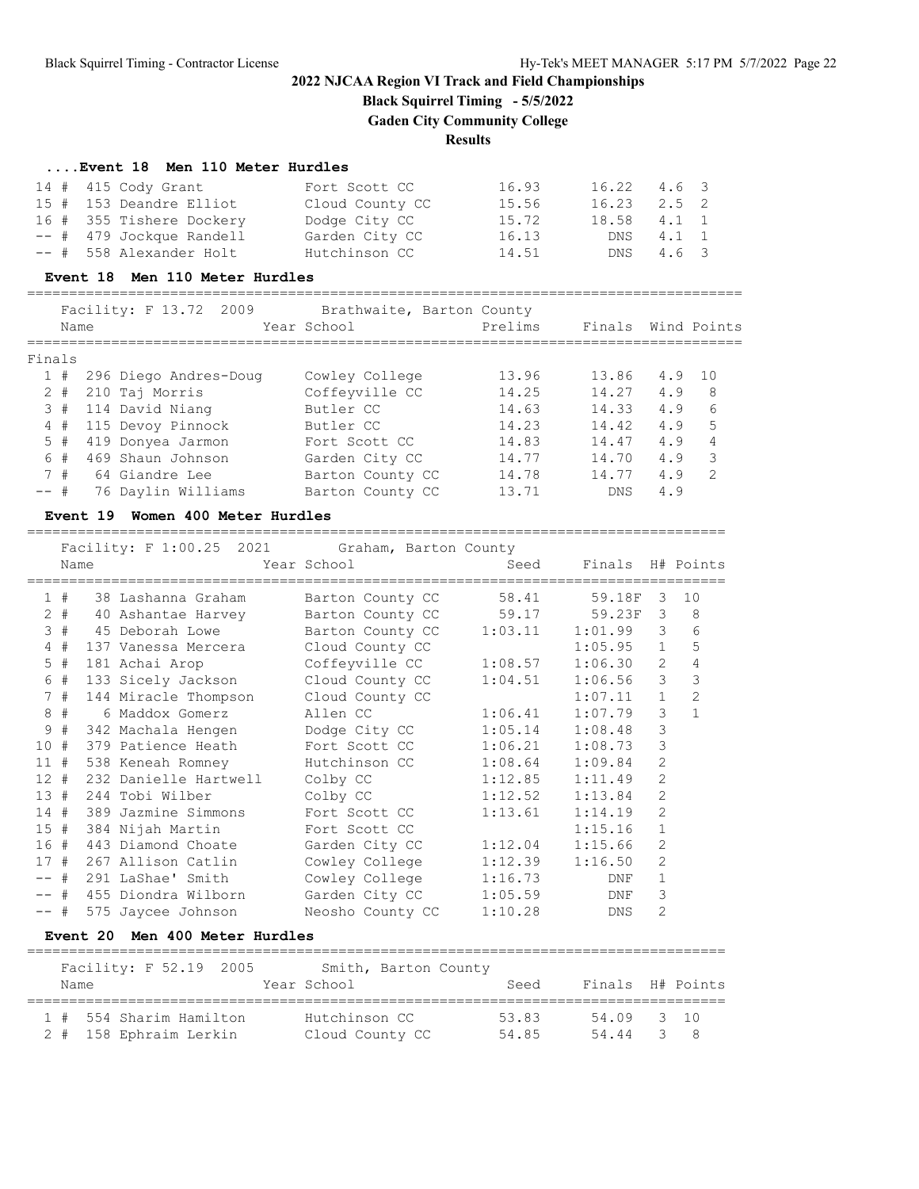## 2022 NJCAA Region VI Track and Field Championships

**Black Squirrel Timing - 5/5/2022**

**Gaden City Community College**

**Results**

### ....Event 18 Men 110 Meter Hurdles

| Place | | Name | School | Prelims | Finals | Wind | H# |
|---|---|---|---|---|---|---|---|
| 14 | # | 415 Cody Grant | Fort Scott CC | 16.93 | 16.22 | 4.6 | 3 |
| 15 | # | 153 Deandre Elliot | Cloud County CC | 15.56 | 16.23 | 2.5 | 2 |
| 16 | # | 355 Tishere Dockery | Dodge City CC | 15.72 | 18.58 | 4.1 | 1 |
| -- | # | 479 Jockque Randell | Garden City CC | 16.13 | DNS | 4.1 | 1 |
| -- | # | 558 Alexander Holt | Hutchinson CC | 14.51 | DNS | 4.6 | 3 |

### Event 18 Men 110 Meter Hurdles

Facility: F 13.72 2009 Brathwaite, Barton County

Finals

| Place | | Name | Year School | Prelims | Finals | Wind | Points |
|---|---|---|---|---|---|---|---|
| 1 | # | 296 Diego Andres-Doug | Cowley College | 13.96 | 13.86 | 4.9 | 10 |
| 2 | # | 210 Taj Morris | Coffeyville CC | 14.25 | 14.27 | 4.9 | 8 |
| 3 | # | 114 David Niang | Butler CC | 14.63 | 14.33 | 4.9 | 6 |
| 4 | # | 115 Devoy Pinnock | Butler CC | 14.23 | 14.42 | 4.9 | 5 |
| 5 | # | 419 Donyea Jarmon | Fort Scott CC | 14.83 | 14.47 | 4.9 | 4 |
| 6 | # | 469 Shaun Johnson | Garden City CC | 14.77 | 14.70 | 4.9 | 3 |
| 7 | # | 64 Giandre Lee | Barton County CC | 14.78 | 14.77 | 4.9 | 2 |
| -- | # | 76 Daylin Williams | Barton County CC | 13.71 | DNS | 4.9 | |

### Event 19 Women 400 Meter Hurdles

Facility: F 1:00.25 2021 Graham, Barton County

| Place | | Name | Year School | Seed | Finals | H# | Points |
|---|---|---|---|---|---|---|---|
| 1 | # | 38 Lashanna Graham | Barton County CC | 58.41 | 59.18F | 3 | 10 |
| 2 | # | 40 Ashantae Harvey | Barton County CC | 59.17 | 59.23F | 3 | 8 |
| 3 | # | 45 Deborah Lowe | Barton County CC | 1:03.11 | 1:01.99 | 3 | 6 |
| 4 | # | 137 Vanessa Mercera | Cloud County CC | | 1:05.95 | 1 | 5 |
| 5 | # | 181 Achai Arop | Coffeyville CC | 1:08.57 | 1:06.30 | 2 | 4 |
| 6 | # | 133 Sicely Jackson | Cloud County CC | 1:04.51 | 1:06.56 | 3 | 3 |
| 7 | # | 144 Miracle Thompson | Cloud County CC | | 1:07.11 | 1 | 2 |
| 8 | # | 6 Maddox Gomerz | Allen CC | 1:06.41 | 1:07.79 | 3 | 1 |
| 9 | # | 342 Machala Hengen | Dodge City CC | 1:05.14 | 1:08.48 | 3 | |
| 10 | # | 379 Patience Heath | Fort Scott CC | 1:06.21 | 1:08.73 | 3 | |
| 11 | # | 538 Keneah Romney | Hutchinson CC | 1:08.64 | 1:09.84 | 2 | |
| 12 | # | 232 Danielle Hartwell | Colby CC | 1:12.85 | 1:11.49 | 2 | |
| 13 | # | 244 Tobi Wilber | Colby CC | 1:12.52 | 1:13.84 | 2 | |
| 14 | # | 389 Jazmine Simmons | Fort Scott CC | 1:13.61 | 1:14.19 | 2 | |
| 15 | # | 384 Nijah Martin | Fort Scott CC | | 1:15.16 | 1 | |
| 16 | # | 443 Diamond Choate | Garden City CC | 1:12.04 | 1:15.66 | 2 | |
| 17 | # | 267 Allison Catlin | Cowley College | 1:12.39 | 1:16.50 | 2 | |
| -- | # | 291 LaShae' Smith | Cowley College | 1:16.73 | DNF | 1 | |
| -- | # | 455 Diondra Wilborn | Garden City CC | 1:05.59 | DNF | 3 | |
| -- | # | 575 Jaycee Johnson | Neosho County CC | 1:10.28 | DNS | 2 | |

### Event 20 Men 400 Meter Hurdles

Facility: F 52.19 2005 Smith, Barton County

| Place | | Name | Year School | Seed | Finals | H# | Points |
|---|---|---|---|---|---|---|---|
| 1 | # | 554 Sharim Hamilton | Hutchinson CC | 53.83 | 54.09 | 3 | 10 |
| 2 | # | 158 Ephraim Lerkin | Cloud County CC | 54.85 | 54.44 | 3 | 8 |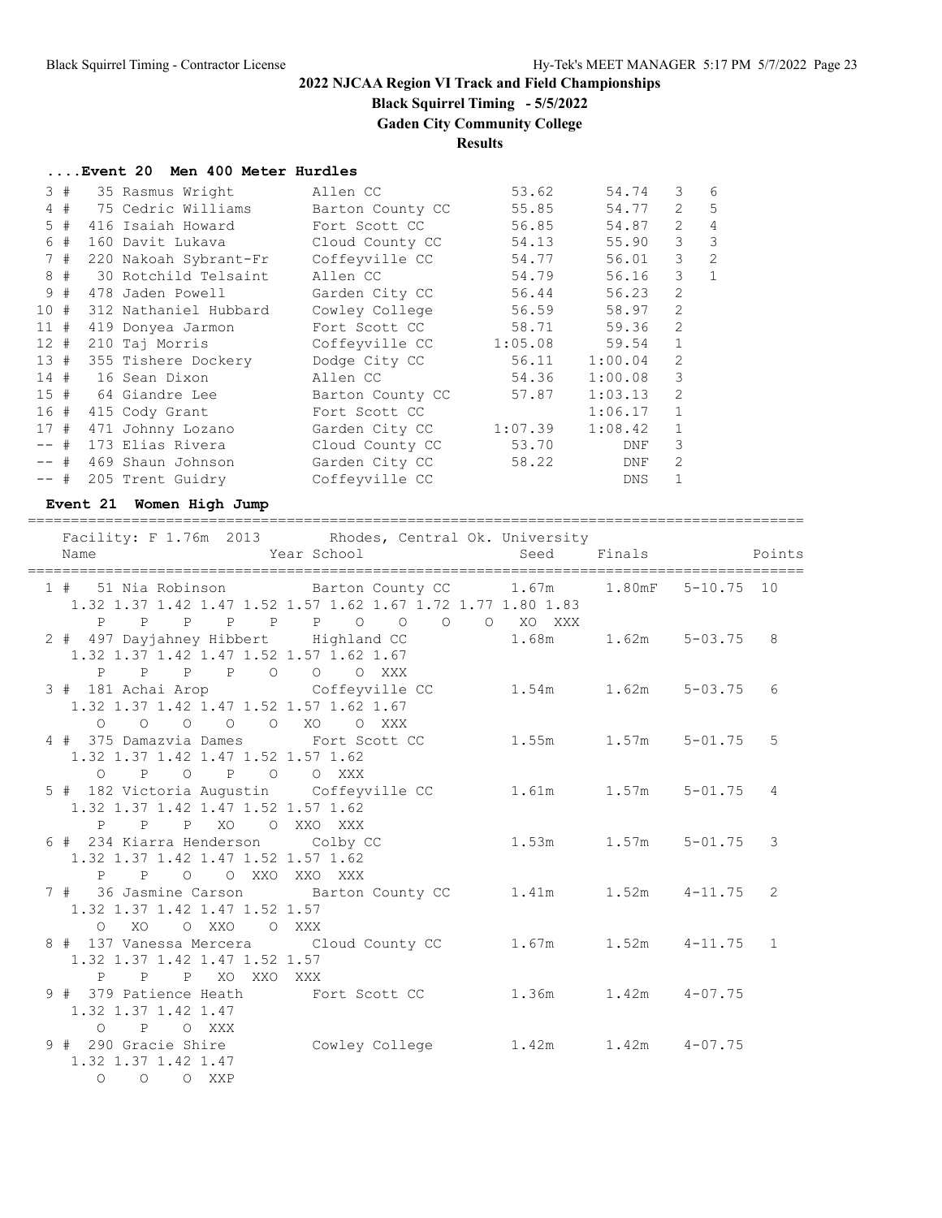## 2022 NJCAA Region VI Track and Field Championships

**Black Squirrel Timing - 5/5/2022**

**Gaden City Community College**

**Results**

### ....Event 20 Men 400 Meter Hurdles

| Place | Comp # | Name | School | Seed | Finals | H# | Points |
|---|---|---|---|---|---|---|---|
| 3 # | 35 | Rasmus Wright | Allen CC | 53.62 | 54.74 | 3 | 6 |
| 4 # | 75 | Cedric Williams | Barton County CC | 55.85 | 54.77 | 2 | 5 |
| 5 # | 416 | Isaiah Howard | Fort Scott CC | 56.85 | 54.87 | 2 | 4 |
| 6 # | 160 | Davit Lukava | Cloud County CC | 54.13 | 55.90 | 3 | 3 |
| 7 # | 220 | Nakoah Sybrant-Fr | Coffeyville CC | 54.77 | 56.01 | 3 | 2 |
| 8 # | 30 | Rotchild Telsaint | Allen CC | 54.79 | 56.16 | 3 | 1 |
| 9 # | 478 | Jaden Powell | Garden City CC | 56.44 | 56.23 | 2 | |
| 10 # | 312 | Nathaniel Hubbard | Cowley College | 56.59 | 58.97 | 2 | |
| 11 # | 419 | Donyea Jarmon | Fort Scott CC | 58.71 | 59.36 | 2 | |
| 12 # | 210 | Taj Morris | Coffeyville CC | 1:05.08 | 59.54 | 1 | |
| 13 # | 355 | Tishere Dockery | Dodge City CC | 56.11 | 1:00.04 | 2 | |
| 14 # | 16 | Sean Dixon | Allen CC | 54.36 | 1:00.08 | 3 | |
| 15 # | 64 | Giandre Lee | Barton County CC | 57.87 | 1:03.13 | 2 | |
| 16 # | 415 | Cody Grant | Fort Scott CC | | 1:06.17 | 1 | |
| 17 # | 471 | Johnny Lozano | Garden City CC | 1:07.39 | 1:08.42 | 1 | |
| -- # | 173 | Elias Rivera | Cloud County CC | 53.70 | DNF | 3 | |
| -- # | 469 | Shaun Johnson | Garden City CC | 58.22 | DNF | 2 | |
| -- # | 205 | Trent Guidry | Coffeyville CC | | DNS | 1 | |

### Event 21 Women High Jump

Facility: F 1.76m 2013 Rhodes, Central Ok. University

| Place | Comp # | Name | Year School | Seed | Finals | | Points |
|---|---|---|---|---|---|---|---|
| 1 # | 51 | Nia Robinson | Barton County CC | 1.67m | 1.80mF | 5-10.75 | 10 |
| 2 # | 497 | Dayjahney Hibbert | Highland CC | 1.68m | 1.62m | 5-03.75 | 8 |
| 3 # | 181 | Achai Arop | Coffeyville CC | 1.54m | 1.62m | 5-03.75 | 6 |
| 4 # | 375 | Damazvia Dames | Fort Scott CC | 1.55m | 1.57m | 5-01.75 | 5 |
| 5 # | 182 | Victoria Augustin | Coffeyville CC | 1.61m | 1.57m | 5-01.75 | 4 |
| 6 # | 234 | Kiarra Henderson | Colby CC | 1.53m | 1.57m | 5-01.75 | 3 |
| 7 # | 36 | Jasmine Carson | Barton County CC | 1.41m | 1.52m | 4-11.75 | 2 |
| 8 # | 137 | Vanessa Mercera | Cloud County CC | 1.67m | 1.52m | 4-11.75 | 1 |
| 9 # | 379 | Patience Heath | Fort Scott CC | 1.36m | 1.42m | 4-07.75 | |
| 9 # | 290 | Gracie Shire | Cowley College | 1.42m | 1.42m | 4-07.75 | |

Jump progressions:

- Nia Robinson: 1.32 1.37 1.42 1.47 1.52 1.57 1.62 1.67 1.72 1.77 1.80 1.83 — P P P P P P O O O O XO XXX
- Dayjahney Hibbert: 1.32 1.37 1.42 1.47 1.52 1.57 1.62 1.67 — P P P P O O O XXX
- Achai Arop: 1.32 1.37 1.42 1.47 1.52 1.57 1.62 1.67 — O O O O O XO O XXX
- Damazvia Dames: 1.32 1.37 1.42 1.47 1.52 1.57 1.62 — O P O P O O XXX
- Victoria Augustin: 1.32 1.37 1.42 1.47 1.52 1.57 1.62 — P P P XO O XXO XXX
- Kiarra Henderson: 1.32 1.37 1.42 1.47 1.52 1.57 1.62 — P P O O XXO XXO XXX
- Jasmine Carson: 1.32 1.37 1.42 1.47 1.52 1.57 — O XO O XXO O XXX
- Vanessa Mercera: 1.32 1.37 1.42 1.47 1.52 1.57 — P P P XO XXO XXX
- Patience Heath: 1.32 1.37 1.42 1.47 — O P O XXX
- Gracie Shire: 1.32 1.37 1.42 1.47 — O O O XXP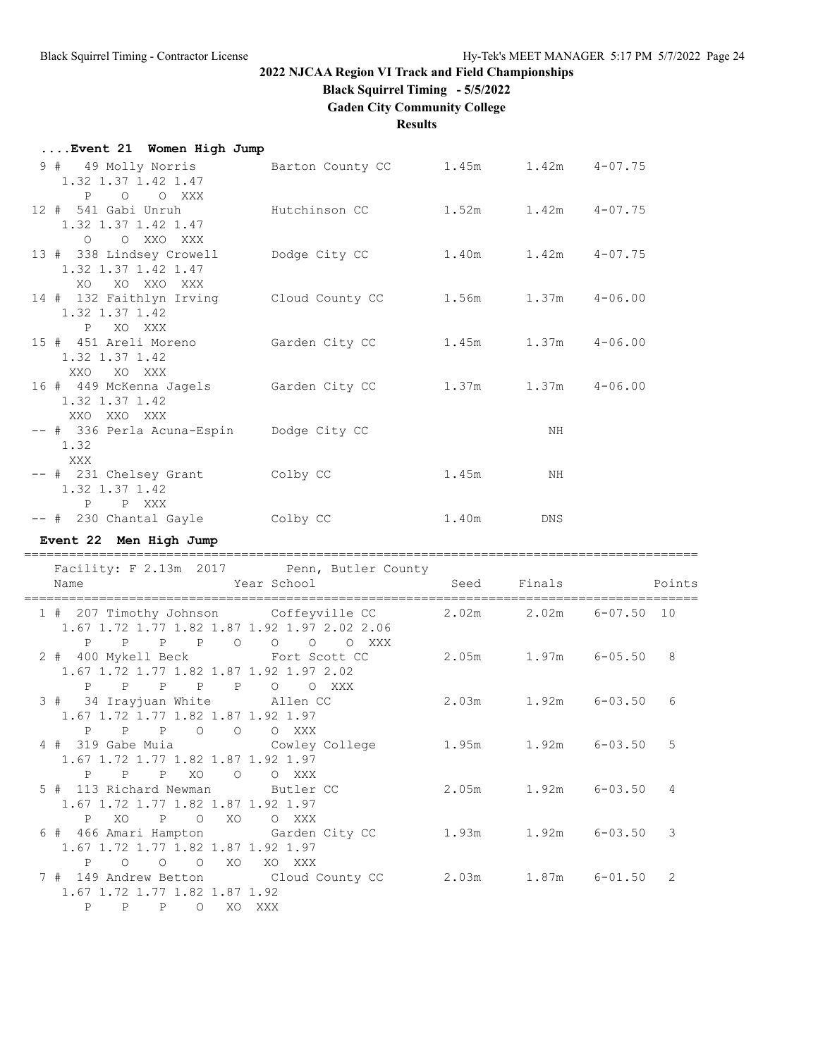## 2022 NJCAA Region VI Track and Field Championships

**Black Squirrel Timing - 5/5/2022**

**Gaden City Community College**

**Results**

### ....Event 21 Women High Jump

```
  9 #   49 Molly Norris           Barton County CC         1.45m      1.42m   4-07.75
     1.32 1.37 1.42 1.47
        P    O    O  XXX
 12 #  541 Gabi Unruh             Hutchinson CC            1.52m      1.42m   4-07.75
     1.32 1.37 1.42 1.47
        O    O  XXO  XXX
 13 #  338 Lindsey Crowell        Dodge City CC            1.40m      1.42m   4-07.75
     1.32 1.37 1.42 1.47
       XO   XO  XXO  XXX
 14 #  132 Faithlyn Irving        Cloud County CC          1.56m      1.37m   4-06.00
     1.32 1.37 1.42
        P   XO  XXX
 15 #  451 Areli Moreno           Garden City CC           1.45m      1.37m   4-06.00
     1.32 1.37 1.42
      XXO   XO  XXX
 16 #  449 McKenna Jagels         Garden City CC           1.37m      1.37m   4-06.00
     1.32 1.37 1.42
      XXO  XXO  XXX
 -- #  336 Perla Acuna-Espin      Dodge City CC                          NH
     1.32
      XXX
 -- #  231 Chelsey Grant          Colby CC                 1.45m         NH
     1.32 1.37 1.42
        P    P  XXX
 -- #  230 Chantal Gayle          Colby CC                 1.40m        DNS
```

### Event 22 Men High Jump

```
==========================================================================================
    Facility: F 2.13m  2017        Penn, Butler County
    Name                    Year School                 Seed     Finals             Points
==========================================================================================
  1 #  207 Timothy Johnson        Coffeyville CC           2.02m      2.02m   6-07.50  10
     1.67 1.72 1.77 1.82 1.87 1.92 1.97 2.02 2.06
        P    P    P    P    O    O    O    O  XXX
  2 #  400 Mykell Beck            Fort Scott CC            2.05m      1.97m   6-05.50   8
     1.67 1.72 1.77 1.82 1.87 1.92 1.97 2.02
        P    P    P    P    P    O    O  XXX
  3 #   34 Irayjuan White         Allen CC                 2.03m      1.92m   6-03.50   6
     1.67 1.72 1.77 1.82 1.87 1.92 1.97
        P    P    P    O    O    O  XXX
  4 #  319 Gabe Muia              Cowley College           1.95m      1.92m   6-03.50   5
     1.67 1.72 1.77 1.82 1.87 1.92 1.97
        P    P    P   XO    O    O  XXX
  5 #  113 Richard Newman         Butler CC                2.05m      1.92m   6-03.50   4
     1.67 1.72 1.77 1.82 1.87 1.92 1.97
        P   XO    P    O   XO    O  XXX
  6 #  466 Amari Hampton          Garden City CC           1.93m      1.92m   6-03.50   3
     1.67 1.72 1.77 1.82 1.87 1.92 1.97
        P    O    O    O   XO   XO  XXX
  7 #  149 Andrew Betton          Cloud County CC          2.03m      1.87m   6-01.50   2
     1.67 1.72 1.77 1.82 1.87 1.92
        P    P    P    O   XO  XXX
```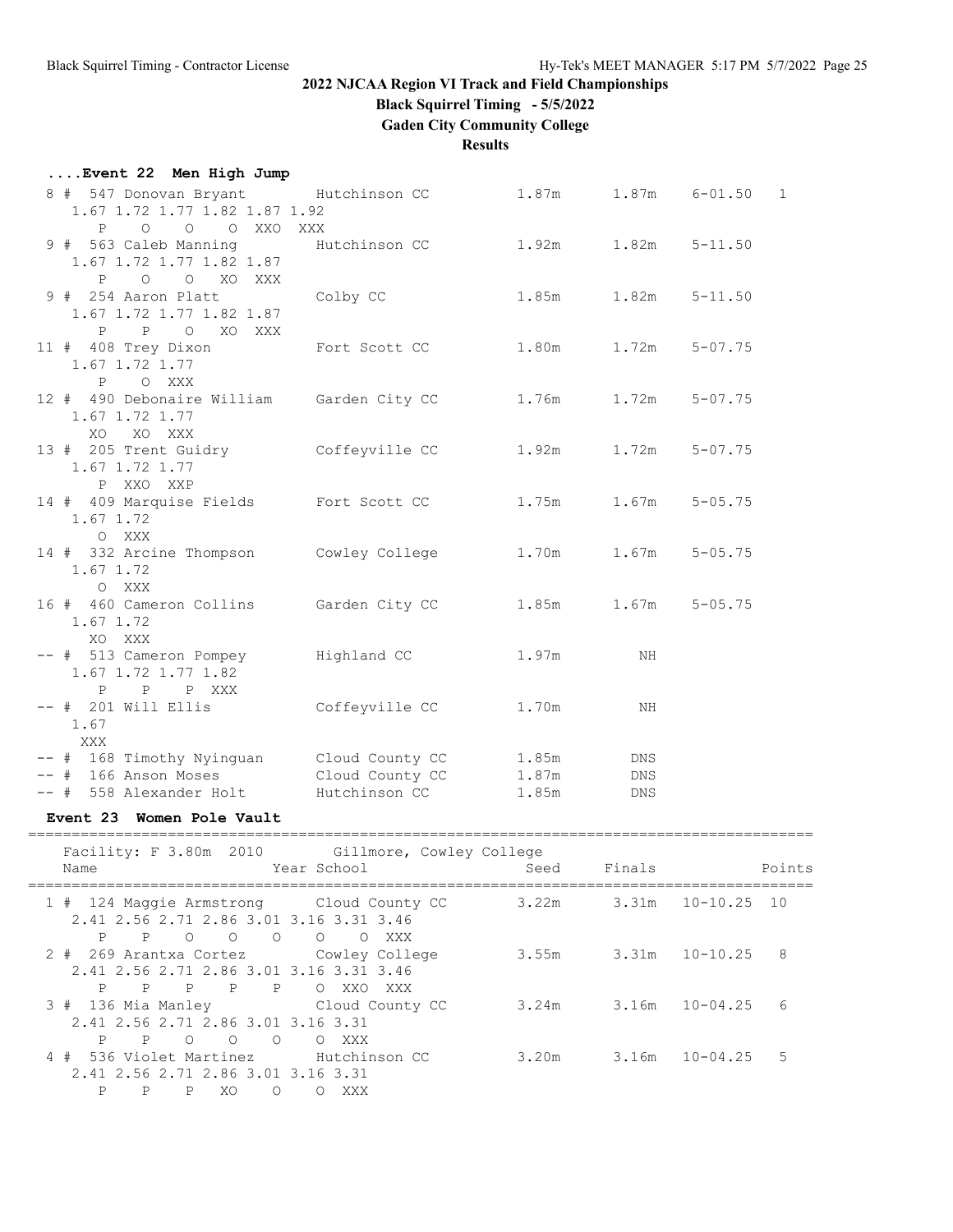**2022 NJCAA Region VI Track and Field Championships**

**Black Squirrel Timing - 5/5/2022**

**Gaden City Community College**

**Results**

```
....Event 22  Men High Jump
  8 # 547 Donovan Bryant       Hutchinson CC          1.87m      1.87m   6-01.50   1
     1.67 1.72 1.77 1.82 1.87 1.92
        P    O    O    O  XXO  XXX
  9 # 563 Caleb Manning        Hutchinson CC          1.92m      1.82m   5-11.50
     1.67 1.72 1.77 1.82 1.87
        P    O    O   XO  XXX
  9 # 254 Aaron Platt          Colby CC               1.85m      1.82m   5-11.50
     1.67 1.72 1.77 1.82 1.87
        P    P    O   XO  XXX
 11 # 408 Trey Dixon           Fort Scott CC          1.80m      1.72m   5-07.75
     1.67 1.72 1.77
        P    O  XXX
 12 # 490 Debonaire William    Garden City CC         1.76m      1.72m   5-07.75
     1.67 1.72 1.77
       XO   XO  XXX
 13 # 205 Trent Guidry         Coffeyville CC         1.92m      1.72m   5-07.75
     1.67 1.72 1.77
        P  XXO  XXP
 14 # 409 Marquise Fields      Fort Scott CC          1.75m      1.67m   5-05.75
     1.67 1.72
        O  XXX
 14 # 332 Arcine Thompson      Cowley College         1.70m      1.67m   5-05.75
     1.67 1.72
        O  XXX
 16 # 460 Cameron Collins      Garden City CC         1.85m      1.67m   5-05.75
     1.67 1.72
       XO  XXX
 -- # 513 Cameron Pompey       Highland CC            1.97m         NH
     1.67 1.72 1.77 1.82
        P    P    P  XXX
 -- # 201 Will Ellis           Coffeyville CC         1.70m         NH
     1.67
      XXX
 -- # 168 Timothy Nyinguan     Cloud County CC        1.85m        DNS
 -- # 166 Anson Moses          Cloud County CC        1.87m        DNS
 -- # 558 Alexander Holt       Hutchinson CC          1.85m        DNS

Event 23  Women Pole Vault
===========================================================================================
   Facility: F 3.80m  2010        Gillmore, Cowley College
   Name                    Year School                  Seed     Finals            Points
===========================================================================================
  1 # 124 Maggie Armstrong     Cloud County CC        3.22m      3.31m  10-10.25  10
     2.41 2.56 2.71 2.86 3.01 3.16 3.31 3.46
        P    P    O    O    O    O    O  XXX
  2 # 269 Arantxa Cortez       Cowley College         3.55m      3.31m  10-10.25   8
     2.41 2.56 2.71 2.86 3.01 3.16 3.31 3.46
        P    P    P    P    P    O  XXO  XXX
  3 # 136 Mia Manley           Cloud County CC        3.24m      3.16m  10-04.25   6
     2.41 2.56 2.71 2.86 3.01 3.16 3.31
        P    P    O    O    O    O  XXX
  4 # 536 Violet Martinez      Hutchinson CC          3.20m      3.16m  10-04.25   5
     2.41 2.56 2.71 2.86 3.01 3.16 3.31
        P    P    P   XO    O    O  XXX
```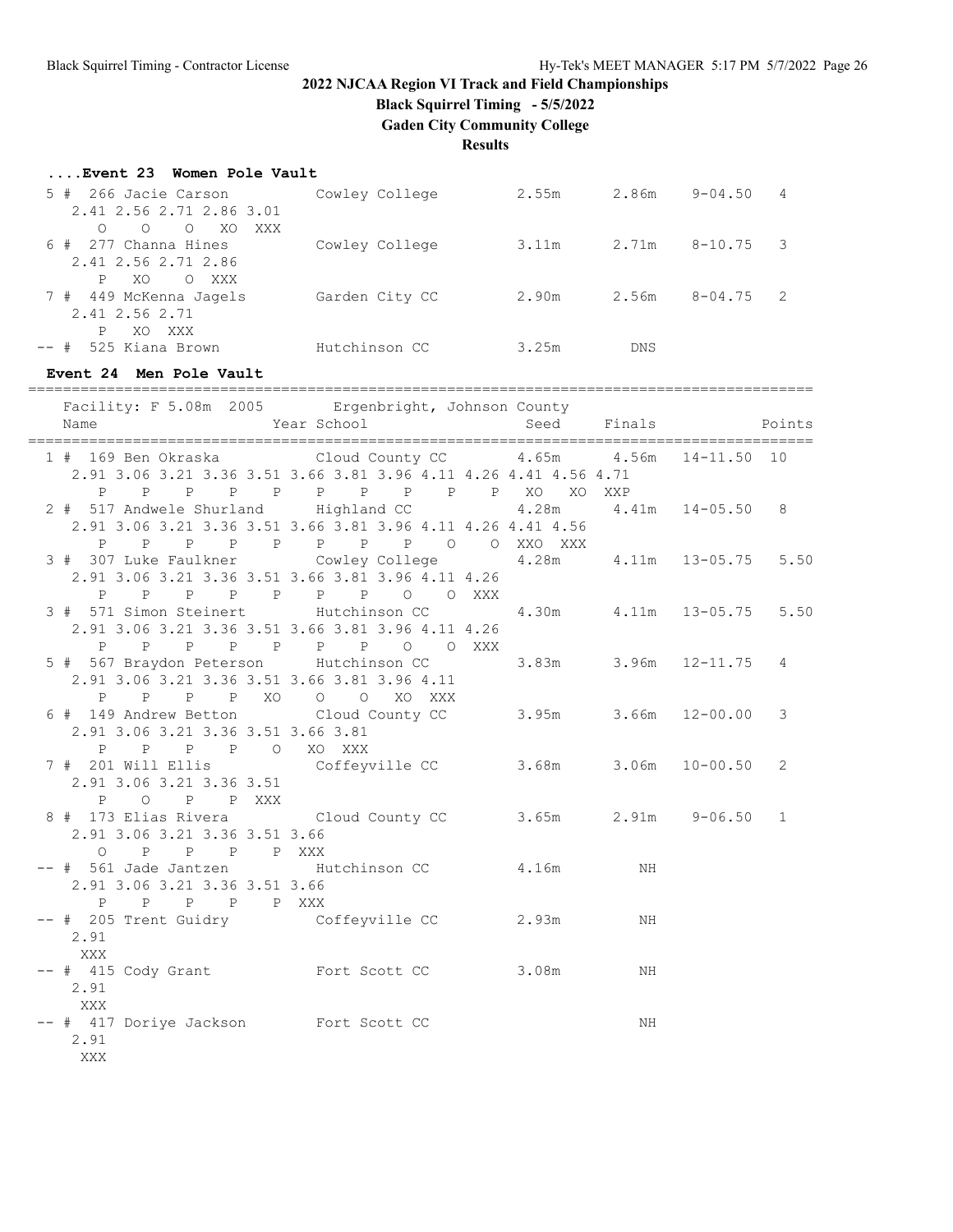## 2022 NJCAA Region VI Track and Field Championships

**Black Squirrel Timing - 5/5/2022**

**Gaden City Community College**

**Results**

### ....Event 23 Women Pole Vault

```
  5 # 266 Jacie Carson          Cowley College         2.55m      2.86m    9-04.50   4
    2.41 2.56 2.71 2.86 3.01
      O    O    O   XO  XXX
  6 # 277 Channa Hines          Cowley College         3.11m      2.71m    8-10.75   3
    2.41 2.56 2.71 2.86
      P   XO    O  XXX
  7 # 449 McKenna Jagels        Garden City CC         2.90m      2.56m    8-04.75   2
    2.41 2.56 2.71
      P   XO  XXX
 -- # 525 Kiana Brown           Hutchinson CC          3.25m        DNS
```

### Event 24 Men Pole Vault

```
==========================================================================================
    Facility: F 5.08m  2005        Ergenbright, Johnson County
    Name                    Year School                  Seed     Finals            Points
==========================================================================================
  1 # 169 Ben Okraska           Cloud County CC        4.65m      4.56m   14-11.50  10
    2.91 3.06 3.21 3.36 3.51 3.66 3.81 3.96 4.11 4.26 4.41 4.56 4.71
      P    P    P    P    P    P    P    P    P    P   XO   XO  XXP
  2 # 517 Andwele Shurland      Highland CC            4.28m      4.41m   14-05.50   8
    2.91 3.06 3.21 3.36 3.51 3.66 3.81 3.96 4.11 4.26 4.41 4.56
      P    P    P    P    P    P    P    P    O    O  XXO  XXX
  3 # 307 Luke Faulkner         Cowley College         4.28m      4.11m   13-05.75   5.50
    2.91 3.06 3.21 3.36 3.51 3.66 3.81 3.96 4.11 4.26
      P    P    P    P    P    P    P    O    O  XXX
  3 # 571 Simon Steinert        Hutchinson CC          4.30m      4.11m   13-05.75   5.50
    2.91 3.06 3.21 3.36 3.51 3.66 3.81 3.96 4.11 4.26
      P    P    P    P    P    P    P    O    O  XXX
  5 # 567 Braydon Peterson      Hutchinson CC          3.83m      3.96m   12-11.75   4
    2.91 3.06 3.21 3.36 3.51 3.66 3.81 3.96 4.11
      P    P    P    P   XO    O    O   XO  XXX
  6 # 149 Andrew Betton         Cloud County CC        3.95m      3.66m   12-00.00   3
    2.91 3.06 3.21 3.36 3.51 3.66 3.81
      P    P    P    P    O   XO  XXX
  7 # 201 Will Ellis            Coffeyville CC         3.68m      3.06m   10-00.50   2
    2.91 3.06 3.21 3.36 3.51
      P    O    P    P  XXX
  8 # 173 Elias Rivera          Cloud County CC        3.65m      2.91m    9-06.50   1
    2.91 3.06 3.21 3.36 3.51 3.66
      O    P    P    P    P  XXX
 -- # 561 Jade Jantzen          Hutchinson CC          4.16m         NH
    2.91 3.06 3.21 3.36 3.51 3.66
      P    P    P    P    P  XXX
 -- # 205 Trent Guidry          Coffeyville CC         2.93m         NH
    2.91
     XXX
 -- # 415 Cody Grant            Fort Scott CC          3.08m         NH
    2.91
     XXX
 -- # 417 Doriye Jackson        Fort Scott CC                        NH
    2.91
     XXX
```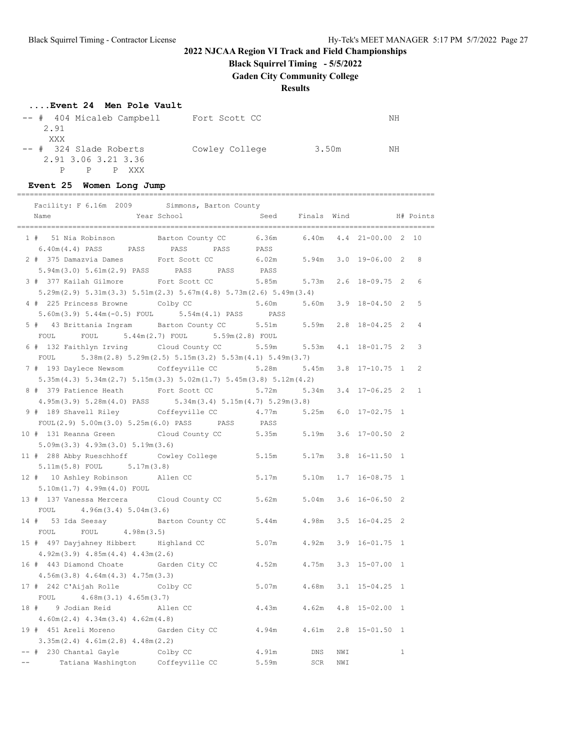## 2022 NJCAA Region VI Track and Field Championships

**Black Squirrel Timing - 5/5/2022**

**Gaden City Community College**

**Results**

### ....Event 24 Men Pole Vault

```
-- #  404 Micaleb Campbell       Fort Scott CC                            NH
    2.91
     XXX
-- #  324 Slade Roberts          Cowley College          3.50m            NH
    2.91 3.06 3.21 3.36
       P    P    P  XXX
```

### Event 25 Women Long Jump

```
=================================================================================================
    Facility: F 6.16m  2009        Simmons, Barton County
    Name                    Year School                 Seed     Finals  Wind          H# Points
=================================================================================================
  1 #   51 Nia Robinson          Barton County CC       6.36m      6.40m   4.4  21-00.00  2  10
     6.40m(4.4) PASS      PASS       PASS       PASS       PASS
  2 #  375 Damazvia Dames        Fort Scott CC          6.02m      5.94m   3.0  19-06.00  2   8
     5.94m(3.0) 5.61m(2.9) PASS      PASS       PASS       PASS
  3 #  377 Kailah Gilmore        Fort Scott CC          5.85m      5.73m   2.6  18-09.75  2   6
     5.29m(2.9) 5.31m(3.3) 5.51m(2.3) 5.67m(4.8) 5.73m(2.6) 5.49m(3.4)
  4 #  225 Princess Browne       Colby CC               5.60m      5.60m   3.9  18-04.50  2   5
     5.60m(3.9) 5.44m(-0.5) FOUL      5.54m(4.1) PASS       PASS
  5 #   43 Brittania Ingram      Barton County CC       5.51m      5.59m   2.8  18-04.25  2   4
     FOUL       FOUL       5.44m(2.7) FOUL       5.59m(2.8) FOUL
  6 #  132 Faithlyn Irving       Cloud County CC        5.59m      5.53m   4.1  18-01.75  2   3
     FOUL       5.38m(2.8) 5.29m(2.5) 5.15m(3.2) 5.53m(4.1) 5.49m(3.7)
  7 #  193 Daylece Newsom        Coffeyville CC         5.28m      5.45m   3.8  17-10.75  1   2
     5.35m(4.3) 5.34m(2.7) 5.15m(3.3) 5.02m(1.7) 5.45m(3.8) 5.12m(4.2)
  8 #  379 Patience Heath        Fort Scott CC          5.72m      5.34m   3.4  17-06.25  2   1
     4.95m(3.9) 5.28m(4.0) PASS       5.34m(3.4) 5.15m(4.7) 5.29m(3.8)
  9 #  189 Shavell Riley         Coffeyville CC         4.77m      5.25m   6.0  17-02.75  1
     FOUL(2.9) 5.00m(3.0) 5.25m(6.0) PASS       PASS       PASS
 10 #  131 Reanna Green          Cloud County CC        5.35m      5.19m   3.6  17-00.50  2
     5.09m(3.3) 4.93m(3.0) 5.19m(3.6)
 11 #  288 Abby Rueschhoff       Cowley College         5.15m      5.17m   3.8  16-11.50  1
     5.11m(5.8) FOUL       5.17m(3.8)
 12 #   10 Ashley Robinson       Allen CC               5.17m      5.10m   1.7  16-08.75  1
     5.10m(1.7) 4.99m(4.0) FOUL
 13 #  137 Vanessa Mercera       Cloud County CC        5.62m      5.04m   3.6  16-06.50  2
     FOUL       4.96m(3.4) 5.04m(3.6)
 14 #   53 Ida Seesay            Barton County CC       5.44m      4.98m   3.5  16-04.25  2
     FOUL       FOUL       4.98m(3.5)
 15 #  497 Dayjahney Hibbert     Highland CC            5.07m      4.92m   3.9  16-01.75  1
     4.92m(3.9) 4.85m(4.4) 4.43m(2.6)
 16 #  443 Diamond Choate        Garden City CC         4.52m      4.75m   3.3  15-07.00  1
     4.56m(3.8) 4.64m(4.3) 4.75m(3.3)
 17 #  242 C'Aijah Rolle         Colby CC               5.07m      4.68m   3.1  15-04.25  1
     FOUL       4.68m(3.1) 4.65m(3.7)
 18 #    9 Jodian Reid           Allen CC               4.43m      4.62m   4.8  15-02.00  1
     4.60m(2.4) 4.34m(3.4) 4.62m(4.8)
 19 #  451 Areli Moreno          Garden City CC         4.94m      4.61m   2.8  15-01.50  1
     3.35m(2.4) 4.61m(2.8) 4.48m(2.2)
 -- #  230 Chantal Gayle         Colby CC               4.91m        DNS   NWI             1
 --      Tatiana Washington      Coffeyville CC         5.59m        SCR   NWI
```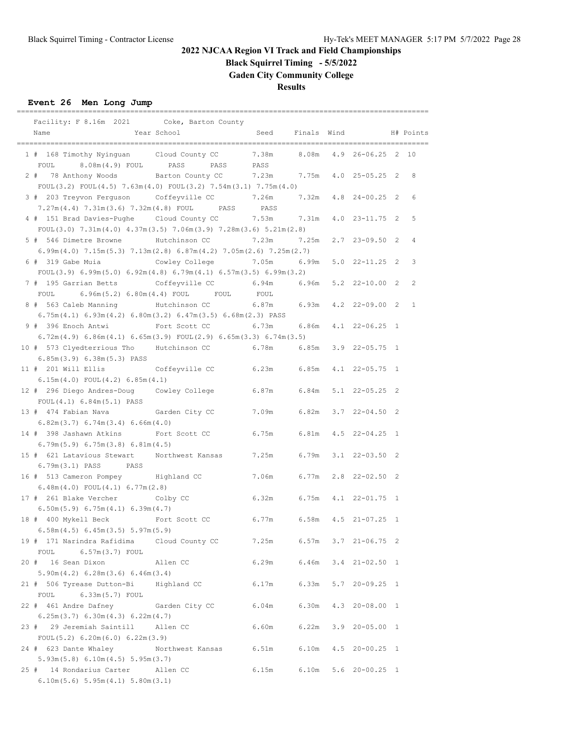# 2022 NJCAA Region VI Track and Field Championships

**Black Squirrel Timing - 5/5/2022**

**Gaden City Community College**

**Results**

### Event 26 Men Long Jump

Facility: F 8.16m 2021 Coke, Barton County

| Place | Name | Year | School | Seed | Finals | Wind | Imperial | H# | Points |
|---|---|---|---|---|---|---|---|---|---|
| 1 # | 168 Timothy Nyinguan | | Cloud County CC | 7.38m | 8.08m | 4.9 | 26-06.25 | 2 | 10 |
| | FOUL 8.08m(4.9) FOUL PASS PASS PASS | | | | | | | | |
| 2 # | 78 Anthony Woods | | Barton County CC | 7.23m | 7.75m | 4.0 | 25-05.25 | 2 | 8 |
| | FOUL(3.2) FOUL(4.5) 7.63m(4.0) FOUL(3.2) 7.54m(3.1) 7.75m(4.0) | | | | | | | | |
| 3 # | 203 Treyvon Ferguson | | Coffeyville CC | 7.26m | 7.32m | 4.8 | 24-00.25 | 2 | 6 |
| | 7.27m(4.4) 7.31m(3.6) 7.32m(4.8) FOUL PASS PASS | | | | | | | | |
| 4 # | 151 Brad Davies-Pughe | | Cloud County CC | 7.53m | 7.31m | 4.0 | 23-11.75 | 2 | 5 |
| | FOUL(3.0) 7.31m(4.0) 4.37m(3.5) 7.06m(3.9) 7.28m(3.6) 5.21m(2.8) | | | | | | | | |
| 5 # | 546 Dimetre Browne | | Hutchinson CC | 7.23m | 7.25m | 2.7 | 23-09.50 | 2 | 4 |
| | 6.99m(4.0) 7.15m(5.3) 7.13m(2.8) 6.87m(4.2) 7.05m(2.6) 7.25m(2.7) | | | | | | | | |
| 6 # | 319 Gabe Muia | | Cowley College | 7.05m | 6.99m | 5.0 | 22-11.25 | 2 | 3 |
| | FOUL(3.9) 6.99m(5.0) 6.92m(4.8) 6.79m(4.1) 6.57m(3.5) 6.99m(3.2) | | | | | | | | |
| 7 # | 195 Garrian Betts | | Coffeyville CC | 6.94m | 6.96m | 5.2 | 22-10.00 | 2 | 2 |
| | FOUL 6.96m(5.2) 6.80m(4.4) FOUL FOUL FOUL | | | | | | | | |
| 8 # | 563 Caleb Manning | | Hutchinson CC | 6.87m | 6.93m | 4.2 | 22-09.00 | 2 | 1 |
| | 6.75m(4.1) 6.93m(4.2) 6.80m(3.2) 6.47m(3.5) 6.68m(2.3) PASS | | | | | | | | |
| 9 # | 396 Enoch Antwi | | Fort Scott CC | 6.73m | 6.86m | 4.1 | 22-06.25 | 1 | |
| | 6.72m(4.9) 6.86m(4.1) 6.65m(3.9) FOUL(2.9) 6.65m(3.3) 6.74m(3.5) | | | | | | | | |
| 10 # | 573 Clyedterrious Tho | | Hutchinson CC | 6.78m | 6.85m | 3.9 | 22-05.75 | 1 | |
| | 6.85m(3.9) 6.38m(5.3) PASS | | | | | | | | |
| 11 # | 201 Will Ellis | | Coffeyville CC | 6.23m | 6.85m | 4.1 | 22-05.75 | 1 | |
| | 6.15m(4.0) FOUL(4.2) 6.85m(4.1) | | | | | | | | |
| 12 # | 296 Diego Andres-Doug | | Cowley College | 6.87m | 6.84m | 5.1 | 22-05.25 | 2 | |
| | FOUL(4.1) 6.84m(5.1) PASS | | | | | | | | |
| 13 # | 474 Fabian Nava | | Garden City CC | 7.09m | 6.82m | 3.7 | 22-04.50 | 2 | |
| | 6.82m(3.7) 6.74m(3.4) 6.66m(4.0) | | | | | | | | |
| 14 # | 398 Jashawn Atkins | | Fort Scott CC | 6.75m | 6.81m | 4.5 | 22-04.25 | 1 | |
| | 6.79m(5.9) 6.75m(3.8) 6.81m(4.5) | | | | | | | | |
| 15 # | 621 Latavious Stewart | | Northwest Kansas | 7.25m | 6.79m | 3.1 | 22-03.50 | 2 | |
| | 6.79m(3.1) PASS PASS | | | | | | | | |
| 16 # | 513 Cameron Pompey | | Highland CC | 7.06m | 6.77m | 2.8 | 22-02.50 | 2 | |
| | 6.48m(4.0) FOUL(4.1) 6.77m(2.8) | | | | | | | | |
| 17 # | 261 Blake Vercher | | Colby CC | 6.32m | 6.75m | 4.1 | 22-01.75 | 1 | |
| | 6.50m(5.9) 6.75m(4.1) 6.39m(4.7) | | | | | | | | |
| 18 # | 400 Mykell Beck | | Fort Scott CC | 6.77m | 6.58m | 4.5 | 21-07.25 | 1 | |
| | 6.58m(4.5) 6.45m(3.5) 5.97m(5.9) | | | | | | | | |
| 19 # | 171 Narindra Rafidima | | Cloud County CC | 7.25m | 6.57m | 3.7 | 21-06.75 | 2 | |
| | FOUL 6.57m(3.7) FOUL | | | | | | | | |
| 20 # | 16 Sean Dixon | | Allen CC | 6.29m | 6.46m | 3.4 | 21-02.50 | 1 | |
| | 5.90m(4.2) 6.28m(3.6) 6.46m(3.4) | | | | | | | | |
| 21 # | 506 Tyrease Dutton-Bi | | Highland CC | 6.17m | 6.33m | 5.7 | 20-09.25 | 1 | |
| | FOUL 6.33m(5.7) FOUL | | | | | | | | |
| 22 # | 461 Andre Dafney | | Garden City CC | 6.04m | 6.30m | 4.3 | 20-08.00 | 1 | |
| | 6.25m(3.7) 6.30m(4.3) 6.22m(4.7) | | | | | | | | |
| 23 # | 29 Jeremiah Saintill | | Allen CC | 6.60m | 6.22m | 3.9 | 20-05.00 | 1 | |
| | FOUL(5.2) 6.20m(6.0) 6.22m(3.9) | | | | | | | | |
| 24 # | 623 Dante Whaley | | Northwest Kansas | 6.51m | 6.10m | 4.5 | 20-00.25 | 1 | |
| | 5.93m(5.8) 6.10m(4.5) 5.95m(3.7) | | | | | | | | |
| 25 # | 14 Rondarius Carter | | Allen CC | 6.15m | 6.10m | 5.6 | 20-00.25 | 1 | |
| | 6.10m(5.6) 5.95m(4.1) 5.80m(3.1) | | | | | | | | |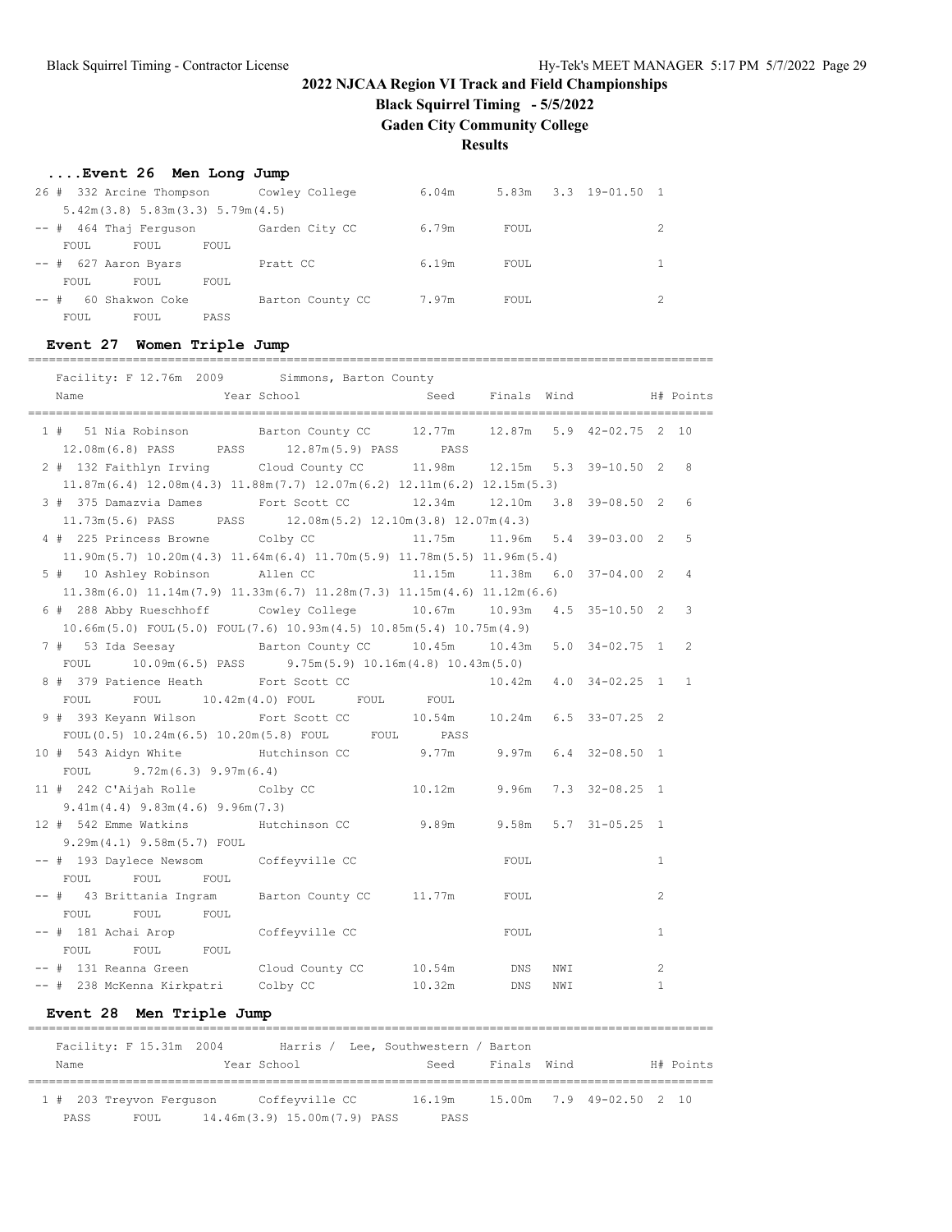# 2022 NJCAA Region VI Track and Field Championships

**Black Squirrel Timing - 5/5/2022**

**Gaden City Community College**

**Results**

### ....Event 26 Men Long Jump

```
 26 #  332 Arcine Thompson      Cowley College          6.04m      5.83m  3.3  19-01.50  1
     5.42m(3.8) 5.83m(3.3) 5.79m(4.5)
 -- #  464 Thaj Ferguson        Garden City CC          6.79m       FOUL                 2
     FOUL      FOUL      FOUL
 -- #  627 Aaron Byars          Pratt CC                6.19m       FOUL                 1
     FOUL      FOUL      FOUL
 -- #   60 Shakwon Coke         Barton County CC        7.97m       FOUL                 2
     FOUL      FOUL      PASS
```

### Event 27 Women Triple Jump

```
=================================================================================================
    Facility: F 12.76m  2009        Simmons, Barton County
    Name                    Year School                 Seed     Finals  Wind            H# Points
=================================================================================================
  1 #   51 Nia Robinson         Barton County CC       12.77m     12.87m  5.9  42-02.75  2  10
     12.08m(6.8) PASS      PASS      12.87m(5.9) PASS      PASS
  2 #  132 Faithlyn Irving      Cloud County CC        11.98m     12.15m  5.3  39-10.50  2   8
     11.87m(6.4) 12.08m(4.3) 11.88m(7.7) 12.07m(6.2) 12.11m(6.2) 12.15m(5.3)
  3 #  375 Damazvia Dames       Fort Scott CC          12.34m     12.10m  3.8  39-08.50  2   6
     11.73m(5.6) PASS      PASS      12.08m(5.2) 12.10m(3.8) 12.07m(4.3)
  4 #  225 Princess Browne      Colby CC               11.75m     11.96m  5.4  39-03.00  2   5
     11.90m(5.7) 10.20m(4.3) 11.64m(6.4) 11.70m(5.9) 11.78m(5.5) 11.96m(5.4)
  5 #   10 Ashley Robinson      Allen CC               11.15m     11.38m  6.0  37-04.00  2   4
     11.38m(6.0) 11.14m(7.9) 11.33m(6.7) 11.28m(7.3) 11.15m(4.6) 11.12m(6.6)
  6 #  288 Abby Rueschhoff      Cowley College         10.67m     10.93m  4.5  35-10.50  2   3
     10.66m(5.0) FOUL(5.0) FOUL(7.6) 10.93m(4.5) 10.85m(5.4) 10.75m(4.9)
  7 #   53 Ida Seesay           Barton County CC       10.45m     10.43m  5.0  34-02.75  1   2
     FOUL      10.09m(6.5) PASS      9.75m(5.9) 10.16m(4.8) 10.43m(5.0)
  8 #  379 Patience Heath       Fort Scott CC                     10.42m  4.0  34-02.25  1   1
     FOUL      FOUL      10.42m(4.0) FOUL      FOUL      FOUL
  9 #  393 Keyann Wilson        Fort Scott CC          10.54m     10.24m  6.5  33-07.25  2
     FOUL(0.5) 10.24m(6.5) 10.20m(5.8) FOUL      FOUL      PASS
 10 #  543 Aidyn White          Hutchinson CC           9.77m      9.97m  6.4  32-08.50  1
     FOUL      9.72m(6.3) 9.97m(6.4)
 11 #  242 C'Aijah Rolle        Colby CC               10.12m      9.96m  7.3  32-08.25  1
     9.41m(4.4) 9.83m(4.6) 9.96m(7.3)
 12 #  542 Emme Watkins         Hutchinson CC           9.89m      9.58m  5.7  31-05.25  1
     9.29m(4.1) 9.58m(5.7) FOUL
 -- #  193 Daylece Newsom       Coffeyville CC                      FOUL                 1
     FOUL      FOUL      FOUL
 -- #   43 Brittania Ingram     Barton County CC       11.77m       FOUL                 2
     FOUL      FOUL      FOUL
 -- #  181 Achai Arop           Coffeyville CC                      FOUL                 1
     FOUL      FOUL      FOUL
 -- #  131 Reanna Green         Cloud County CC        10.54m        DNS  NWI            2
 -- #  238 McKenna Kirkpatri    Colby CC               10.32m        DNS  NWI            1
```

### Event 28 Men Triple Jump

```
=================================================================================================
    Facility: F 15.31m  2004        Harris /  Lee, Southwestern / Barton
    Name                    Year School                 Seed     Finals  Wind            H# Points
=================================================================================================
  1 #  203 Treyvon Ferguson     Coffeyville CC         16.19m     15.00m  7.9  49-02.50  2  10
     PASS      FOUL      14.46m(3.9) 15.00m(7.9) PASS      PASS
```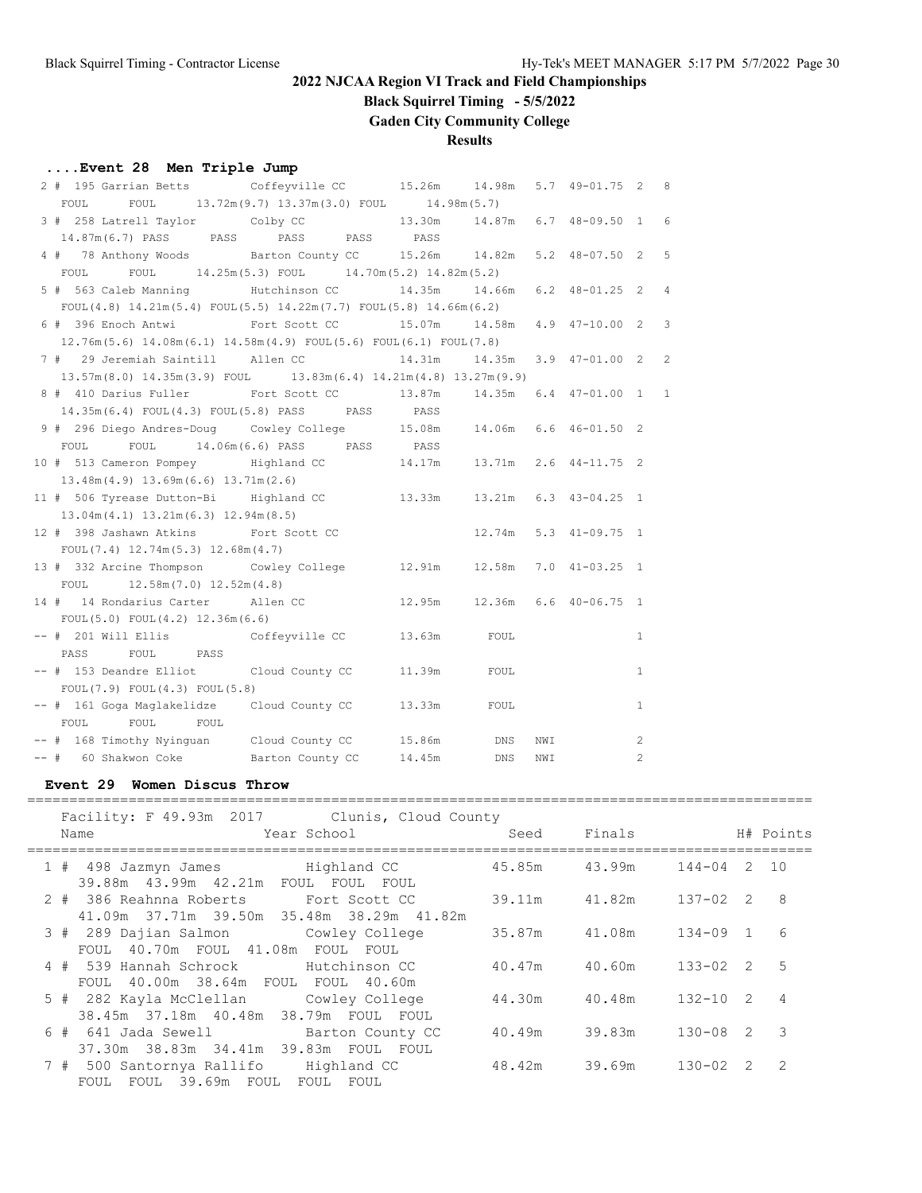# 2022 NJCAA Region VI Track and Field Championships

**Black Squirrel Timing - 5/5/2022**

**Gaden City Community College**

**Results**

### ....Event 28 Men Triple Jump

```
  2 #  195 Garrian Betts         Coffeyville CC        15.26m     14.98m   5.7  49-01.75  2   8
    FOUL      FOUL      13.72m(9.7) 13.37m(3.0) FOUL      14.98m(5.7)
  3 #  258 Latrell Taylor        Colby CC              13.30m     14.87m   6.7  48-09.50  1   6
    14.87m(6.7) PASS      PASS      PASS      PASS      PASS
  4 #   78 Anthony Woods         Barton County CC      15.26m     14.82m   5.2  48-07.50  2   5
    FOUL      FOUL      14.25m(5.3) FOUL      14.70m(5.2) 14.82m(5.2)
  5 #  563 Caleb Manning         Hutchinson CC         14.35m     14.66m   6.2  48-01.25  2   4
    FOUL(4.8) 14.21m(5.4) FOUL(5.5) 14.22m(7.7) FOUL(5.8) 14.66m(6.2)
  6 #  396 Enoch Antwi           Fort Scott CC         15.07m     14.58m   4.9  47-10.00  2   3
    12.76m(5.6) 14.08m(6.1) 14.58m(4.9) FOUL(5.6) FOUL(6.1) FOUL(7.8)
  7 #   29 Jeremiah Saintill     Allen CC              14.31m     14.35m   3.9  47-01.00  2   2
    13.57m(8.0) 14.35m(3.9) FOUL      13.83m(6.4) 14.21m(4.8) 13.27m(9.9)
  8 #  410 Darius Fuller         Fort Scott CC         13.87m     14.35m   6.4  47-01.00  1   1
    14.35m(6.4) FOUL(4.3) FOUL(5.8) PASS      PASS      PASS
  9 #  296 Diego Andres-Doug     Cowley College        15.08m     14.06m   6.6  46-01.50  2
    FOUL      FOUL      14.06m(6.6) PASS      PASS      PASS
 10 #  513 Cameron Pompey        Highland CC           14.17m     13.71m   2.6  44-11.75  2
    13.48m(4.9) 13.69m(6.6) 13.71m(2.6)
 11 #  506 Tyrease Dutton-Bi     Highland CC           13.33m     13.21m   6.3  43-04.25  1
    13.04m(4.1) 13.21m(6.3) 12.94m(8.5)
 12 #  398 Jashawn Atkins        Fort Scott CC                    12.74m   5.3  41-09.75  1
    FOUL(7.4) 12.74m(5.3) 12.68m(4.7)
 13 #  332 Arcine Thompson       Cowley College        12.91m     12.58m   7.0  41-03.25  1
    FOUL      12.58m(7.0) 12.52m(4.8)
 14 #   14 Rondarius Carter      Allen CC              12.95m     12.36m   6.6  40-06.75  1
    FOUL(5.0) FOUL(4.2) 12.36m(6.6)
 -- #  201 Will Ellis            Coffeyville CC        13.63m       FOUL                   1
    PASS      FOUL      PASS
 -- #  153 Deandre Elliot        Cloud County CC       11.39m       FOUL                   1
    FOUL(7.9) FOUL(4.3) FOUL(5.8)
 -- #  161 Goga Maglakelidze     Cloud County CC       13.33m       FOUL                   1
    FOUL      FOUL      FOUL
 -- #  168 Timothy Nyinguan      Cloud County CC       15.86m        DNS   NWI             2
 -- #   60 Shakwon Coke          Barton County CC      14.45m        DNS   NWI             2
```

### Event 29 Women Discus Throw

```
=============================================================================================
    Facility: F 49.93m  2017        Clunis, Cloud County
    Name                    Year School                 Seed     Finals            H# Points
=============================================================================================
  1 #  498 Jazmyn James          Highland CC           45.85m     43.99m    144-04  2  10
    39.88m  43.99m  42.21m  FOUL  FOUL  FOUL
  2 #  386 Reahnna Roberts       Fort Scott CC         39.11m     41.82m    137-02  2   8
    41.09m  37.71m  39.50m  35.48m  38.29m  41.82m
  3 #  289 Dajian Salmon         Cowley College        35.87m     41.08m    134-09  1   6
    FOUL  40.70m  FOUL  41.08m  FOUL  FOUL
  4 #  539 Hannah Schrock        Hutchinson CC         40.47m     40.60m    133-02  2   5
    FOUL  40.00m  38.64m  FOUL  FOUL  40.60m
  5 #  282 Kayla McClellan       Cowley College        44.30m     40.48m    132-10  2   4
    38.45m  37.18m  40.48m  38.79m  FOUL  FOUL
  6 #  641 Jada Sewell           Barton County CC      40.49m     39.83m    130-08  2   3
    37.30m  38.83m  34.41m  39.83m  FOUL  FOUL
  7 #  500 Santornya Rallifo     Highland CC           48.42m     39.69m    130-02  2   2
    FOUL  FOUL  39.69m  FOUL  FOUL  FOUL
```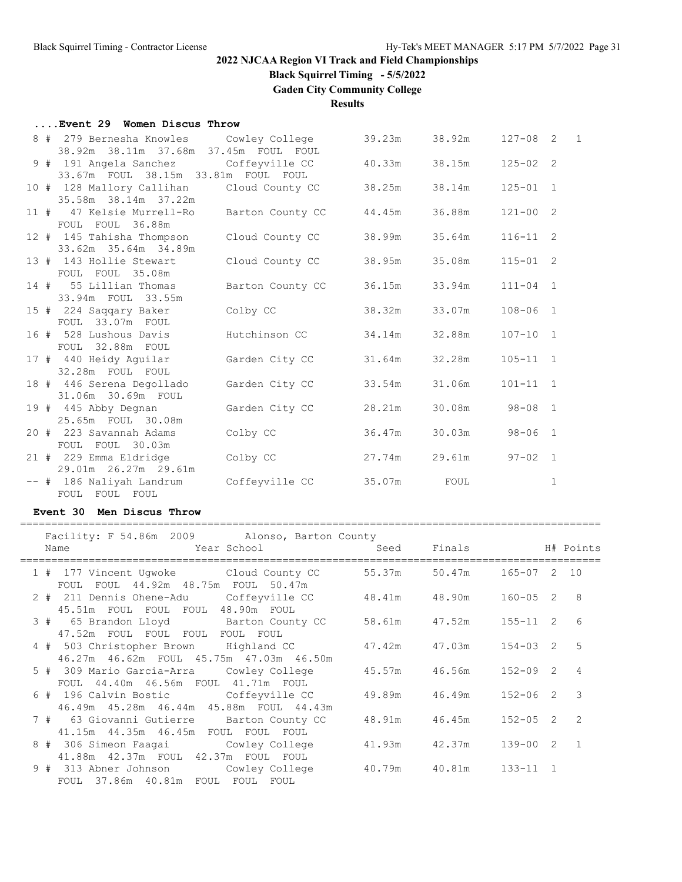## 2022 NJCAA Region VI Track and Field Championships

**Black Squirrel Timing - 5/5/2022**

**Gaden City Community College**

**Results**

### ....Event 29 Women Discus Throw

| | | | | | | | | |
|---|---|---|---|---|---|---|---|---|
| 8 | # | 279 Bernesha Knowles | Cowley College | 39.23m | 38.92m | 127-08 | 2 | 1 |
| | | 38.92m 38.11m 37.68m 37.45m FOUL FOUL | | | | | | |
| 9 | # | 191 Angela Sanchez | Coffeyville CC | 40.33m | 38.15m | 125-02 | 2 | |
| | | 33.67m FOUL 38.15m 33.81m FOUL FOUL | | | | | | |
| 10 | # | 128 Mallory Callihan | Cloud County CC | 38.25m | 38.14m | 125-01 | 1 | |
| | | 35.58m 38.14m 37.22m | | | | | | |
| 11 | # | 47 Kelsie Murrell-Ro | Barton County CC | 44.45m | 36.88m | 121-00 | 2 | |
| | | FOUL FOUL 36.88m | | | | | | |
| 12 | # | 145 Tahisha Thompson | Cloud County CC | 38.99m | 35.64m | 116-11 | 2 | |
| | | 33.62m 35.64m 34.89m | | | | | | |
| 13 | # | 143 Hollie Stewart | Cloud County CC | 38.95m | 35.08m | 115-01 | 2 | |
| | | FOUL FOUL 35.08m | | | | | | |
| 14 | # | 55 Lillian Thomas | Barton County CC | 36.15m | 33.94m | 111-04 | 1 | |
| | | 33.94m FOUL 33.55m | | | | | | |
| 15 | # | 224 Saqqary Baker | Colby CC | 38.32m | 33.07m | 108-06 | 1 | |
| | | FOUL 33.07m FOUL | | | | | | |
| 16 | # | 528 Lushous Davis | Hutchinson CC | 34.14m | 32.88m | 107-10 | 1 | |
| | | FOUL 32.88m FOUL | | | | | | |
| 17 | # | 440 Heidy Aguilar | Garden City CC | 31.64m | 32.28m | 105-11 | 1 | |
| | | 32.28m FOUL FOUL | | | | | | |
| 18 | # | 446 Serena Degollado | Garden City CC | 33.54m | 31.06m | 101-11 | 1 | |
| | | 31.06m 30.69m FOUL | | | | | | |
| 19 | # | 445 Abby Degnan | Garden City CC | 28.21m | 30.08m | 98-08 | 1 | |
| | | 25.65m FOUL 30.08m | | | | | | |
| 20 | # | 223 Savannah Adams | Colby CC | 36.47m | 30.03m | 98-06 | 1 | |
| | | FOUL FOUL 30.03m | | | | | | |
| 21 | # | 229 Emma Eldridge | Colby CC | 27.74m | 29.61m | 97-02 | 1 | |
| | | 29.01m 26.27m 29.61m | | | | | | |
| -- | # | 186 Naliyah Landrum | Coffeyville CC | 35.07m | FOUL | | 1 | |
| | | FOUL FOUL FOUL | | | | | | |

### Event 30 Men Discus Throw

Facility: F 54.86m 2009 Alonso, Barton County

| | | Name | Year School | Seed | Finals | | H# | Points |
|---|---|---|---|---|---|---|---|---|
| 1 | # | 177 Vincent Ugwoke | Cloud County CC | 55.37m | 50.47m | 165-07 | 2 | 10 |
| | | FOUL FOUL 44.92m 48.75m FOUL 50.47m | | | | | | |
| 2 | # | 211 Dennis Ohene-Adu | Coffeyville CC | 48.41m | 48.90m | 160-05 | 2 | 8 |
| | | 45.51m FOUL FOUL FOUL 48.90m FOUL | | | | | | |
| 3 | # | 65 Brandon Lloyd | Barton County CC | 58.61m | 47.52m | 155-11 | 2 | 6 |
| | | 47.52m FOUL FOUL FOUL FOUL FOUL | | | | | | |
| 4 | # | 503 Christopher Brown | Highland CC | 47.42m | 47.03m | 154-03 | 2 | 5 |
| | | 46.27m 46.62m FOUL 45.75m 47.03m 46.50m | | | | | | |
| 5 | # | 309 Mario Garcia-Arra | Cowley College | 45.57m | 46.56m | 152-09 | 2 | 4 |
| | | FOUL 44.40m 46.56m FOUL 41.71m FOUL | | | | | | |
| 6 | # | 196 Calvin Bostic | Coffeyville CC | 49.89m | 46.49m | 152-06 | 2 | 3 |
| | | 46.49m 45.28m 46.44m 45.88m FOUL 44.43m | | | | | | |
| 7 | # | 63 Giovanni Gutierre | Barton County CC | 48.91m | 46.45m | 152-05 | 2 | 2 |
| | | 41.15m 44.35m 46.45m FOUL FOUL FOUL | | | | | | |
| 8 | # | 306 Simeon Faagai | Cowley College | 41.93m | 42.37m | 139-00 | 2 | 1 |
| | | 41.88m 42.37m FOUL 42.37m FOUL FOUL | | | | | | |
| 9 | # | 313 Abner Johnson | Cowley College | 40.79m | 40.81m | 133-11 | 1 | |
| | | FOUL 37.86m 40.81m FOUL FOUL FOUL | | | | | | |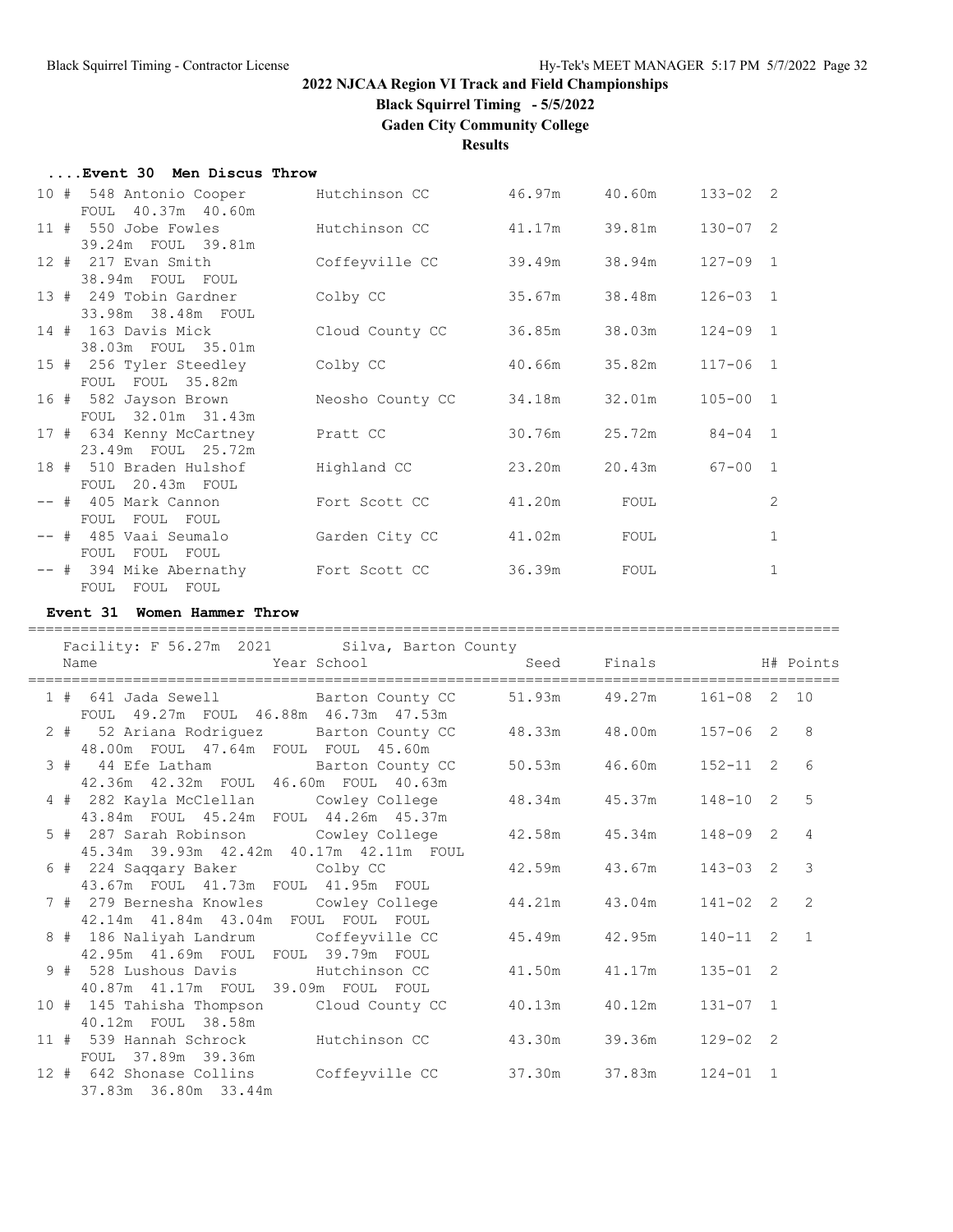## 2022 NJCAA Region VI Track and Field Championships

**Black Squirrel Timing - 5/5/2022**

**Gaden City Community College**

**Results**

### ....Event 30 Men Discus Throw

| Place | Name | School | Seed | Finals | | H# | Points |
|---|---|---|---|---|---|---|---|
| 10 # | 548 Antonio Cooper | Hutchinson CC | 46.97m | 40.60m | 133-02 | 2 | |
| | FOUL 40.37m 40.60m | | | | | | |
| 11 # | 550 Jobe Fowles | Hutchinson CC | 41.17m | 39.81m | 130-07 | 2 | |
| | 39.24m FOUL 39.81m | | | | | | |
| 12 # | 217 Evan Smith | Coffeyville CC | 39.49m | 38.94m | 127-09 | 1 | |
| | 38.94m FOUL FOUL | | | | | | |
| 13 # | 249 Tobin Gardner | Colby CC | 35.67m | 38.48m | 126-03 | 1 | |
| | 33.98m 38.48m FOUL | | | | | | |
| 14 # | 163 Davis Mick | Cloud County CC | 36.85m | 38.03m | 124-09 | 1 | |
| | 38.03m FOUL 35.01m | | | | | | |
| 15 # | 256 Tyler Steedley | Colby CC | 40.66m | 35.82m | 117-06 | 1 | |
| | FOUL FOUL 35.82m | | | | | | |
| 16 # | 582 Jayson Brown | Neosho County CC | 34.18m | 32.01m | 105-00 | 1 | |
| | FOUL 32.01m 31.43m | | | | | | |
| 17 # | 634 Kenny McCartney | Pratt CC | 30.76m | 25.72m | 84-04 | 1 | |
| | 23.49m FOUL 25.72m | | | | | | |
| 18 # | 510 Braden Hulshof | Highland CC | 23.20m | 20.43m | 67-00 | 1 | |
| | FOUL 20.43m FOUL | | | | | | |
| -- # | 405 Mark Cannon | Fort Scott CC | 41.20m | FOUL | | 2 | |
| | FOUL FOUL FOUL | | | | | | |
| -- # | 485 Vaai Seumalo | Garden City CC | 41.02m | FOUL | | 1 | |
| | FOUL FOUL FOUL | | | | | | |
| -- # | 394 Mike Abernathy | Fort Scott CC | 36.39m | FOUL | | 1 | |
| | FOUL FOUL FOUL | | | | | | |

### Event 31 Women Hammer Throw

Facility: F 56.27m 2021 Silva, Barton County

| Place | Name | Year School | Seed | Finals | | H# | Points |
|---|---|---|---|---|---|---|---|
| 1 # | 641 Jada Sewell | Barton County CC | 51.93m | 49.27m | 161-08 | 2 | 10 |
| | FOUL 49.27m FOUL 46.88m 46.73m 47.53m | | | | | | |
| 2 # | 52 Ariana Rodriguez | Barton County CC | 48.33m | 48.00m | 157-06 | 2 | 8 |
| | 48.00m FOUL 47.64m FOUL FOUL 45.60m | | | | | | |
| 3 # | 44 Efe Latham | Barton County CC | 50.53m | 46.60m | 152-11 | 2 | 6 |
| | 42.36m 42.32m FOUL 46.60m FOUL 40.63m | | | | | | |
| 4 # | 282 Kayla McClellan | Cowley College | 48.34m | 45.37m | 148-10 | 2 | 5 |
| | 43.84m FOUL 45.24m FOUL 44.26m 45.37m | | | | | | |
| 5 # | 287 Sarah Robinson | Cowley College | 42.58m | 45.34m | 148-09 | 2 | 4 |
| | 45.34m 39.93m 42.42m 40.17m 42.11m FOUL | | | | | | |
| 6 # | 224 Saqqary Baker | Colby CC | 42.59m | 43.67m | 143-03 | 2 | 3 |
| | 43.67m FOUL 41.73m FOUL 41.95m FOUL | | | | | | |
| 7 # | 279 Bernesha Knowles | Cowley College | 44.21m | 43.04m | 141-02 | 2 | 2 |
| | 42.14m 41.84m 43.04m FOUL FOUL FOUL | | | | | | |
| 8 # | 186 Naliyah Landrum | Coffeyville CC | 45.49m | 42.95m | 140-11 | 2 | 1 |
| | 42.95m 41.69m FOUL FOUL 39.79m FOUL | | | | | | |
| 9 # | 528 Lushous Davis | Hutchinson CC | 41.50m | 41.17m | 135-01 | 2 | |
| | 40.87m 41.17m FOUL 39.09m FOUL FOUL | | | | | | |
| 10 # | 145 Tahisha Thompson | Cloud County CC | 40.13m | 40.12m | 131-07 | 1 | |
| | 40.12m FOUL 38.58m | | | | | | |
| 11 # | 539 Hannah Schrock | Hutchinson CC | 43.30m | 39.36m | 129-02 | 2 | |
| | FOUL 37.89m 39.36m | | | | | | |
| 12 # | 642 Shonase Collins | Coffeyville CC | 37.30m | 37.83m | 124-01 | 1 | |
| | 37.83m 36.80m 33.44m | | | | | | |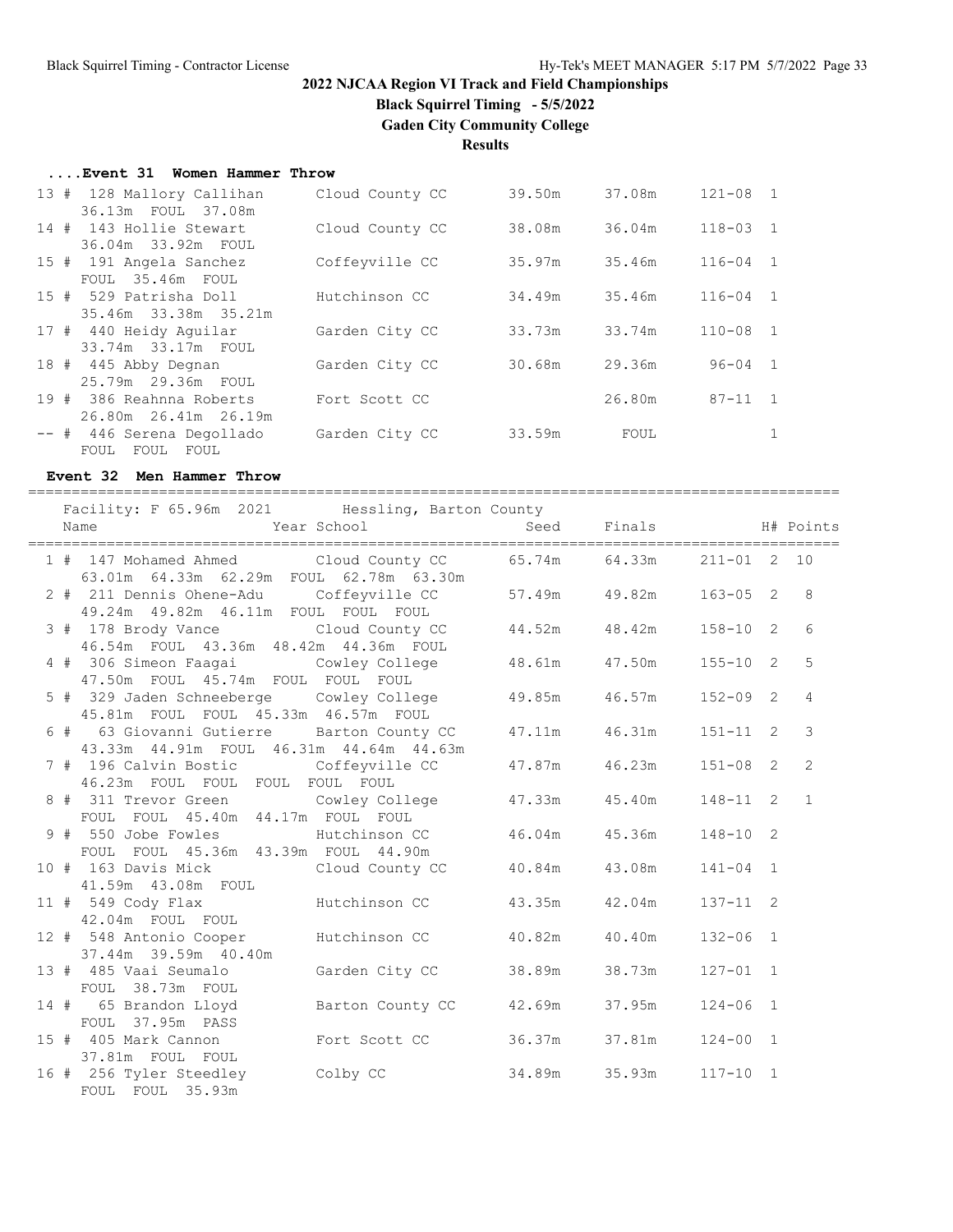## 2022 NJCAA Region VI Track and Field Championships

**Black Squirrel Timing - 5/5/2022**

**Gaden City Community College**

**Results**

### ....Event 31 Women Hammer Throw

| Place | # | Name | School | Seed | Finals | | H# |
|---|---|---|---|---|---|---|---|
| 13 | 128 | Mallory Callihan | Cloud County CC | 39.50m | 37.08m | 121-08 | 1 |
| | | 36.13m FOUL 37.08m | | | | | |
| 14 | 143 | Hollie Stewart | Cloud County CC | 38.08m | 36.04m | 118-03 | 1 |
| | | 36.04m 33.92m FOUL | | | | | |
| 15 | 191 | Angela Sanchez | Coffeyville CC | 35.97m | 35.46m | 116-04 | 1 |
| | | FOUL 35.46m FOUL | | | | | |
| 15 | 529 | Patrisha Doll | Hutchinson CC | 34.49m | 35.46m | 116-04 | 1 |
| | | 35.46m 33.38m 35.21m | | | | | |
| 17 | 440 | Heidy Aguilar | Garden City CC | 33.73m | 33.74m | 110-08 | 1 |
| | | 33.74m 33.17m FOUL | | | | | |
| 18 | 445 | Abby Degnan | Garden City CC | 30.68m | 29.36m | 96-04 | 1 |
| | | 25.79m 29.36m FOUL | | | | | |
| 19 | 386 | Reahnna Roberts | Fort Scott CC | | 26.80m | 87-11 | 1 |
| | | 26.80m 26.41m 26.19m | | | | | |
| -- | 446 | Serena Degollado | Garden City CC | 33.59m | FOUL | | 1 |
| | | FOUL FOUL FOUL | | | | | |

### Event 32 Men Hammer Throw

Facility: F 65.96m 2021 Hessling, Barton County

| Place | # | Name | Year School | Seed | Finals | | H# | Points |
|---|---|---|---|---|---|---|---|---|
| 1 | 147 | Mohamed Ahmed | Cloud County CC | 65.74m | 64.33m | 211-01 | 2 | 10 |
| | | 63.01m 64.33m 62.29m FOUL 62.78m 63.30m | | | | | | |
| 2 | 211 | Dennis Ohene-Adu | Coffeyville CC | 57.49m | 49.82m | 163-05 | 2 | 8 |
| | | 49.24m 49.82m 46.11m FOUL FOUL FOUL | | | | | | |
| 3 | 178 | Brody Vance | Cloud County CC | 44.52m | 48.42m | 158-10 | 2 | 6 |
| | | 46.54m FOUL 43.36m 48.42m 44.36m FOUL | | | | | | |
| 4 | 306 | Simeon Faagai | Cowley College | 48.61m | 47.50m | 155-10 | 2 | 5 |
| | | 47.50m FOUL 45.74m FOUL FOUL FOUL | | | | | | |
| 5 | 329 | Jaden Schneeberge | Cowley College | 49.85m | 46.57m | 152-09 | 2 | 4 |
| | | 45.81m FOUL FOUL 45.33m 46.57m FOUL | | | | | | |
| 6 | 63 | Giovanni Gutierre | Barton County CC | 47.11m | 46.31m | 151-11 | 2 | 3 |
| | | 43.33m 44.91m FOUL 46.31m 44.64m 44.63m | | | | | | |
| 7 | 196 | Calvin Bostic | Coffeyville CC | 47.87m | 46.23m | 151-08 | 2 | 2 |
| | | 46.23m FOUL FOUL FOUL FOUL FOUL | | | | | | |
| 8 | 311 | Trevor Green | Cowley College | 47.33m | 45.40m | 148-11 | 2 | 1 |
| | | FOUL FOUL 45.40m 44.17m FOUL FOUL | | | | | | |
| 9 | 550 | Jobe Fowles | Hutchinson CC | 46.04m | 45.36m | 148-10 | 2 | |
| | | FOUL FOUL 45.36m 43.39m FOUL 44.90m | | | | | | |
| 10 | 163 | Davis Mick | Cloud County CC | 40.84m | 43.08m | 141-04 | 1 | |
| | | 41.59m 43.08m FOUL | | | | | | |
| 11 | 549 | Cody Flax | Hutchinson CC | 43.35m | 42.04m | 137-11 | 2 | |
| | | 42.04m FOUL FOUL | | | | | | |
| 12 | 548 | Antonio Cooper | Hutchinson CC | 40.82m | 40.40m | 132-06 | 1 | |
| | | 37.44m 39.59m 40.40m | | | | | | |
| 13 | 485 | Vaai Seumalo | Garden City CC | 38.89m | 38.73m | 127-01 | 1 | |
| | | FOUL 38.73m FOUL | | | | | | |
| 14 | 65 | Brandon Lloyd | Barton County CC | 42.69m | 37.95m | 124-06 | 1 | |
| | | FOUL 37.95m PASS | | | | | | |
| 15 | 405 | Mark Cannon | Fort Scott CC | 36.37m | 37.81m | 124-00 | 1 | |
| | | 37.81m FOUL FOUL | | | | | | |
| 16 | 256 | Tyler Steedley | Colby CC | 34.89m | 35.93m | 117-10 | 1 | |
| | | FOUL FOUL 35.93m | | | | | | |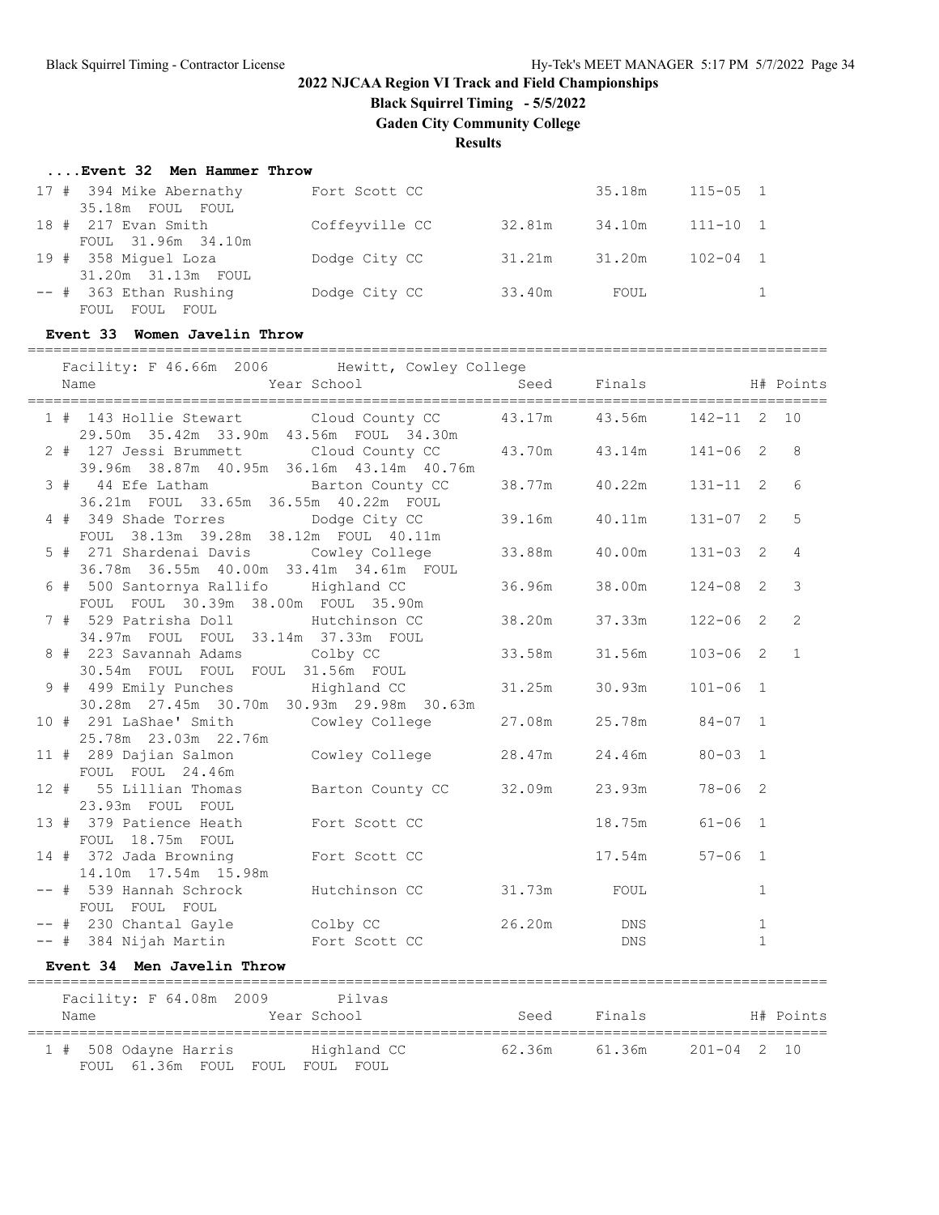# 2022 NJCAA Region VI Track and Field Championships

**Black Squirrel Timing - 5/5/2022**

**Gaden City Community College**

**Results**

### ....Event 32 Men Hammer Throw

| Place | # | Name | School | Seed | Finals | | H# | Points |
|---|---|---|---|---|---|---|---|---|
| 17 | 394 | Mike Abernathy | Fort Scott CC | | 35.18m | 115-05 | 1 | |
| | | 35.18m FOUL FOUL | | | | | | |
| 18 | 217 | Evan Smith | Coffeyville CC | 32.81m | 34.10m | 111-10 | 1 | |
| | | FOUL 31.96m 34.10m | | | | | | |
| 19 | 358 | Miguel Loza | Dodge City CC | 31.21m | 31.20m | 102-04 | 1 | |
| | | 31.20m 31.13m FOUL | | | | | | |
| -- | 363 | Ethan Rushing | Dodge City CC | 33.40m | FOUL | | 1 | |
| | | FOUL FOUL FOUL | | | | | | |

### Event 33 Women Javelin Throw

Facility: F 46.66m 2006 Hewitt, Cowley College

| Place | # | Name | Year School | Seed | Finals | | H# | Points |
|---|---|---|---|---|---|---|---|---|
| 1 | 143 | Hollie Stewart | Cloud County CC | 43.17m | 43.56m | 142-11 | 2 | 10 |
| | | 29.50m 35.42m 33.90m 43.56m FOUL 34.30m | | | | | | |
| 2 | 127 | Jessi Brummett | Cloud County CC | 43.70m | 43.14m | 141-06 | 2 | 8 |
| | | 39.96m 38.87m 40.95m 36.16m 43.14m 40.76m | | | | | | |
| 3 | 44 | Efe Latham | Barton County CC | 38.77m | 40.22m | 131-11 | 2 | 6 |
| | | 36.21m FOUL 33.65m 36.55m 40.22m FOUL | | | | | | |
| 4 | 349 | Shade Torres | Dodge City CC | 39.16m | 40.11m | 131-07 | 2 | 5 |
| | | FOUL 38.13m 39.28m 38.12m FOUL 40.11m | | | | | | |
| 5 | 271 | Shardenai Davis | Cowley College | 33.88m | 40.00m | 131-03 | 2 | 4 |
| | | 36.78m 36.55m 40.00m 33.41m 34.61m FOUL | | | | | | |
| 6 | 500 | Santornya Rallifo | Highland CC | 36.96m | 38.00m | 124-08 | 2 | 3 |
| | | FOUL FOUL 30.39m 38.00m FOUL 35.90m | | | | | | |
| 7 | 529 | Patrisha Doll | Hutchinson CC | 38.20m | 37.33m | 122-06 | 2 | 2 |
| | | 34.97m FOUL FOUL 33.14m 37.33m FOUL | | | | | | |
| 8 | 223 | Savannah Adams | Colby CC | 33.58m | 31.56m | 103-06 | 2 | 1 |
| | | 30.54m FOUL FOUL FOUL 31.56m FOUL | | | | | | |
| 9 | 499 | Emily Punches | Highland CC | 31.25m | 30.93m | 101-06 | 1 | |
| | | 30.28m 27.45m 30.70m 30.93m 29.98m 30.63m | | | | | | |
| 10 | 291 | LaShae' Smith | Cowley College | 27.08m | 25.78m | 84-07 | 1 | |
| | | 25.78m 23.03m 22.76m | | | | | | |
| 11 | 289 | Dajian Salmon | Cowley College | 28.47m | 24.46m | 80-03 | 1 | |
| | | FOUL FOUL 24.46m | | | | | | |
| 12 | 55 | Lillian Thomas | Barton County CC | 32.09m | 23.93m | 78-06 | 2 | |
| | | 23.93m FOUL FOUL | | | | | | |
| 13 | 379 | Patience Heath | Fort Scott CC | | 18.75m | 61-06 | 1 | |
| | | FOUL 18.75m FOUL | | | | | | |
| 14 | 372 | Jada Browning | Fort Scott CC | | 17.54m | 57-06 | 1 | |
| | | 14.10m 17.54m 15.98m | | | | | | |
| -- | 539 | Hannah Schrock | Hutchinson CC | 31.73m | FOUL | | 1 | |
| | | FOUL FOUL FOUL | | | | | | |
| -- | 230 | Chantal Gayle | Colby CC | 26.20m | DNS | | 1 | |
| -- | 384 | Nijah Martin | Fort Scott CC | | DNS | | 1 | |

### Event 34 Men Javelin Throw

Facility: F 64.08m 2009 Pilvas

| Place | # | Name | Year School | Seed | Finals | | H# | Points |
|---|---|---|---|---|---|---|---|---|
| 1 | 508 | Odayne Harris | Highland CC | 62.36m | 61.36m | 201-04 | 2 | 10 |
| | | FOUL 61.36m FOUL FOUL FOUL FOUL | | | | | | |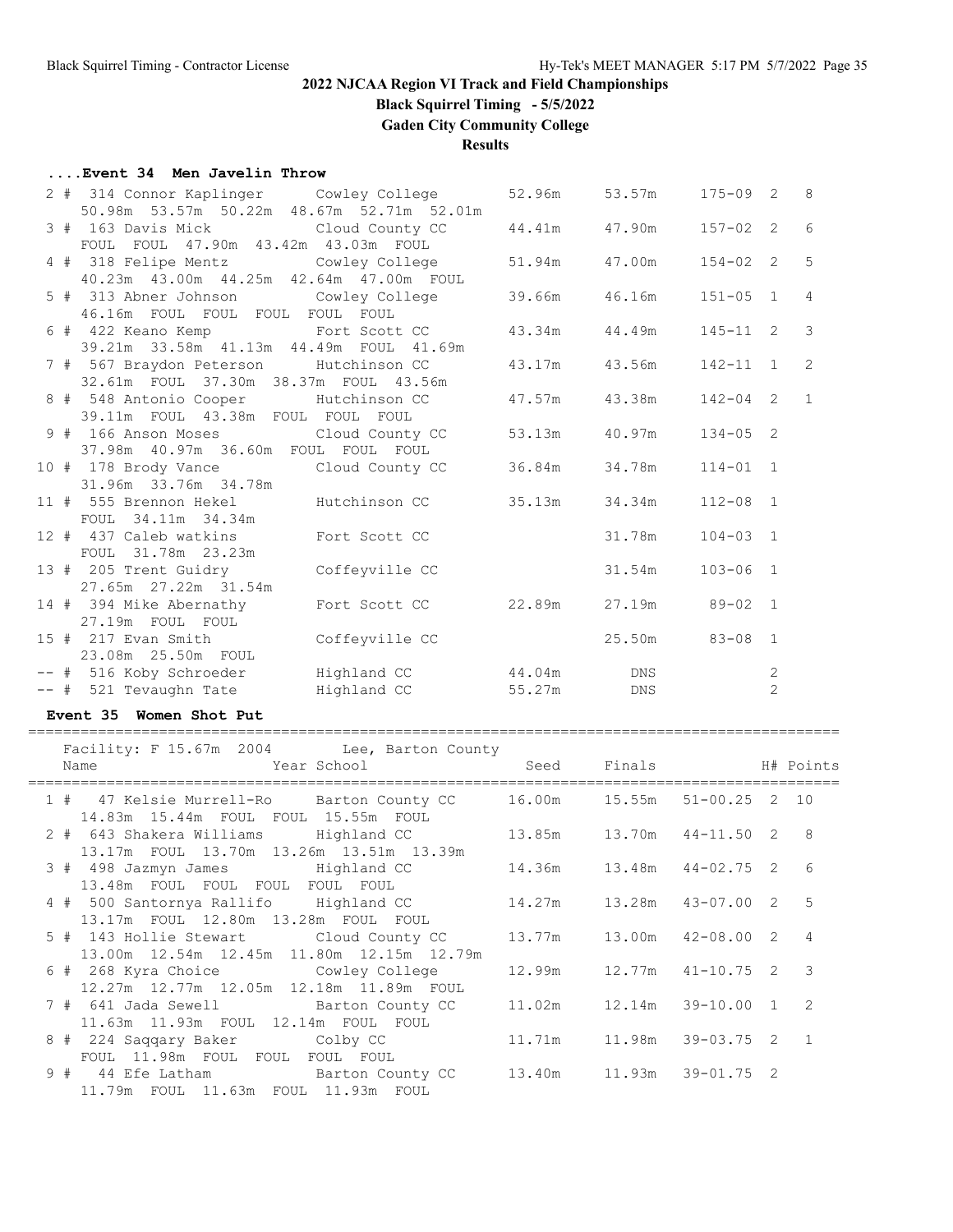Black Squirrel Timing - Contractor License Hy-Tek's MEET MANAGER 5:17 PM 5/7/2022 Page 35

## 2022 NJCAA Region VI Track and Field Championships

**Black Squirrel Timing - 5/5/2022**

**Gaden City Community College**

**Results**

### ....Event 34 Men Javelin Throw

```
  2 #  314 Connor Kaplinger     Cowley College         52.96m     53.57m     175-09  2   8
     50.98m  53.57m  50.22m  48.67m  52.71m  52.01m
  3 #  163 Davis Mick           Cloud County CC        44.41m     47.90m     157-02  2   6
     FOUL  FOUL  47.90m  43.42m  43.03m  FOUL
  4 #  318 Felipe Mentz         Cowley College         51.94m     47.00m     154-02  2   5
     40.23m  43.00m  44.25m  42.64m  47.00m  FOUL
  5 #  313 Abner Johnson        Cowley College         39.66m     46.16m     151-05  1   4
     46.16m  FOUL  FOUL  FOUL  FOUL  FOUL
  6 #  422 Keano Kemp           Fort Scott CC          43.34m     44.49m     145-11  2   3
     39.21m  33.58m  41.13m  44.49m  FOUL  41.69m
  7 #  567 Braydon Peterson     Hutchinson CC          43.17m     43.56m     142-11  1   2
     32.61m  FOUL  37.30m  38.37m  FOUL  43.56m
  8 #  548 Antonio Cooper       Hutchinson CC          47.57m     43.38m     142-04  2   1
     39.11m  FOUL  43.38m  FOUL  FOUL  FOUL
  9 #  166 Anson Moses          Cloud County CC        53.13m     40.97m     134-05  2
     37.98m  40.97m  36.60m  FOUL  FOUL  FOUL
 10 #  178 Brody Vance          Cloud County CC        36.84m     34.78m     114-01  1
     31.96m  33.78m  34.78m
 11 #  555 Brennon Hekel        Hutchinson CC          35.13m     34.34m     112-08  1
     FOUL  34.11m  34.34m
 12 #  437 Caleb watkins        Fort Scott CC                     31.78m     104-03  1
     FOUL  31.78m  23.23m
 13 #  205 Trent Guidry         Coffeyville CC                    31.54m     103-06  1
     27.65m  27.22m  31.54m
 14 #  394 Mike Abernathy       Fort Scott CC          22.89m     27.19m      89-02  1
     27.19m  FOUL  FOUL
 15 #  217 Evan Smith           Coffeyville CC                    25.50m      83-08  1
     23.08m  25.50m  FOUL
 -- #  516 Koby Schroeder       Highland CC            44.04m        DNS              2
 -- #  521 Tevaughn Tate        Highland CC            55.27m        DNS              2
```

### Event 35 Women Shot Put

```
==========================================================================================
    Facility: F 15.67m  2004        Lee, Barton County
    Name                    Year School             Seed     Finals              H# Points
==========================================================================================
  1 #   47 Kelsie Murrell-Ro    Barton County CC       16.00m     15.55m  51-00.25  2  10
     14.83m  15.44m  FOUL  FOUL  15.55m  FOUL
  2 #  643 Shakera Williams     Highland CC            13.85m     13.70m  44-11.50  2   8
     13.17m  FOUL  13.70m  13.26m  13.51m  13.39m
  3 #  498 Jazmyn James         Highland CC            14.36m     13.48m  44-02.75  2   6
     13.48m  FOUL  FOUL  FOUL  FOUL  FOUL
  4 #  500 Santornya Rallifo    Highland CC            14.27m     13.28m  43-07.00  2   5
     13.17m  FOUL  12.80m  13.28m  FOUL  FOUL
  5 #  143 Hollie Stewart       Cloud County CC        13.77m     13.00m  42-08.00  2   4
     13.00m  12.54m  12.45m  11.80m  12.15m  12.79m
  6 #  268 Kyra Choice          Cowley College         12.99m     12.77m  41-10.75  2   3
     12.27m  12.77m  12.05m  12.18m  11.89m  FOUL
  7 #  641 Jada Sewell          Barton County CC       11.02m     12.14m  39-10.00  1   2
     11.63m  11.93m  FOUL  12.14m  FOUL  FOUL
  8 #  224 Saqqary Baker        Colby CC               11.71m     11.98m  39-03.75  2   1
     FOUL  11.98m  FOUL  FOUL  FOUL  FOUL
  9 #   44 Efe Latham           Barton County CC       13.40m     11.93m  39-01.75  2
     11.79m  FOUL  11.63m  FOUL  11.93m  FOUL
```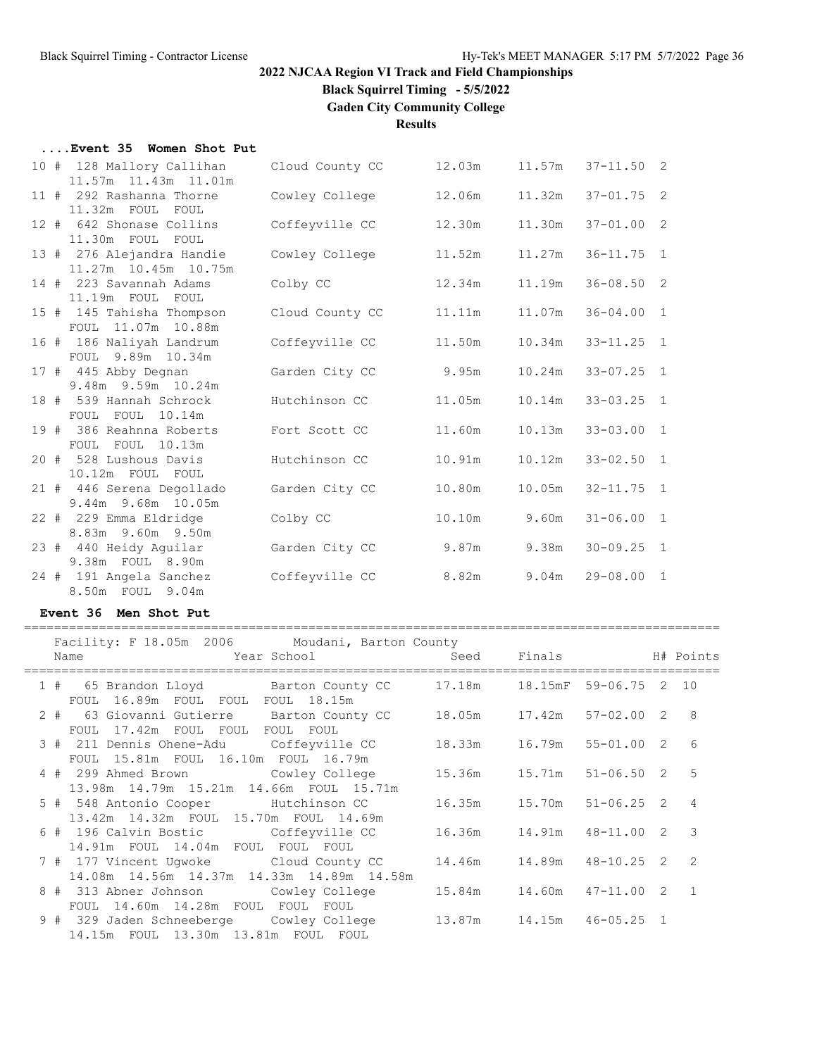# 2022 NJCAA Region VI Track and Field Championships

**Black Squirrel Timing - 5/5/2022**

**Gaden City Community College**

**Results**

### ....Event 35 Women Shot Put

| Place | Name | School | Seed | Finals | | H# |
|---|---|---|---|---|---|---|
| 10 # | 128 Mallory Callihan | Cloud County CC | 12.03m | 11.57m | 37-11.50 | 2 |
| | 11.57m 11.43m 11.01m | | | | | |
| 11 # | 292 Rashanna Thorne | Cowley College | 12.06m | 11.32m | 37-01.75 | 2 |
| | 11.32m FOUL FOUL | | | | | |
| 12 # | 642 Shonase Collins | Coffeyville CC | 12.30m | 11.30m | 37-01.00 | 2 |
| | 11.30m FOUL FOUL | | | | | |
| 13 # | 276 Alejandra Handie | Cowley College | 11.52m | 11.27m | 36-11.75 | 1 |
| | 11.27m 10.45m 10.75m | | | | | |
| 14 # | 223 Savannah Adams | Colby CC | 12.34m | 11.19m | 36-08.50 | 2 |
| | 11.19m FOUL FOUL | | | | | |
| 15 # | 145 Tahisha Thompson | Cloud County CC | 11.11m | 11.07m | 36-04.00 | 1 |
| | FOUL 11.07m 10.88m | | | | | |
| 16 # | 186 Naliyah Landrum | Coffeyville CC | 11.50m | 10.34m | 33-11.25 | 1 |
| | FOUL 9.89m 10.34m | | | | | |
| 17 # | 445 Abby Degnan | Garden City CC | 9.95m | 10.24m | 33-07.25 | 1 |
| | 9.48m 9.59m 10.24m | | | | | |
| 18 # | 539 Hannah Schrock | Hutchinson CC | 11.05m | 10.14m | 33-03.25 | 1 |
| | FOUL FOUL 10.14m | | | | | |
| 19 # | 386 Reahnna Roberts | Fort Scott CC | 11.60m | 10.13m | 33-03.00 | 1 |
| | FOUL FOUL 10.13m | | | | | |
| 20 # | 528 Lushous Davis | Hutchinson CC | 10.91m | 10.12m | 33-02.50 | 1 |
| | 10.12m FOUL FOUL | | | | | |
| 21 # | 446 Serena Degollado | Garden City CC | 10.80m | 10.05m | 32-11.75 | 1 |
| | 9.44m 9.68m 10.05m | | | | | |
| 22 # | 229 Emma Eldridge | Colby CC | 10.10m | 9.60m | 31-06.00 | 1 |
| | 8.83m 9.60m 9.50m | | | | | |
| 23 # | 440 Heidy Aguilar | Garden City CC | 9.87m | 9.38m | 30-09.25 | 1 |
| | 9.38m FOUL 8.90m | | | | | |
| 24 # | 191 Angela Sanchez | Coffeyville CC | 8.82m | 9.04m | 29-08.00 | 1 |
| | 8.50m FOUL 9.04m | | | | | |

### Event 36 Men Shot Put

Facility: F 18.05m 2006 Moudani, Barton County

| Place | Name | Year School | Seed | Finals | | H# | Points |
|---|---|---|---|---|---|---|---|
| 1 # | 65 Brandon Lloyd | Barton County CC | 17.18m | 18.15mF | 59-06.75 | 2 | 10 |
| | FOUL 16.89m FOUL FOUL FOUL 18.15m | | | | | | |
| 2 # | 63 Giovanni Gutierre | Barton County CC | 18.05m | 17.42m | 57-02.00 | 2 | 8 |
| | FOUL 17.42m FOUL FOUL FOUL FOUL | | | | | | |
| 3 # | 211 Dennis Ohene-Adu | Coffeyville CC | 18.33m | 16.79m | 55-01.00 | 2 | 6 |
| | FOUL 15.81m FOUL 16.10m FOUL 16.79m | | | | | | |
| 4 # | 299 Ahmed Brown | Cowley College | 15.36m | 15.71m | 51-06.50 | 2 | 5 |
| | 13.98m 14.79m 15.21m 14.66m FOUL 15.71m | | | | | | |
| 5 # | 548 Antonio Cooper | Hutchinson CC | 16.35m | 15.70m | 51-06.25 | 2 | 4 |
| | 13.42m 14.32m FOUL 15.70m FOUL 14.69m | | | | | | |
| 6 # | 196 Calvin Bostic | Coffeyville CC | 16.36m | 14.91m | 48-11.00 | 2 | 3 |
| | 14.91m FOUL 14.04m FOUL FOUL FOUL | | | | | | |
| 7 # | 177 Vincent Ugwoke | Cloud County CC | 14.46m | 14.89m | 48-10.25 | 2 | 2 |
| | 14.08m 14.56m 14.37m 14.33m 14.89m 14.58m | | | | | | |
| 8 # | 313 Abner Johnson | Cowley College | 15.84m | 14.60m | 47-11.00 | 2 | 1 |
| | FOUL 14.60m 14.28m FOUL FOUL FOUL | | | | | | |
| 9 # | 329 Jaden Schneeberge | Cowley College | 13.87m | 14.15m | 46-05.25 | 1 | |
| | 14.15m FOUL 13.30m 13.81m FOUL FOUL | | | | | | |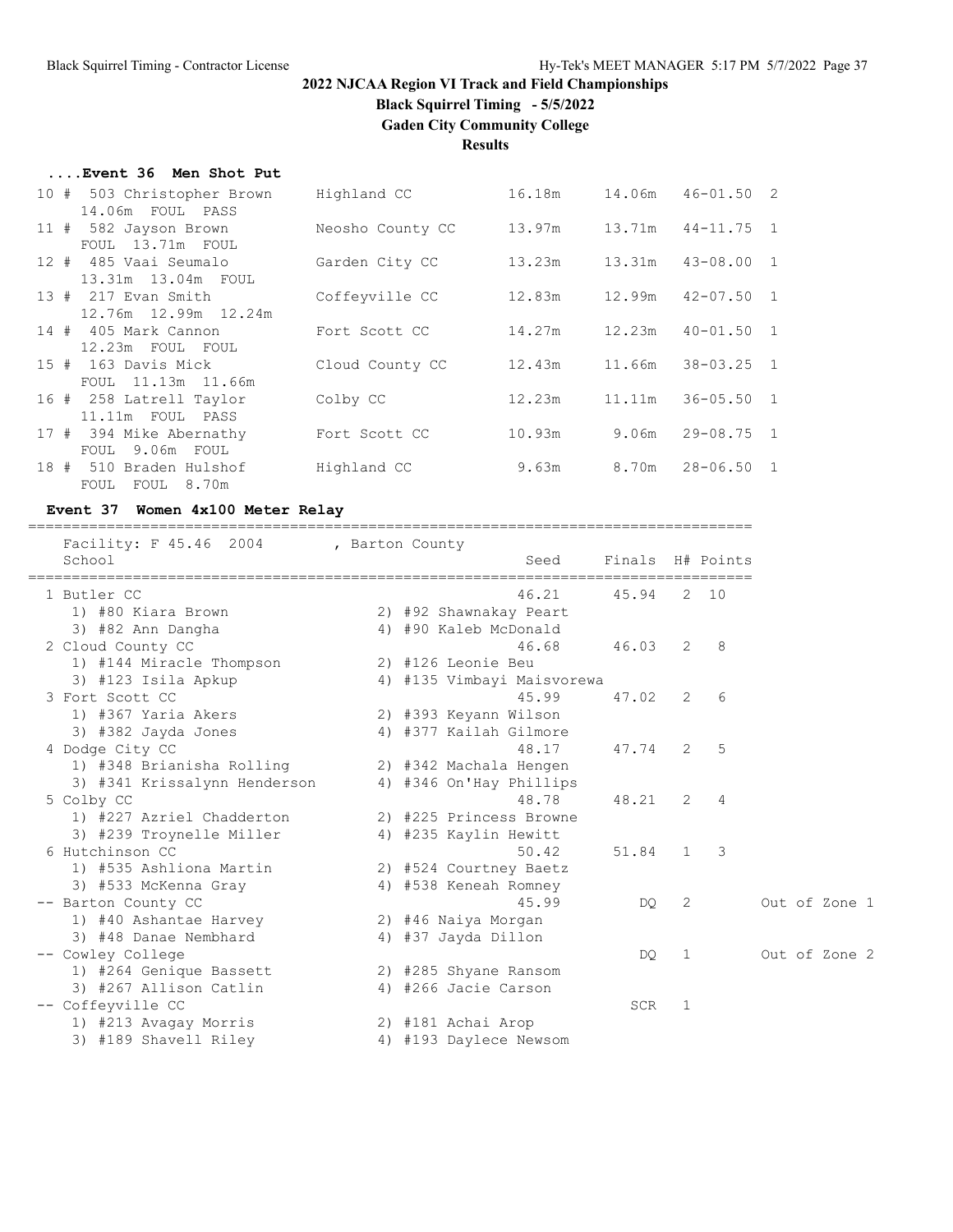## 2022 NJCAA Region VI Track and Field Championships

**Black Squirrel Timing - 5/5/2022**

**Gaden City Community College**

**Results**

### ....Event 36 Men Shot Put

| Place | Name | School | Seed | Finals | | H# |
|---|---|---|---|---|---|---|
| 10 # | 503 Christopher Brown | Highland CC | 16.18m | 14.06m | 46-01.50 | 2 |
| | 14.06m FOUL PASS | | | | | |
| 11 # | 582 Jayson Brown | Neosho County CC | 13.97m | 13.71m | 44-11.75 | 1 |
| | FOUL 13.71m FOUL | | | | | |
| 12 # | 485 Vaai Seumalo | Garden City CC | 13.23m | 13.31m | 43-08.00 | 1 |
| | 13.31m 13.04m FOUL | | | | | |
| 13 # | 217 Evan Smith | Coffeyville CC | 12.83m | 12.99m | 42-07.50 | 1 |
| | 12.76m 12.99m 12.24m | | | | | |
| 14 # | 405 Mark Cannon | Fort Scott CC | 14.27m | 12.23m | 40-01.50 | 1 |
| | 12.23m FOUL FOUL | | | | | |
| 15 # | 163 Davis Mick | Cloud County CC | 12.43m | 11.66m | 38-03.25 | 1 |
| | FOUL 11.13m 11.66m | | | | | |
| 16 # | 258 Latrell Taylor | Colby CC | 12.23m | 11.11m | 36-05.50 | 1 |
| | 11.11m FOUL PASS | | | | | |
| 17 # | 394 Mike Abernathy | Fort Scott CC | 10.93m | 9.06m | 29-08.75 | 1 |
| | FOUL 9.06m FOUL | | | | | |
| 18 # | 510 Braden Hulshof | Highland CC | 9.63m | 8.70m | 28-06.50 | 1 |
| | FOUL FOUL 8.70m | | | | | |

### Event 37 Women 4x100 Meter Relay

Facility: F 45.46 2004 , Barton County

| School | Seed | Finals | H# | Points | |
|---|---|---|---|---|---|
| 1 Butler CC | 46.21 | 45.94 | 2 | 10 | |
| 1) #80 Kiara Brown 2) #92 Shawnakay Peart 3) #82 Ann Dangha 4) #90 Kaleb McDonald | | | | | |
| 2 Cloud County CC | 46.68 | 46.03 | 2 | 8 | |
| 1) #144 Miracle Thompson 2) #126 Leonie Beu 3) #123 Isila Apkup 4) #135 Vimbayi Maisvorewa | | | | | |
| 3 Fort Scott CC | 45.99 | 47.02 | 2 | 6 | |
| 1) #367 Yaria Akers 2) #393 Keyann Wilson 3) #382 Jayda Jones 4) #377 Kailah Gilmore | | | | | |
| 4 Dodge City CC | 48.17 | 47.74 | 2 | 5 | |
| 1) #348 Brianisha Rolling 2) #342 Machala Hengen 3) #341 Krissalynn Henderson 4) #346 On'Hay Phillips | | | | | |
| 5 Colby CC | 48.78 | 48.21 | 2 | 4 | |
| 1) #227 Azriel Chadderton 2) #225 Princess Browne 3) #239 Troynelle Miller 4) #235 Kaylin Hewitt | | | | | |
| 6 Hutchinson CC | 50.42 | 51.84 | 1 | 3 | |
| 1) #535 Ashliona Martin 2) #524 Courtney Baetz 3) #533 McKenna Gray 4) #538 Keneah Romney | | | | | |
| -- Barton County CC | 45.99 | DQ | 2 | | Out of Zone 1 |
| 1) #40 Ashantae Harvey 2) #46 Naiya Morgan 3) #48 Danae Nembhard 4) #37 Jayda Dillon | | | | | |
| -- Cowley College | | DQ | 1 | | Out of Zone 2 |
| 1) #264 Genique Bassett 2) #285 Shyane Ransom 3) #267 Allison Catlin 4) #266 Jacie Carson | | | | | |
| -- Coffeyville CC | | SCR | 1 | | |
| 1) #213 Avagay Morris 2) #181 Achai Arop 3) #189 Shavell Riley 4) #193 Daylece Newsom | | | | | |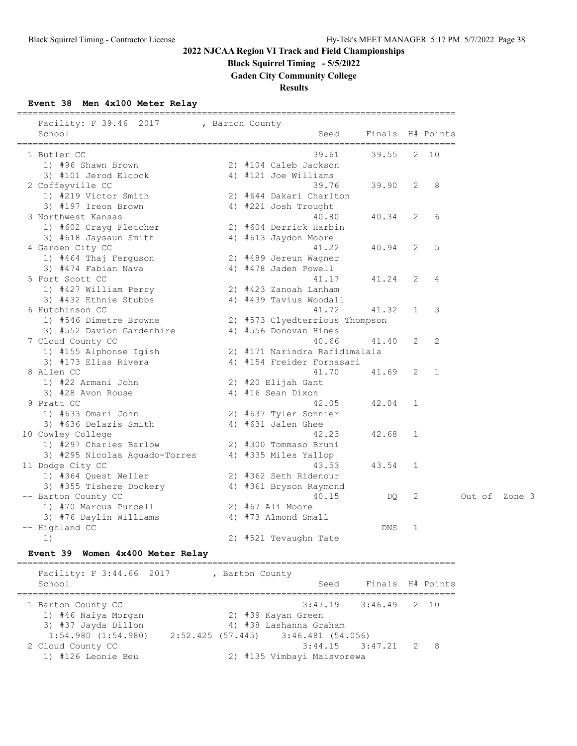## 2022 NJCAA Region VI Track and Field Championships

**Black Squirrel Timing - 5/5/2022**

**Gaden City Community College**

**Results**

### Event 38 Men 4x100 Meter Relay

Facility: F 39.46 2017 , Barton County

| School | Seed | Finals | H# | Points | |
|---|---|---|---|---|---|
| 1 Butler CC | 39.61 | 39.55 | 2 | 10 | |
| 1) #96 Shawn Brown 2) #104 Caleb Jackson 3) #101 Jerod Elcock 4) #121 Joe Williams | | | | | |
| 2 Coffeyville CC | 39.76 | 39.90 | 2 | 8 | |
| 1) #219 Victor Smith 2) #644 Dakari Charlton 3) #197 Ireon Brown 4) #221 Josh Trought | | | | | |
| 3 Northwest Kansas | 40.80 | 40.34 | 2 | 6 | |
| 1) #602 Crayg Fletcher 2) #604 Derrick Harbin 3) #618 Jaysaun Smith 4) #613 Jaydon Moore | | | | | |
| 4 Garden City CC | 41.22 | 40.94 | 2 | 5 | |
| 1) #464 Thaj Ferguson 2) #489 Jereun Wagner 3) #474 Fabian Nava 4) #478 Jaden Powell | | | | | |
| 5 Fort Scott CC | 41.17 | 41.24 | 2 | 4 | |
| 1) #427 William Perry 2) #423 Zanoah Lanham 3) #432 Ethnie Stubbs 4) #439 Tavius Woodall | | | | | |
| 6 Hutchinson CC | 41.72 | 41.32 | 1 | 3 | |
| 1) #546 Dimetre Browne 2) #573 Clyedterrious Thompson 3) #552 Davion Gardenhire 4) #556 Donovan Hines | | | | | |
| 7 Cloud County CC | 40.66 | 41.40 | 2 | 2 | |
| 1) #155 Alphonse Igish 2) #171 Narindra Rafidimalala 3) #173 Elias Rivera 4) #154 Freider Fornasari | | | | | |
| 8 Allen CC | 41.70 | 41.69 | 2 | 1 | |
| 1) #22 Armani John 2) #20 Elijah Gant 3) #28 Avon Rouse 4) #16 Sean Dixon | | | | | |
| 9 Pratt CC | 42.05 | 42.04 | 1 | | |
| 1) #633 Omari John 2) #637 Tyler Sonnier 3) #636 Delazis Smith 4) #631 Jalen Ghee | | | | | |
| 10 Cowley College | 42.23 | 42.68 | 1 | | |
| 1) #297 Charles Barlow 2) #300 Tommaso Bruni 3) #295 Nicolas Aguado-Torres 4) #335 Miles Yallop | | | | | |
| 11 Dodge City CC | 43.53 | 43.54 | 1 | | |
| 1) #364 Quest Weller 2) #362 Seth Ridenour 3) #355 Tishere Dockery 4) #361 Bryson Raymond | | | | | |
| -- Barton County CC | 40.15 | DQ | 2 | | Out of Zone 3 |
| 1) #70 Marcus Purcell 2) #67 Ali Moore 3) #76 Daylin Williams 4) #73 Almond Small | | | | | |
| -- Highland CC | | DNS | 1 | | |
| 1) 2) #521 Tevaughn Tate | | | | | |

### Event 39 Women 4x400 Meter Relay

Facility: F 3:44.66 2017 , Barton County

| School | Seed | Finals | H# | Points |
|---|---|---|---|---|
| 1 Barton County CC | 3:47.19 | 3:46.49 | 2 | 10 |
| 1) #46 Naiya Morgan 2) #39 Kayan Green 3) #37 Jayda Dillon 4) #38 Lashanna Graham | | | | |
| 1:54.980 (1:54.980) 2:52.425 (57.445) 3:46.481 (54.056) | | | | |
| 2 Cloud County CC | 3:44.15 | 3:47.21 | 2 | 8 |
| 1) #126 Leonie Beu 2) #135 Vimbayi Maisvorewa | | | | |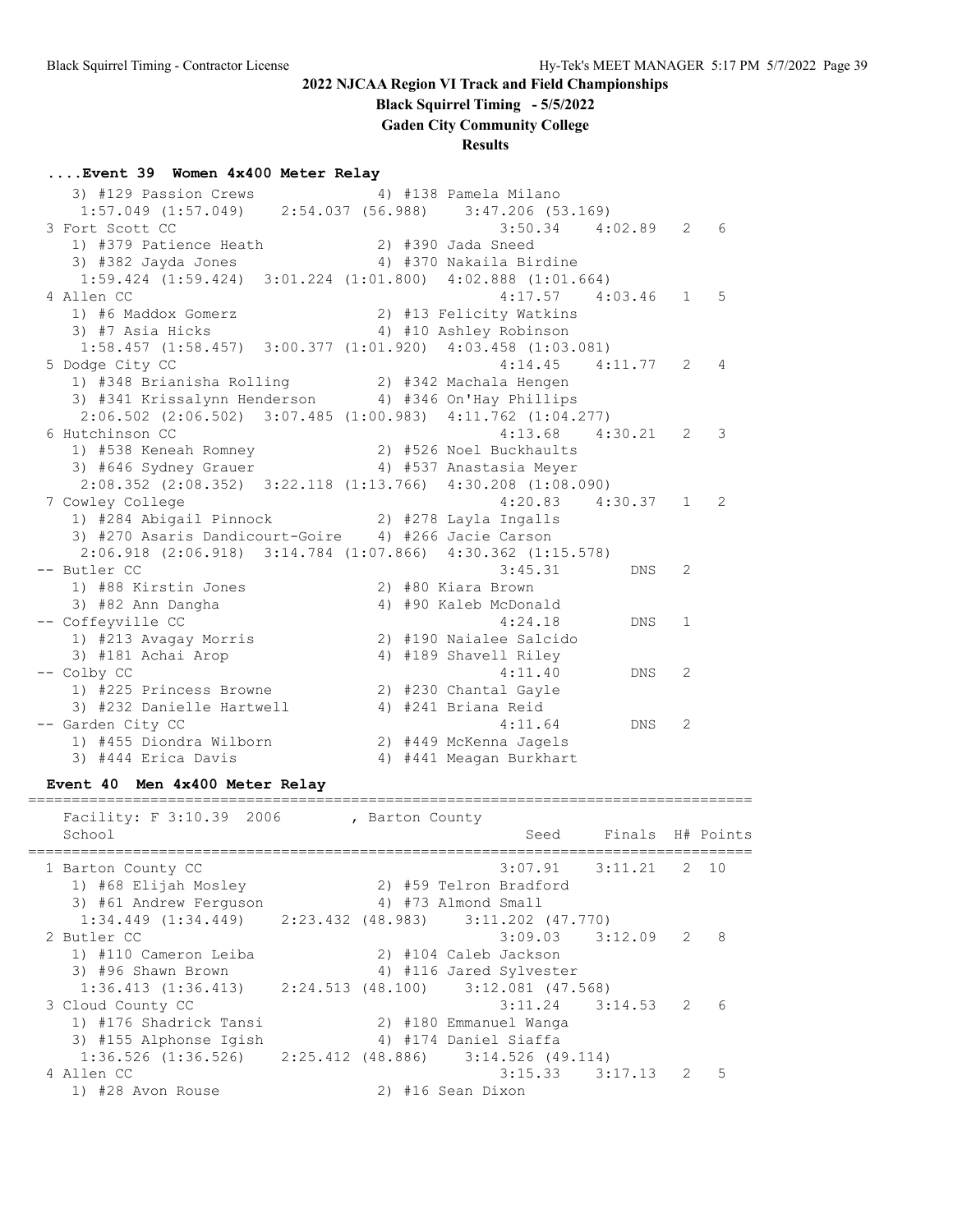## 2022 NJCAA Region VI Track and Field Championships

**Black Squirrel Timing - 5/5/2022**

**Gaden City Community College**

**Results**

### ....Event 39 Women 4x400 Meter Relay

```
   3) #129 Passion Crews              4) #138 Pamela Milano
    1:57.049 (1:57.049)    2:54.037 (56.988)    3:47.206 (53.169)
 3 Fort Scott CC                                   3:50.34    4:02.89   2   6
   1) #379 Patience Heath             2) #390 Jada Sneed
   3) #382 Jayda Jones                4) #370 Nakaila Birdine
    1:59.424 (1:59.424)  3:01.224 (1:01.800)  4:02.888 (1:01.664)
 4 Allen CC                                        4:17.57    4:03.46   1   5
   1) #6 Maddox Gomerz                2) #13 Felicity Watkins
   3) #7 Asia Hicks                   4) #10 Ashley Robinson
    1:58.457 (1:58.457)  3:00.377 (1:01.920)  4:03.458 (1:03.081)
 5 Dodge City CC                                   4:14.45    4:11.77   2   4
   1) #348 Brianisha Rolling          2) #342 Machala Hengen
   3) #341 Krissalynn Henderson       4) #346 On'Hay Phillips
    2:06.502 (2:06.502)  3:07.485 (1:00.983)  4:11.762 (1:04.277)
 6 Hutchinson CC                                   4:13.68    4:30.21   2   3
   1) #538 Keneah Romney              2) #526 Noel Buckhaults
   3) #646 Sydney Grauer              4) #537 Anastasia Meyer
    2:08.352 (2:08.352)  3:22.118 (1:13.766)  4:30.208 (1:08.090)
 7 Cowley College                                  4:20.83    4:30.37   1   2
   1) #284 Abigail Pinnock            2) #278 Layla Ingalls
   3) #270 Asaris Dandicourt-Goire    4) #266 Jacie Carson
    2:06.918 (2:06.918)  3:14.784 (1:07.866)  4:30.362 (1:15.578)
 -- Butler CC                                      3:45.31        DNS   2
   1) #88 Kirstin Jones               2) #80 Kiara Brown
   3) #82 Ann Dangha                  4) #90 Kaleb McDonald
 -- Coffeyville CC                                 4:24.18        DNS   1
   1) #213 Avagay Morris              2) #190 Naialee Salcido
   3) #181 Achai Arop                 4) #189 Shavell Riley
 -- Colby CC                                       4:11.40        DNS   2
   1) #225 Princess Browne            2) #230 Chantal Gayle
   3) #232 Danielle Hartwell          4) #241 Briana Reid
 -- Garden City CC                                 4:11.64        DNS   2
   1) #455 Diondra Wilborn            2) #449 McKenna Jagels
   3) #444 Erica Davis                4) #441 Meagan Burkhart
```

### Event 40 Men 4x400 Meter Relay

```
==================================================================================
    Facility: F 3:10.39  2006        , Barton County
    School                                            Seed     Finals  H# Points
==================================================================================
  1 Barton County CC                               3:07.91    3:11.21   2  10
    1) #68 Elijah Mosley               2) #59 Telron Bradford
    3) #61 Andrew Ferguson             4) #73 Almond Small
     1:34.449 (1:34.449)    2:23.432 (48.983)    3:11.202 (47.770)
  2 Butler CC                                      3:09.03    3:12.09   2   8
    1) #110 Cameron Leiba              2) #104 Caleb Jackson
    3) #96 Shawn Brown                 4) #116 Jared Sylvester
     1:36.413 (1:36.413)    2:24.513 (48.100)    3:12.081 (47.568)
  3 Cloud County CC                                3:11.24    3:14.53   2   6
    1) #176 Shadrick Tansi             2) #180 Emmanuel Wanga
    3) #155 Alphonse Igish             4) #174 Daniel Siaffa
     1:36.526 (1:36.526)    2:25.412 (48.886)    3:14.526 (49.114)
  4 Allen CC                                       3:15.33    3:17.13   2   5
    1) #28 Avon Rouse                  2) #16 Sean Dixon
```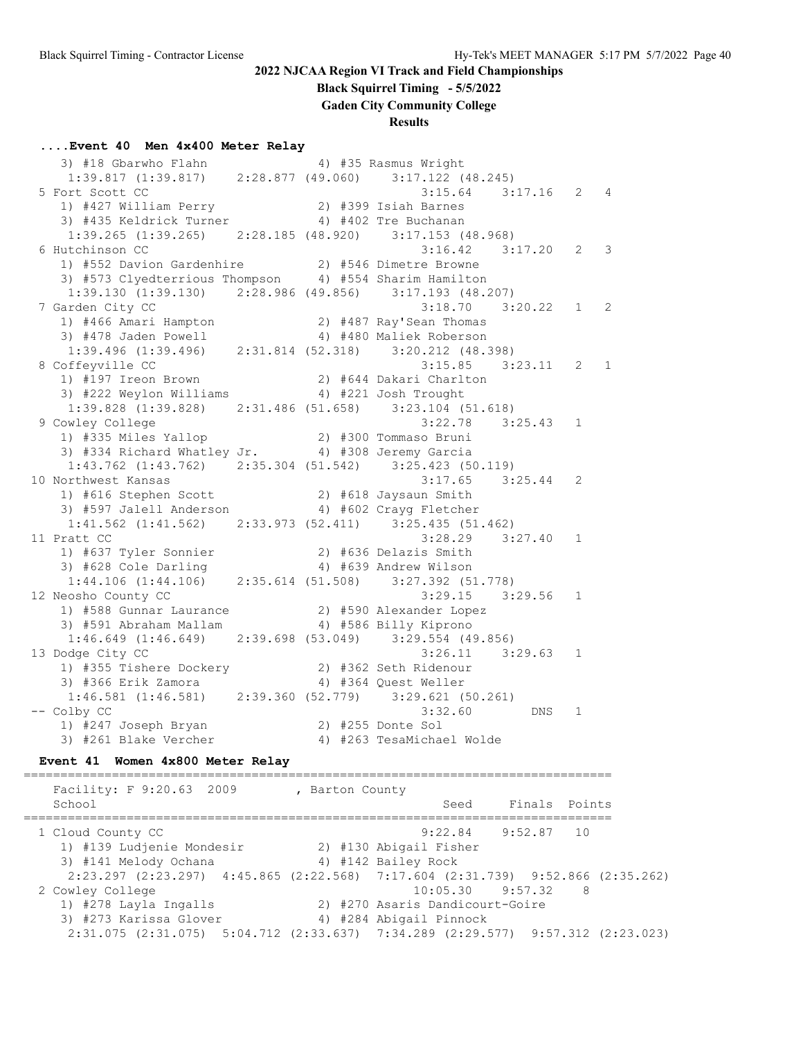## 2022 NJCAA Region VI Track and Field Championships

**Black Squirrel Timing - 5/5/2022**

**Gaden City Community College**

**Results**

### ....Event 40 Men 4x400 Meter Relay

```
    3) #18 Gbarwho Flahn              4) #35 Rasmus Wright
     1:39.817 (1:39.817)    2:28.877 (49.060)    3:17.122 (48.245)
  5 Fort Scott CC                                  3:15.64    3:17.16   2   4
     1) #427 William Perry             2) #399 Isiah Barnes
     3) #435 Keldrick Turner           4) #402 Tre Buchanan
     1:39.265 (1:39.265)    2:28.185 (48.920)    3:17.153 (48.968)
  6 Hutchinson CC                                  3:16.42    3:17.20   2   3
     1) #552 Davion Gardenhire         2) #546 Dimetre Browne
     3) #573 Clyedterrious Thompson    4) #554 Sharim Hamilton
     1:39.130 (1:39.130)    2:28.986 (49.856)    3:17.193 (48.207)
  7 Garden City CC                                 3:18.70    3:20.22   1   2
     1) #466 Amari Hampton             2) #487 Ray'Sean Thomas
     3) #478 Jaden Powell              4) #480 Maliek Roberson
     1:39.496 (1:39.496)    2:31.814 (52.318)    3:20.212 (48.398)
  8 Coffeyville CC                                 3:15.85    3:23.11   2   1
     1) #197 Ireon Brown               2) #644 Dakari Charlton
     3) #222 Weylon Williams           4) #221 Josh Trought
     1:39.828 (1:39.828)    2:31.486 (51.658)    3:23.104 (51.618)
  9 Cowley College                                 3:22.78    3:25.43   1
     1) #335 Miles Yallop              2) #300 Tommaso Bruni
     3) #334 Richard Whatley Jr.       4) #308 Jeremy Garcia
     1:43.762 (1:43.762)    2:35.304 (51.542)    3:25.423 (50.119)
 10 Northwest Kansas                               3:17.65    3:25.44   2
     1) #616 Stephen Scott             2) #618 Jaysaun Smith
     3) #597 Jalell Anderson           4) #602 Crayg Fletcher
     1:41.562 (1:41.562)    2:33.973 (52.411)    3:25.435 (51.462)
 11 Pratt CC                                       3:28.29    3:27.40   1
     1) #637 Tyler Sonnier             2) #636 Delazis Smith
     3) #628 Cole Darling              4) #639 Andrew Wilson
     1:44.106 (1:44.106)    2:35.614 (51.508)    3:27.392 (51.778)
 12 Neosho County CC                               3:29.15    3:29.56   1
     1) #588 Gunnar Laurance           2) #590 Alexander Lopez
     3) #591 Abraham Mallam            4) #586 Billy Kiprono
     1:46.649 (1:46.649)    2:39.698 (53.049)    3:29.554 (49.856)
 13 Dodge City CC                                  3:26.11    3:29.63   1
     1) #355 Tishere Dockery           2) #362 Seth Ridenour
     3) #366 Erik Zamora               4) #364 Quest Weller
     1:46.581 (1:46.581)    2:39.360 (52.779)    3:29.621 (50.261)
 -- Colby CC                                       3:32.60        DNS   1
     1) #247 Joseph Bryan              2) #255 Donte Sol
     3) #261 Blake Vercher             4) #263 TesaMichael Wolde
```

### Event 41 Women 4x800 Meter Relay

```
================================================================================
    Facility: F 9:20.63  2009        , Barton County
    School                                            Seed     Finals  Points
================================================================================
  1 Cloud County CC                                9:22.84    9:52.87   10
     1) #139 Ludjenie Mondesir         2) #130 Abigail Fisher
     3) #141 Melody Ochana             4) #142 Bailey Rock
     2:23.297 (2:23.297)  4:45.865 (2:22.568)  7:17.604 (2:31.739)  9:52.866 (2:35.262)
  2 Cowley College                                10:05.30    9:57.32    8
     1) #278 Layla Ingalls             2) #270 Asaris Dandicourt-Goire
     3) #273 Karissa Glover            4) #284 Abigail Pinnock
     2:31.075 (2:31.075)  5:04.712 (2:33.637)  7:34.289 (2:29.577)  9:57.312 (2:23.023)
```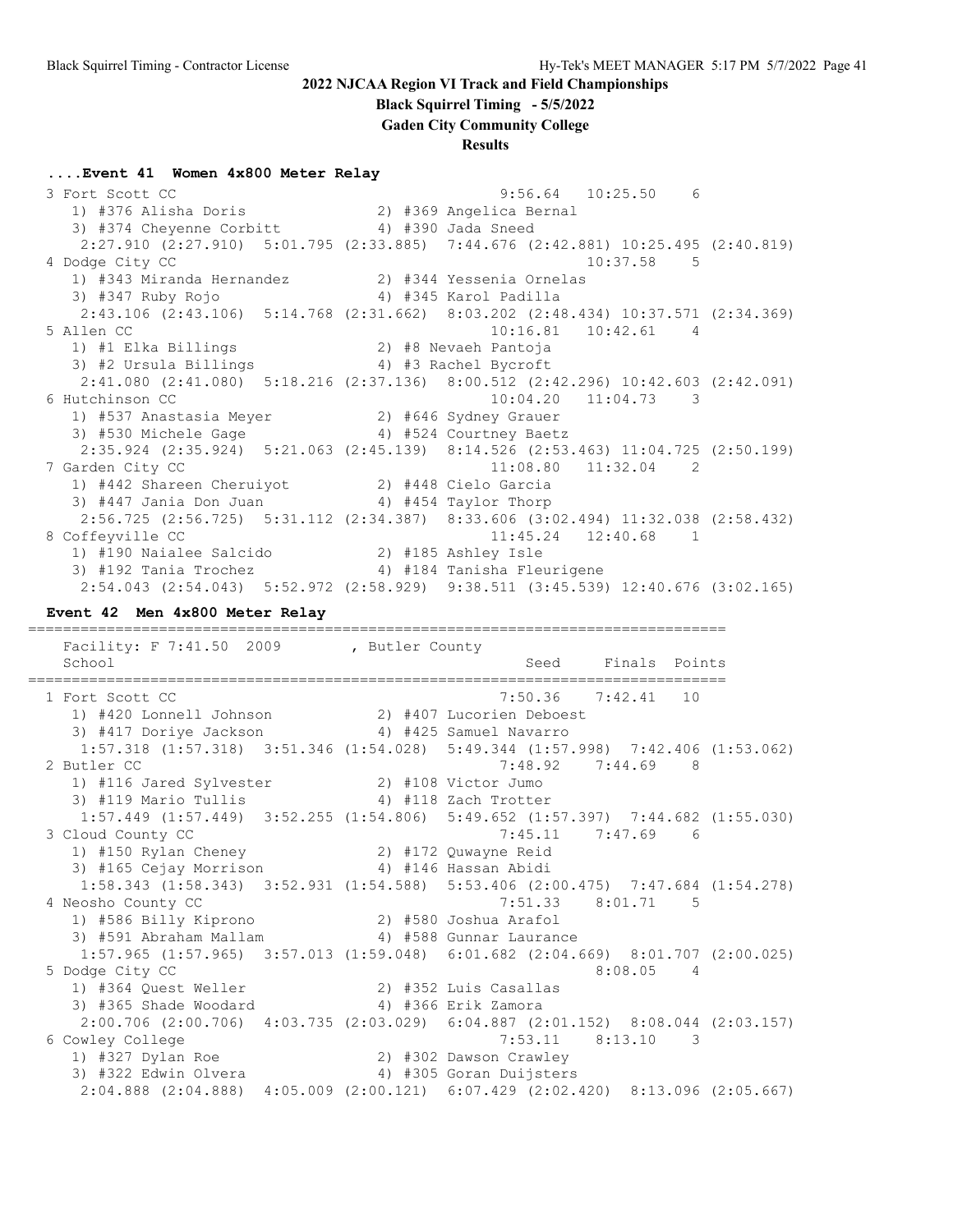## 2022 NJCAA Region VI Track and Field Championships

**Black Squirrel Timing - 5/5/2022**

**Gaden City Community College**

**Results**

### ....Event 41 Women 4x800 Meter Relay

```
 3 Fort Scott CC                                      9:56.64   10:25.50    6
    1) #376 Alisha Doris              2) #369 Angelica Bernal
    3) #374 Cheyenne Corbitt          4) #390 Jada Sneed
     2:27.910 (2:27.910)  5:01.795 (2:33.885)  7:44.676 (2:42.881) 10:25.495 (2:40.819)
 4 Dodge City CC                                                10:37.58    5
    1) #343 Miranda Hernandez         2) #344 Yessenia Ornelas
    3) #347 Ruby Rojo                 4) #345 Karol Padilla
     2:43.106 (2:43.106)  5:14.768 (2:31.662)  8:03.202 (2:48.434) 10:37.571 (2:34.369)
 5 Allen CC                                          10:16.81   10:42.61    4
    1) #1 Elka Billings               2) #8 Nevaeh Pantoja
    3) #2 Ursula Billings             4) #3 Rachel Bycroft
     2:41.080 (2:41.080)  5:18.216 (2:37.136)  8:00.512 (2:42.296) 10:42.603 (2:42.091)
 6 Hutchinson CC                                     10:04.20   11:04.73    3
    1) #537 Anastasia Meyer           2) #646 Sydney Grauer
    3) #530 Michele Gage              4) #524 Courtney Baetz
     2:35.924 (2:35.924)  5:21.063 (2:45.139)  8:14.526 (2:53.463) 11:04.725 (2:50.199)
 7 Garden City CC                                    11:08.80   11:32.04    2
    1) #442 Shareen Cheruiyot         2) #448 Cielo Garcia
    3) #447 Jania Don Juan            4) #454 Taylor Thorp
     2:56.725 (2:56.725)  5:31.112 (2:34.387)  8:33.606 (3:02.494) 11:32.038 (2:58.432)
 8 Coffeyville CC                                    11:45.24   12:40.68    1
    1) #190 Naialee Salcido           2) #185 Ashley Isle
    3) #192 Tania Trochez             4) #184 Tanisha Fleurigene
     2:54.043 (2:54.043)  5:52.972 (2:58.929)  9:38.511 (3:45.539) 12:40.676 (3:02.165)
```

### Event 42 Men 4x800 Meter Relay

```
================================================================================
    Facility: F 7:41.50  2009        , Butler County
    School                                             Seed     Finals  Points
================================================================================
  1 Fort Scott CC                                      7:50.36    7:42.41   10
     1) #420 Lonnell Johnson           2) #407 Lucorien Deboest
     3) #417 Doriye Jackson            4) #425 Samuel Navarro
      1:57.318 (1:57.318)  3:51.346 (1:54.028)  5:49.344 (1:57.998)  7:42.406 (1:53.062)
  2 Butler CC                                          7:48.92    7:44.69    8
     1) #116 Jared Sylvester           2) #108 Victor Jumo
     3) #119 Mario Tullis              4) #118 Zach Trotter
      1:57.449 (1:57.449)  3:52.255 (1:54.806)  5:49.652 (1:57.397)  7:44.682 (1:55.030)
  3 Cloud County CC                                    7:45.11    7:47.69    6
     1) #150 Rylan Cheney              2) #172 Quwayne Reid
     3) #165 Cejay Morrison            4) #146 Hassan Abidi
      1:58.343 (1:58.343)  3:52.931 (1:54.588)  5:53.406 (2:00.475)  7:47.684 (1:54.278)
  4 Neosho County CC                                   7:51.33    8:01.71    5
     1) #586 Billy Kiprono             2) #580 Joshua Arafol
     3) #591 Abraham Mallam            4) #588 Gunnar Laurance
      1:57.965 (1:57.965)  3:57.013 (1:59.048)  6:01.682 (2:04.669)  8:01.707 (2:00.025)
  5 Dodge City CC                                                8:08.05    4
     1) #364 Quest Weller              2) #352 Luis Casallas
     3) #365 Shade Woodard             4) #366 Erik Zamora
      2:00.706 (2:00.706)  4:03.735 (2:03.029)  6:04.887 (2:01.152)  8:08.044 (2:03.157)
  6 Cowley College                                     7:53.11    8:13.10    3
     1) #327 Dylan Roe                 2) #302 Dawson Crawley
     3) #322 Edwin Olvera              4) #305 Goran Duijsters
      2:04.888 (2:04.888)  4:05.009 (2:00.121)  6:07.429 (2:02.420)  8:13.096 (2:05.667)
```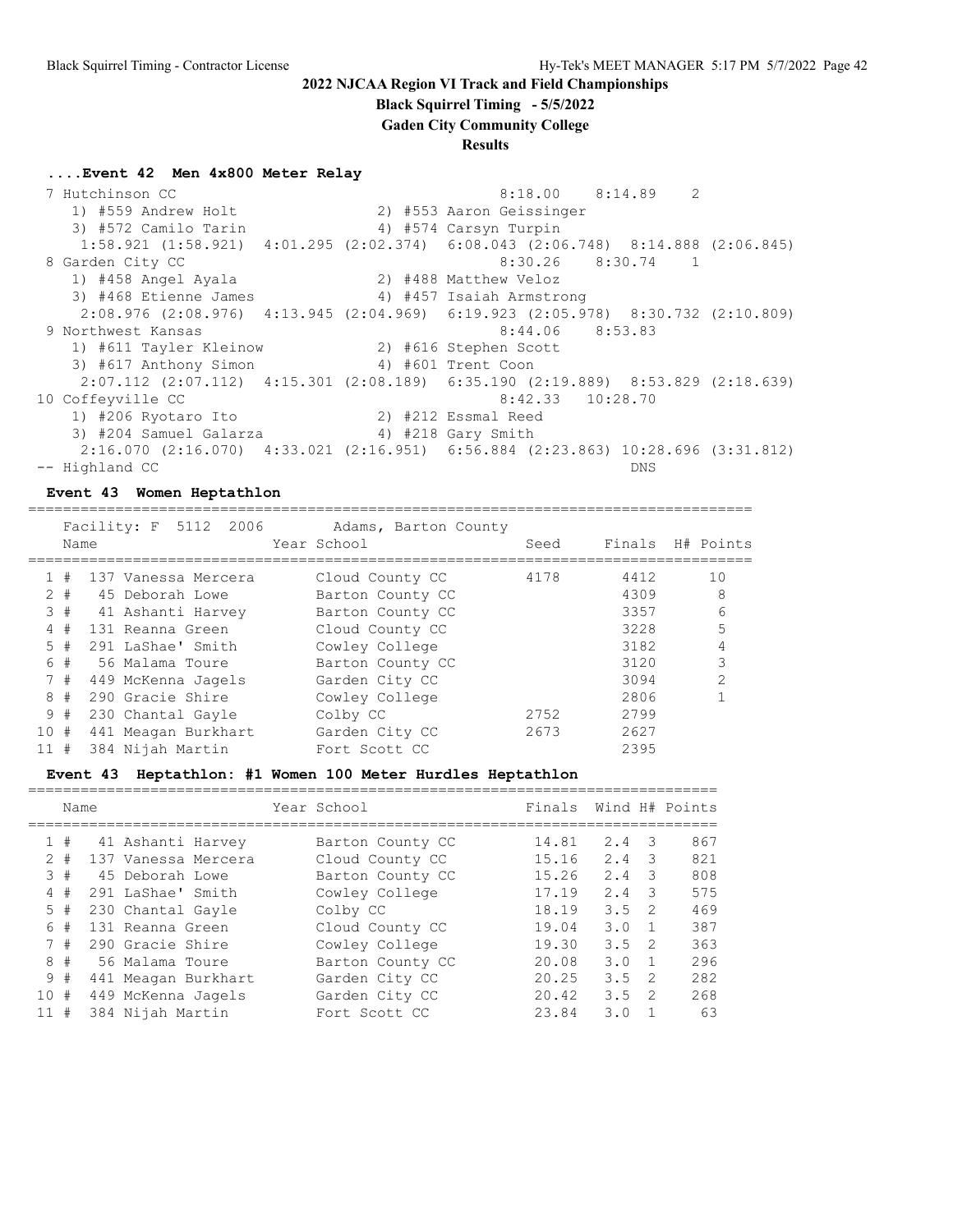**2022 NJCAA Region VI Track and Field Championships**

**Black Squirrel Timing - 5/5/2022**

**Gaden City Community College**

**Results**

### ....Event 42 Men 4x800 Meter Relay

```
 7 Hutchinson CC                                      8:18.00    8:14.89    2
    1) #559 Andrew Holt               2) #553 Aaron Geissinger
    3) #572 Camilo Tarin              4) #574 Carsyn Turpin
     1:58.921 (1:58.921)  4:01.295 (2:02.374)  6:08.043 (2:06.748)  8:14.888 (2:06.845)
 8 Garden City CC                                     8:30.26    8:30.74    1
    1) #458 Angel Ayala               2) #488 Matthew Veloz
    3) #468 Etienne James             4) #457 Isaiah Armstrong
     2:08.976 (2:08.976)  4:13.945 (2:04.969)  6:19.923 (2:05.978)  8:30.732 (2:10.809)
 9 Northwest Kansas                                   8:44.06    8:53.83
    1) #611 Tayler Kleinow            2) #616 Stephen Scott
    3) #617 Anthony Simon             4) #601 Trent Coon
     2:07.112 (2:07.112)  4:15.301 (2:08.189)  6:35.190 (2:19.889)  8:53.829 (2:18.639)
10 Coffeyville CC                                     8:42.33   10:28.70
    1) #206 Ryotaro Ito               2) #212 Essmal Reed
    3) #204 Samuel Galarza            4) #218 Gary Smith
     2:16.070 (2:16.070)  4:33.021 (2:16.951)  6:56.884 (2:23.863) 10:28.696 (3:31.812)
-- Highland CC                                                  DNS
```

### Event 43 Women Heptathlon

Facility: F 5112 2006 Adams, Barton County

| Place | Name | Year School | Seed | Finals | H# | Points |
|---|---|---|---|---|---|---|
| 1 # | 137 Vanessa Mercera | Cloud County CC | 4178 | 4412 | | 10 |
| 2 # | 45 Deborah Lowe | Barton County CC | | 4309 | | 8 |
| 3 # | 41 Ashanti Harvey | Barton County CC | | 3357 | | 6 |
| 4 # | 131 Reanna Green | Cloud County CC | | 3228 | | 5 |
| 5 # | 291 LaShae' Smith | Cowley College | | 3182 | | 4 |
| 6 # | 56 Malama Toure | Barton County CC | | 3120 | | 3 |
| 7 # | 449 McKenna Jagels | Garden City CC | | 3094 | | 2 |
| 8 # | 290 Gracie Shire | Cowley College | | 2806 | | 1 |
| 9 # | 230 Chantal Gayle | Colby CC | 2752 | 2799 | | |
| 10 # | 441 Meagan Burkhart | Garden City CC | 2673 | 2627 | | |
| 11 # | 384 Nijah Martin | Fort Scott CC | | 2395 | | |

### Event 43 Heptathlon: #1 Women 100 Meter Hurdles Heptathlon

| Place | Name | Year School | Finals | Wind | H# | Points |
|---|---|---|---|---|---|---|
| 1 # | 41 Ashanti Harvey | Barton County CC | 14.81 | 2.4 | 3 | 867 |
| 2 # | 137 Vanessa Mercera | Cloud County CC | 15.16 | 2.4 | 3 | 821 |
| 3 # | 45 Deborah Lowe | Barton County CC | 15.26 | 2.4 | 3 | 808 |
| 4 # | 291 LaShae' Smith | Cowley College | 17.19 | 2.4 | 3 | 575 |
| 5 # | 230 Chantal Gayle | Colby CC | 18.19 | 3.5 | 2 | 469 |
| 6 # | 131 Reanna Green | Cloud County CC | 19.04 | 3.0 | 1 | 387 |
| 7 # | 290 Gracie Shire | Cowley College | 19.30 | 3.5 | 2 | 363 |
| 8 # | 56 Malama Toure | Barton County CC | 20.08 | 3.0 | 1 | 296 |
| 9 # | 441 Meagan Burkhart | Garden City CC | 20.25 | 3.5 | 2 | 282 |
| 10 # | 449 McKenna Jagels | Garden City CC | 20.42 | 3.5 | 2 | 268 |
| 11 # | 384 Nijah Martin | Fort Scott CC | 23.84 | 3.0 | 1 | 63 |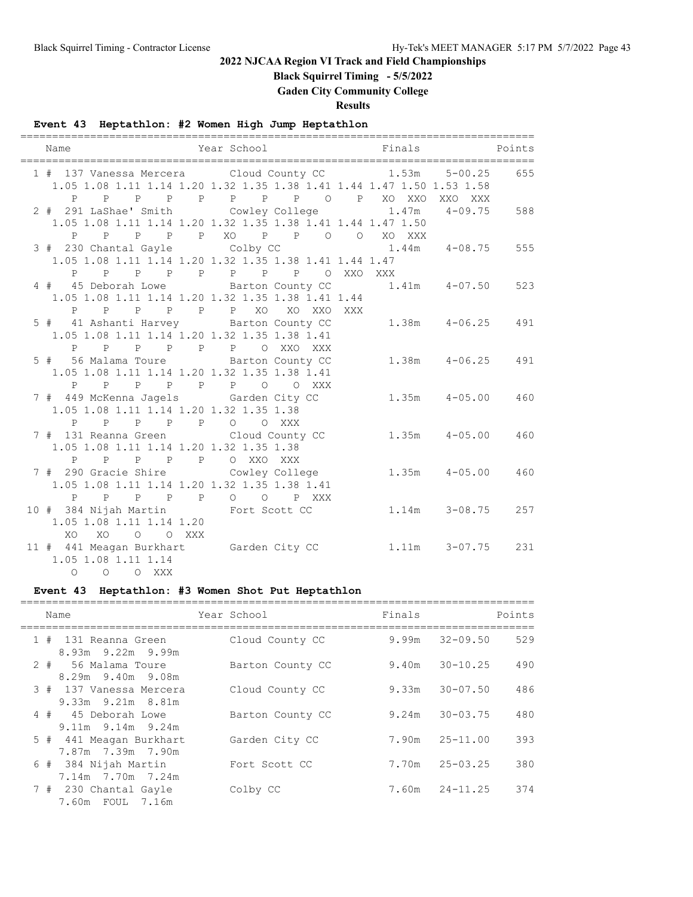# 2022 NJCAA Region VI Track and Field Championships

**Black Squirrel Timing - 5/5/2022**

**Gaden City Community College**

**Results**

### Event 43 Heptathlon: #2 Women High Jump Heptathlon

| Place | Name | Year School | Finals | | Points |
|---|---|---|---|---|---|
| 1 | # 137 Vanessa Mercera | Cloud County CC | 1.53m | 5-00.25 | 655 |
| | 1.05 1.08 1.11 1.14 1.20 1.32 1.35 1.38 1.41 1.44 1.47 1.50 1.53 1.58 | | | | |
| | P P P P P P P P O P XO XXO XXO XXX | | | | |
| 2 | # 291 LaShae' Smith | Cowley College | 1.47m | 4-09.75 | 588 |
| | 1.05 1.08 1.11 1.14 1.20 1.32 1.35 1.38 1.41 1.44 1.47 1.50 | | | | |
| | P P P P P P XO P P O O XO XXX | | | | |
| 3 | # 230 Chantal Gayle | Colby CC | 1.44m | 4-08.75 | 555 |
| | 1.05 1.08 1.11 1.14 1.20 1.32 1.35 1.38 1.41 1.44 1.47 | | | | |
| | P P P P P P P P O XXO XXX | | | | |
| 4 | # 45 Deborah Lowe | Barton County CC | 1.41m | 4-07.50 | 523 |
| | 1.05 1.08 1.11 1.14 1.20 1.32 1.35 1.38 1.41 1.44 | | | | |
| | P P P P P P XO XO XXO XXX | | | | |
| 5 | # 41 Ashanti Harvey | Barton County CC | 1.38m | 4-06.25 | 491 |
| | 1.05 1.08 1.11 1.14 1.20 1.32 1.35 1.38 1.41 | | | | |
| | P P P P P P O XXO XXX | | | | |
| 5 | # 56 Malama Toure | Barton County CC | 1.38m | 4-06.25 | 491 |
| | 1.05 1.08 1.11 1.14 1.20 1.32 1.35 1.38 1.41 | | | | |
| | P P P P P P O O XXX | | | | |
| 7 | # 449 McKenna Jagels | Garden City CC | 1.35m | 4-05.00 | 460 |
| | 1.05 1.08 1.11 1.14 1.20 1.32 1.35 1.38 | | | | |
| | P P P P P O O XXX | | | | |
| 7 | # 131 Reanna Green | Cloud County CC | 1.35m | 4-05.00 | 460 |
| | 1.05 1.08 1.11 1.14 1.20 1.32 1.35 1.38 | | | | |
| | P P P P P O XXO XXX | | | | |
| 7 | # 290 Gracie Shire | Cowley College | 1.35m | 4-05.00 | 460 |
| | 1.05 1.08 1.11 1.14 1.20 1.32 1.35 1.38 1.41 | | | | |
| | P P P P P O O P XXX | | | | |
| 10 | # 384 Nijah Martin | Fort Scott CC | 1.14m | 3-08.75 | 257 |
| | 1.05 1.08 1.11 1.14 1.20 | | | | |
| | XO XO O O XXX | | | | |
| 11 | # 441 Meagan Burkhart | Garden City CC | 1.11m | 3-07.75 | 231 |
| | 1.05 1.08 1.11 1.14 | | | | |
| | O O O XXX | | | | |

### Event 43 Heptathlon: #3 Women Shot Put Heptathlon

| Place | Name | Year School | Finals | | Points |
|---|---|---|---|---|---|
| 1 | # 131 Reanna Green | Cloud County CC | 9.99m | 32-09.50 | 529 |
| | 8.93m 9.22m 9.99m | | | | |
| 2 | # 56 Malama Toure | Barton County CC | 9.40m | 30-10.25 | 490 |
| | 8.29m 9.40m 9.08m | | | | |
| 3 | # 137 Vanessa Mercera | Cloud County CC | 9.33m | 30-07.50 | 486 |
| | 9.33m 9.21m 8.81m | | | | |
| 4 | # 45 Deborah Lowe | Barton County CC | 9.24m | 30-03.75 | 480 |
| | 9.11m 9.14m 9.24m | | | | |
| 5 | # 441 Meagan Burkhart | Garden City CC | 7.90m | 25-11.00 | 393 |
| | 7.87m 7.39m 7.90m | | | | |
| 6 | # 384 Nijah Martin | Fort Scott CC | 7.70m | 25-03.25 | 380 |
| | 7.14m 7.70m 7.24m | | | | |
| 7 | # 230 Chantal Gayle | Colby CC | 7.60m | 24-11.25 | 374 |
| | 7.60m FOUL 7.16m | | | | |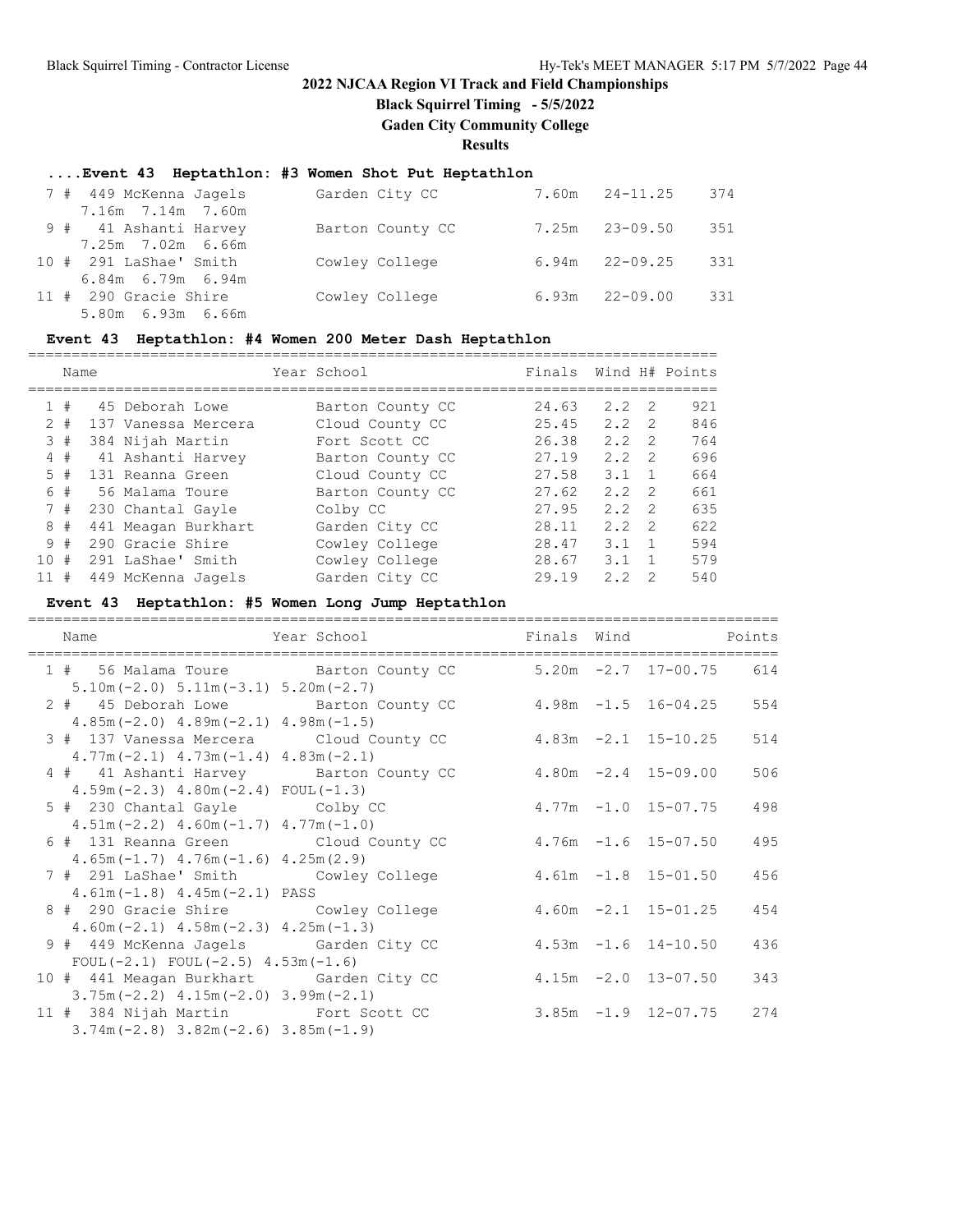## 2022 NJCAA Region VI Track and Field Championships

**Black Squirrel Timing - 5/5/2022**

**Gaden City Community College**

**Results**

### ....Event 43 Heptathlon: #3 Women Shot Put Heptathlon

| Place | Name | School | Finals | | Points |
|---|---|---|---|---|---|
| 7 # | 449 McKenna Jagels | Garden City CC | 7.60m | 24-11.25 | 374 |
| | 7.16m 7.14m 7.60m | | | | |
| 9 # | 41 Ashanti Harvey | Barton County CC | 7.25m | 23-09.50 | 351 |
| | 7.25m 7.02m 6.66m | | | | |
| 10 # | 291 LaShae' Smith | Cowley College | 6.94m | 22-09.25 | 331 |
| | 6.84m 6.79m 6.94m | | | | |
| 11 # | 290 Gracie Shire | Cowley College | 6.93m | 22-09.00 | 331 |
| | 5.80m 6.93m 6.66m | | | | |

### Event 43 Heptathlon: #4 Women 200 Meter Dash Heptathlon

| Place | Name | Year School | Finals | Wind | H# | Points |
|---|---|---|---|---|---|---|
| 1 # | 45 Deborah Lowe | Barton County CC | 24.63 | 2.2 | 2 | 921 |
| 2 # | 137 Vanessa Mercera | Cloud County CC | 25.45 | 2.2 | 2 | 846 |
| 3 # | 384 Nijah Martin | Fort Scott CC | 26.38 | 2.2 | 2 | 764 |
| 4 # | 41 Ashanti Harvey | Barton County CC | 27.19 | 2.2 | 2 | 696 |
| 5 # | 131 Reanna Green | Cloud County CC | 27.58 | 3.1 | 1 | 664 |
| 6 # | 56 Malama Toure | Barton County CC | 27.62 | 2.2 | 2 | 661 |
| 7 # | 230 Chantal Gayle | Colby CC | 27.95 | 2.2 | 2 | 635 |
| 8 # | 441 Meagan Burkhart | Garden City CC | 28.11 | 2.2 | 2 | 622 |
| 9 # | 290 Gracie Shire | Cowley College | 28.47 | 3.1 | 1 | 594 |
| 10 # | 291 LaShae' Smith | Cowley College | 28.67 | 3.1 | 1 | 579 |
| 11 # | 449 McKenna Jagels | Garden City CC | 29.19 | 2.2 | 2 | 540 |

### Event 43 Heptathlon: #5 Women Long Jump Heptathlon

| Place | Name | Year School | Finals | Wind | | Points |
|---|---|---|---|---|---|---|
| 1 # | 56 Malama Toure | Barton County CC | 5.20m | -2.7 | 17-00.75 | 614 |
| | 5.10m(-2.0) 5.11m(-3.1) 5.20m(-2.7) | | | | | |
| 2 # | 45 Deborah Lowe | Barton County CC | 4.98m | -1.5 | 16-04.25 | 554 |
| | 4.85m(-2.0) 4.89m(-2.1) 4.98m(-1.5) | | | | | |
| 3 # | 137 Vanessa Mercera | Cloud County CC | 4.83m | -2.1 | 15-10.25 | 514 |
| | 4.77m(-2.1) 4.73m(-1.4) 4.83m(-2.1) | | | | | |
| 4 # | 41 Ashanti Harvey | Barton County CC | 4.80m | -2.4 | 15-09.00 | 506 |
| | 4.59m(-2.3) 4.80m(-2.4) FOUL(-1.3) | | | | | |
| 5 # | 230 Chantal Gayle | Colby CC | 4.77m | -1.0 | 15-07.75 | 498 |
| | 4.51m(-2.2) 4.60m(-1.7) 4.77m(-1.0) | | | | | |
| 6 # | 131 Reanna Green | Cloud County CC | 4.76m | -1.6 | 15-07.50 | 495 |
| | 4.65m(-1.7) 4.76m(-1.6) 4.25m(2.9) | | | | | |
| 7 # | 291 LaShae' Smith | Cowley College | 4.61m | -1.8 | 15-01.50 | 456 |
| | 4.61m(-1.8) 4.45m(-2.1) PASS | | | | | |
| 8 # | 290 Gracie Shire | Cowley College | 4.60m | -2.1 | 15-01.25 | 454 |
| | 4.60m(-2.1) 4.58m(-2.3) 4.25m(-1.3) | | | | | |
| 9 # | 449 McKenna Jagels | Garden City CC | 4.53m | -1.6 | 14-10.50 | 436 |
| | FOUL(-2.1) FOUL(-2.5) 4.53m(-1.6) | | | | | |
| 10 # | 441 Meagan Burkhart | Garden City CC | 4.15m | -2.0 | 13-07.50 | 343 |
| | 3.75m(-2.2) 4.15m(-2.0) 3.99m(-2.1) | | | | | |
| 11 # | 384 Nijah Martin | Fort Scott CC | 3.85m | -1.9 | 12-07.75 | 274 |
| | 3.74m(-2.8) 3.82m(-2.6) 3.85m(-1.9) | | | | | |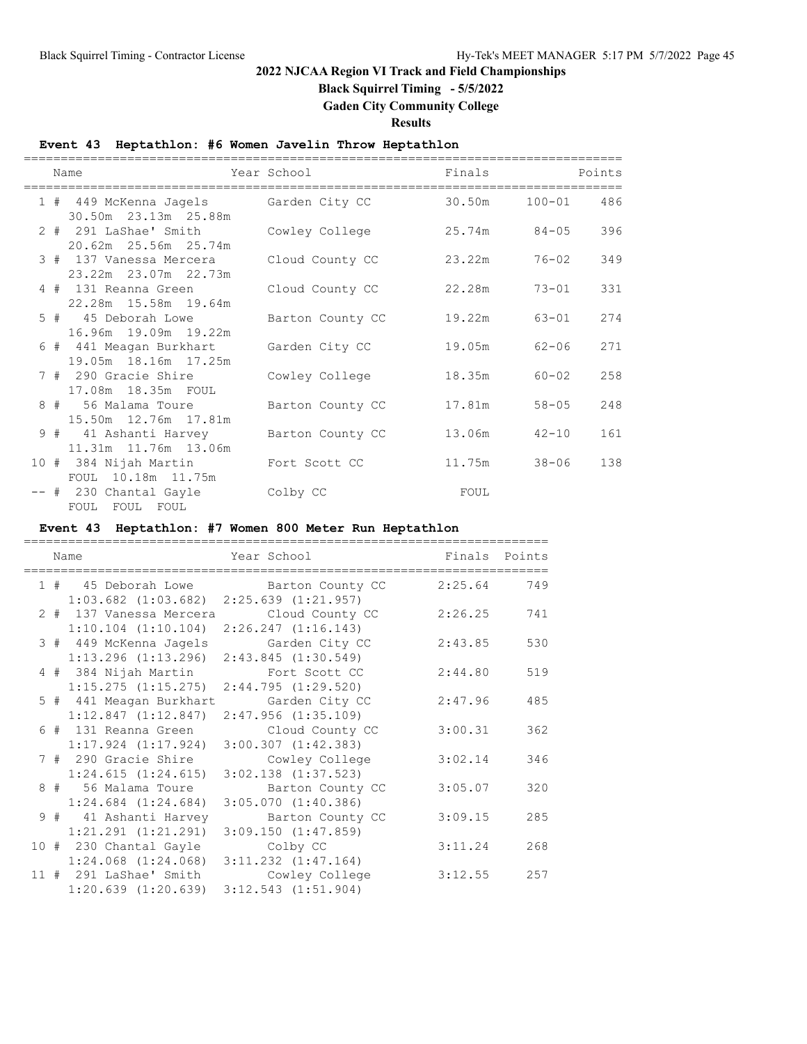## 2022 NJCAA Region VI Track and Field Championships

**Black Squirrel Timing - 5/5/2022**

**Gaden City Community College**

**Results**

### Event 43 Heptathlon: #6 Women Javelin Throw Heptathlon

| Place | Name | Year | School | Finals | | Points |
|---|---|---|---|---|---|---|
| 1 # | 449 McKenna Jagels | | Garden City CC | 30.50m | 100-01 | 486 |
| | 30.50m 23.13m 25.88m | | | | | |
| 2 # | 291 LaShae' Smith | | Cowley College | 25.74m | 84-05 | 396 |
| | 20.62m 25.56m 25.74m | | | | | |
| 3 # | 137 Vanessa Mercera | | Cloud County CC | 23.22m | 76-02 | 349 |
| | 23.22m 23.07m 22.73m | | | | | |
| 4 # | 131 Reanna Green | | Cloud County CC | 22.28m | 73-01 | 331 |
| | 22.28m 15.58m 19.64m | | | | | |
| 5 # | 45 Deborah Lowe | | Barton County CC | 19.22m | 63-01 | 274 |
| | 16.96m 19.09m 19.22m | | | | | |
| 6 # | 441 Meagan Burkhart | | Garden City CC | 19.05m | 62-06 | 271 |
| | 19.05m 18.16m 17.25m | | | | | |
| 7 # | 290 Gracie Shire | | Cowley College | 18.35m | 60-02 | 258 |
| | 17.08m 18.35m FOUL | | | | | |
| 8 # | 56 Malama Toure | | Barton County CC | 17.81m | 58-05 | 248 |
| | 15.50m 12.76m 17.81m | | | | | |
| 9 # | 41 Ashanti Harvey | | Barton County CC | 13.06m | 42-10 | 161 |
| | 11.31m 11.76m 13.06m | | | | | |
| 10 # | 384 Nijah Martin | | Fort Scott CC | 11.75m | 38-06 | 138 |
| | FOUL 10.18m 11.75m | | | | | |
| -- # | 230 Chantal Gayle | | Colby CC | FOUL | | |
| | FOUL FOUL FOUL | | | | | |

### Event 43 Heptathlon: #7 Women 800 Meter Run Heptathlon

| Place | Name | Year | School | Finals | Points |
|---|---|---|---|---|---|
| 1 # | 45 Deborah Lowe | | Barton County CC | 2:25.64 | 749 |
| | 1:03.682 (1:03.682) 2:25.639 (1:21.957) | | | | |
| 2 # | 137 Vanessa Mercera | | Cloud County CC | 2:26.25 | 741 |
| | 1:10.104 (1:10.104) 2:26.247 (1:16.143) | | | | |
| 3 # | 449 McKenna Jagels | | Garden City CC | 2:43.85 | 530 |
| | 1:13.296 (1:13.296) 2:43.845 (1:30.549) | | | | |
| 4 # | 384 Nijah Martin | | Fort Scott CC | 2:44.80 | 519 |
| | 1:15.275 (1:15.275) 2:44.795 (1:29.520) | | | | |
| 5 # | 441 Meagan Burkhart | | Garden City CC | 2:47.96 | 485 |
| | 1:12.847 (1:12.847) 2:47.956 (1:35.109) | | | | |
| 6 # | 131 Reanna Green | | Cloud County CC | 3:00.31 | 362 |
| | 1:17.924 (1:17.924) 3:00.307 (1:42.383) | | | | |
| 7 # | 290 Gracie Shire | | Cowley College | 3:02.14 | 346 |
| | 1:24.615 (1:24.615) 3:02.138 (1:37.523) | | | | |
| 8 # | 56 Malama Toure | | Barton County CC | 3:05.07 | 320 |
| | 1:24.684 (1:24.684) 3:05.070 (1:40.386) | | | | |
| 9 # | 41 Ashanti Harvey | | Barton County CC | 3:09.15 | 285 |
| | 1:21.291 (1:21.291) 3:09.150 (1:47.859) | | | | |
| 10 # | 230 Chantal Gayle | | Colby CC | 3:11.24 | 268 |
| | 1:24.068 (1:24.068) 3:11.232 (1:47.164) | | | | |
| 11 # | 291 LaShae' Smith | | Cowley College | 3:12.55 | 257 |
| | 1:20.639 (1:20.639) 3:12.543 (1:51.904) | | | | |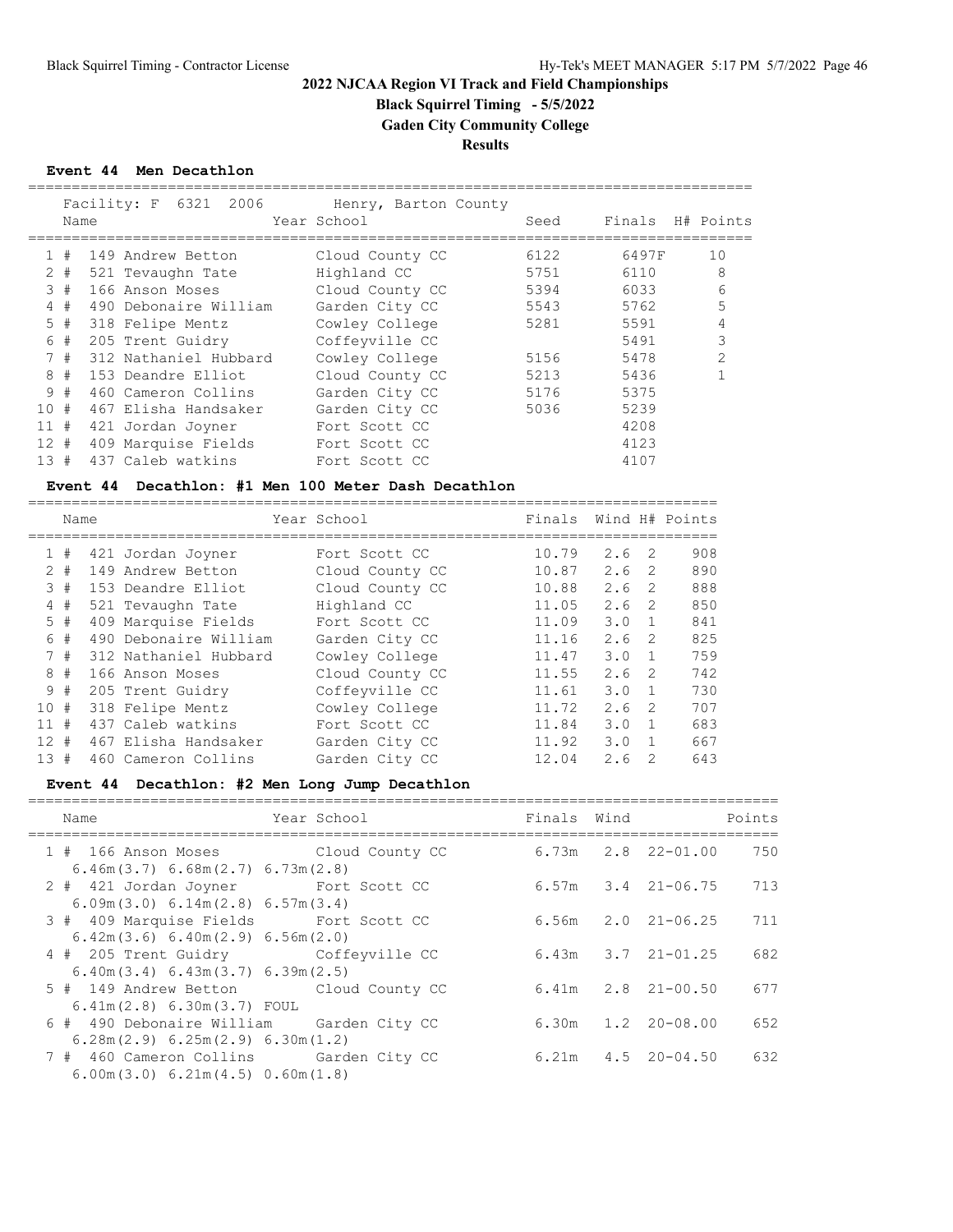## 2022 NJCAA Region VI Track and Field Championships

**Black Squirrel Timing - 5/5/2022**

**Gaden City Community College**

**Results**

### Event 44 Men Decathlon

Facility: F 6321 2006 Henry, Barton County

| | Name | Year School | Seed | Finals | H# Points |
|---|---|---|---|---|---|
| 1 # | 149 Andrew Betton | Cloud County CC | 6122 | 6497F | 10 |
| 2 # | 521 Tevaughn Tate | Highland CC | 5751 | 6110 | 8 |
| 3 # | 166 Anson Moses | Cloud County CC | 5394 | 6033 | 6 |
| 4 # | 490 Debonaire William | Garden City CC | 5543 | 5762 | 5 |
| 5 # | 318 Felipe Mentz | Cowley College | 5281 | 5591 | 4 |
| 6 # | 205 Trent Guidry | Coffeyville CC | | 5491 | 3 |
| 7 # | 312 Nathaniel Hubbard | Cowley College | 5156 | 5478 | 2 |
| 8 # | 153 Deandre Elliot | Cloud County CC | 5213 | 5436 | 1 |
| 9 # | 460 Cameron Collins | Garden City CC | 5176 | 5375 | |
| 10 # | 467 Elisha Handsaker | Garden City CC | 5036 | 5239 | |
| 11 # | 421 Jordan Joyner | Fort Scott CC | | 4208 | |
| 12 # | 409 Marquise Fields | Fort Scott CC | | 4123 | |
| 13 # | 437 Caleb watkins | Fort Scott CC | | 4107 | |

### Event 44 Decathlon: #1 Men 100 Meter Dash Decathlon

| | Name | Year School | Finals | Wind | H# | Points |
|---|---|---|---|---|---|---|
| 1 # | 421 Jordan Joyner | Fort Scott CC | 10.79 | 2.6 | 2 | 908 |
| 2 # | 149 Andrew Betton | Cloud County CC | 10.87 | 2.6 | 2 | 890 |
| 3 # | 153 Deandre Elliot | Cloud County CC | 10.88 | 2.6 | 2 | 888 |
| 4 # | 521 Tevaughn Tate | Highland CC | 11.05 | 2.6 | 2 | 850 |
| 5 # | 409 Marquise Fields | Fort Scott CC | 11.09 | 3.0 | 1 | 841 |
| 6 # | 490 Debonaire William | Garden City CC | 11.16 | 2.6 | 2 | 825 |
| 7 # | 312 Nathaniel Hubbard | Cowley College | 11.47 | 3.0 | 1 | 759 |
| 8 # | 166 Anson Moses | Cloud County CC | 11.55 | 2.6 | 2 | 742 |
| 9 # | 205 Trent Guidry | Coffeyville CC | 11.61 | 3.0 | 1 | 730 |
| 10 # | 318 Felipe Mentz | Cowley College | 11.72 | 2.6 | 2 | 707 |
| 11 # | 437 Caleb watkins | Fort Scott CC | 11.84 | 3.0 | 1 | 683 |
| 12 # | 467 Elisha Handsaker | Garden City CC | 11.92 | 3.0 | 1 | 667 |
| 13 # | 460 Cameron Collins | Garden City CC | 12.04 | 2.6 | 2 | 643 |

### Event 44 Decathlon: #2 Men Long Jump Decathlon

| | Name | Year School | Finals | Wind | | Points |
|---|---|---|---|---|---|---|
| 1 # | 166 Anson Moses | Cloud County CC | 6.73m | 2.8 | 22-01.00 | 750 |
| | 6.46m(3.7) 6.68m(2.7) 6.73m(2.8) | | | | | |
| 2 # | 421 Jordan Joyner | Fort Scott CC | 6.57m | 3.4 | 21-06.75 | 713 |
| | 6.09m(3.0) 6.14m(2.8) 6.57m(3.4) | | | | | |
| 3 # | 409 Marquise Fields | Fort Scott CC | 6.56m | 2.0 | 21-06.25 | 711 |
| | 6.42m(3.6) 6.40m(2.9) 6.56m(2.0) | | | | | |
| 4 # | 205 Trent Guidry | Coffeyville CC | 6.43m | 3.7 | 21-01.25 | 682 |
| | 6.40m(3.4) 6.43m(3.7) 6.39m(2.5) | | | | | |
| 5 # | 149 Andrew Betton | Cloud County CC | 6.41m | 2.8 | 21-00.50 | 677 |
| | 6.41m(2.8) 6.30m(3.7) FOUL | | | | | |
| 6 # | 490 Debonaire William | Garden City CC | 6.30m | 1.2 | 20-08.00 | 652 |
| | 6.28m(2.9) 6.25m(2.9) 6.30m(1.2) | | | | | |
| 7 # | 460 Cameron Collins | Garden City CC | 6.21m | 4.5 | 20-04.50 | 632 |
| | 6.00m(3.0) 6.21m(4.5) 0.60m(1.8) | | | | | |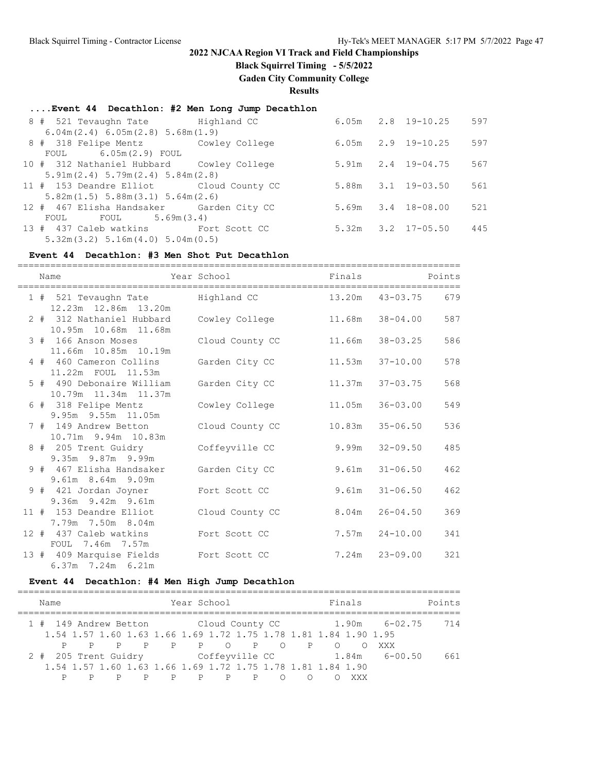## 2022 NJCAA Region VI Track and Field Championships

**Black Squirrel Timing - 5/5/2022**

**Gaden City Community College**

**Results**

### ....Event 44 Decathlon: #2 Men Long Jump Decathlon

| Place | Name | School | Finals | Wind | Imperial | Points |
|---|---|---|---|---|---|---|
| 8 # | 521 Tevaughn Tate | Highland CC | 6.05m | 2.8 | 19-10.25 | 597 |
| | 6.04m(2.4) 6.05m(2.8) 5.68m(1.9) | | | | | |
| 8 # | 318 Felipe Mentz | Cowley College | 6.05m | 2.9 | 19-10.25 | 597 |
| | FOUL 6.05m(2.9) FOUL | | | | | |
| 10 # | 312 Nathaniel Hubbard | Cowley College | 5.91m | 2.4 | 19-04.75 | 567 |
| | 5.91m(2.4) 5.79m(2.4) 5.84m(2.8) | | | | | |
| 11 # | 153 Deandre Elliot | Cloud County CC | 5.88m | 3.1 | 19-03.50 | 561 |
| | 5.82m(1.5) 5.88m(3.1) 5.64m(2.6) | | | | | |
| 12 # | 467 Elisha Handsaker | Garden City CC | 5.69m | 3.4 | 18-08.00 | 521 |
| | FOUL FOUL 5.69m(3.4) | | | | | |
| 13 # | 437 Caleb watkins | Fort Scott CC | 5.32m | 3.2 | 17-05.50 | 445 |
| | 5.32m(3.2) 5.16m(4.0) 5.04m(0.5) | | | | | |

### Event 44 Decathlon: #3 Men Shot Put Decathlon

| Place | Name | Year School | Finals | | Points |
|---|---|---|---|---|---|
| 1 # | 521 Tevaughn Tate | Highland CC | 13.20m | 43-03.75 | 679 |
| | 12.23m 12.86m 13.20m | | | | |
| 2 # | 312 Nathaniel Hubbard | Cowley College | 11.68m | 38-04.00 | 587 |
| | 10.95m 10.68m 11.68m | | | | |
| 3 # | 166 Anson Moses | Cloud County CC | 11.66m | 38-03.25 | 586 |
| | 11.66m 10.85m 10.19m | | | | |
| 4 # | 460 Cameron Collins | Garden City CC | 11.53m | 37-10.00 | 578 |
| | 11.22m FOUL 11.53m | | | | |
| 5 # | 490 Debonaire William | Garden City CC | 11.37m | 37-03.75 | 568 |
| | 10.79m 11.34m 11.37m | | | | |
| 6 # | 318 Felipe Mentz | Cowley College | 11.05m | 36-03.00 | 549 |
| | 9.95m 9.55m 11.05m | | | | |
| 7 # | 149 Andrew Betton | Cloud County CC | 10.83m | 35-06.50 | 536 |
| | 10.71m 9.94m 10.83m | | | | |
| 8 # | 205 Trent Guidry | Coffeyville CC | 9.99m | 32-09.50 | 485 |
| | 9.35m 9.87m 9.99m | | | | |
| 9 # | 467 Elisha Handsaker | Garden City CC | 9.61m | 31-06.50 | 462 |
| | 9.61m 8.64m 9.09m | | | | |
| 9 # | 421 Jordan Joyner | Fort Scott CC | 9.61m | 31-06.50 | 462 |
| | 9.36m 9.42m 9.61m | | | | |
| 11 # | 153 Deandre Elliot | Cloud County CC | 8.04m | 26-04.50 | 369 |
| | 7.79m 7.50m 8.04m | | | | |
| 12 # | 437 Caleb watkins | Fort Scott CC | 7.57m | 24-10.00 | 341 |
| | FOUL 7.46m 7.57m | | | | |
| 13 # | 409 Marquise Fields | Fort Scott CC | 7.24m | 23-09.00 | 321 |
| | 6.37m 7.24m 6.21m | | | | |

### Event 44 Decathlon: #4 Men High Jump Decathlon

| Place | Name | Year School | Finals | | Points |
|---|---|---|---|---|---|
| 1 # | 149 Andrew Betton | Cloud County CC | 1.90m | 6-02.75 | 714 |
| | 1.54 1.57 1.60 1.63 1.66 1.69 1.72 1.75 1.78 1.81 1.84 1.90 1.95 | | | | |
| | P P P P P P O P O P O O XXX | | | | |
| 2 # | 205 Trent Guidry | Coffeyville CC | 1.84m | 6-00.50 | 661 |
| | 1.54 1.57 1.60 1.63 1.66 1.69 1.72 1.75 1.78 1.81 1.84 1.90 | | | | |
| | P P P P P P P P O O O XXX | | | | |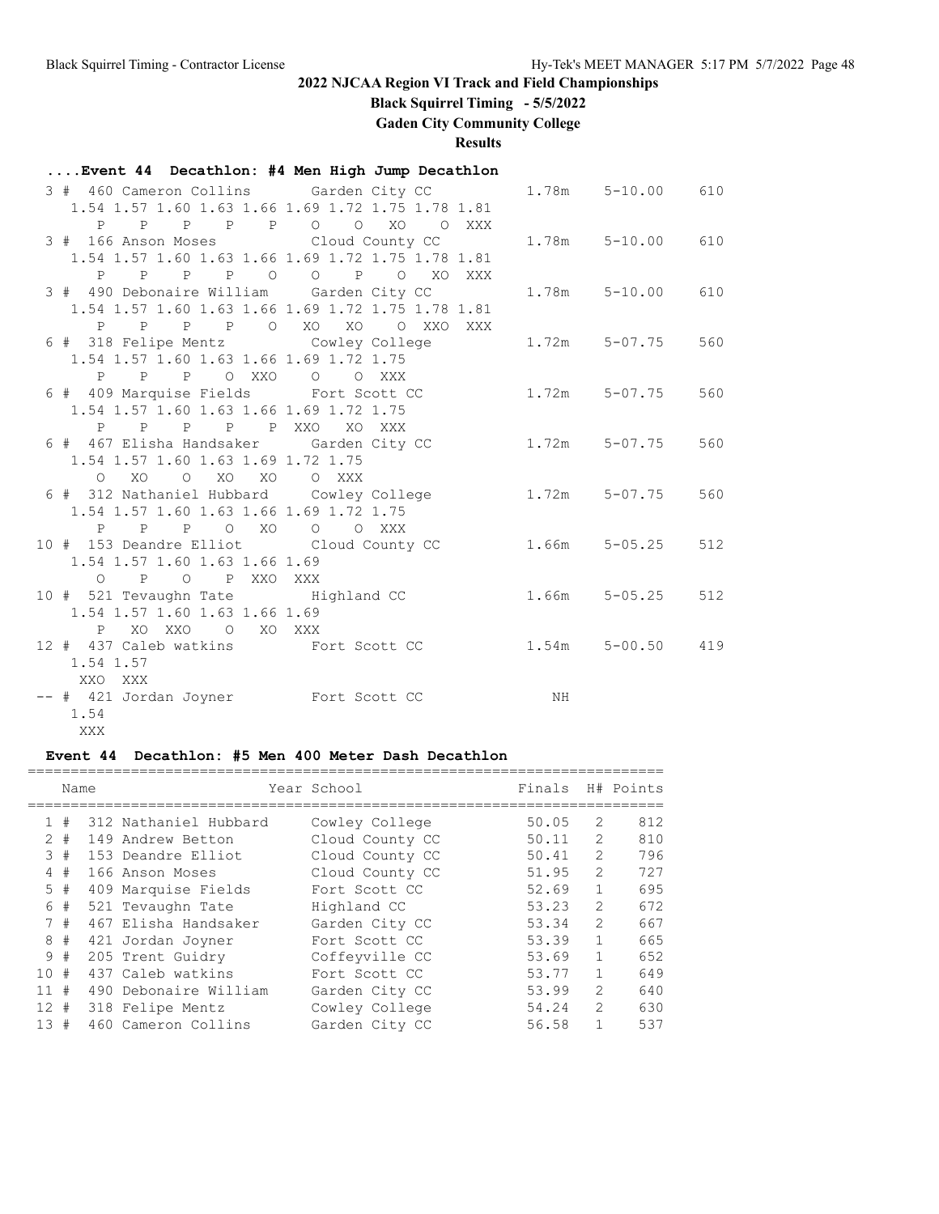## 2022 NJCAA Region VI Track and Field Championships

**Black Squirrel Timing - 5/5/2022**

**Gaden City Community College**

**Results**

### ....Event 44 Decathlon: #4 Men High Jump Decathlon

```
  3 # 460 Cameron Collins      Garden City CC          1.78m    5-10.00   610
     1.54 1.57 1.60 1.63 1.66 1.69 1.72 1.75 1.78 1.81
        P    P    P    P    P    O    O   XO    O  XXX
  3 # 166 Anson Moses          Cloud County CC         1.78m    5-10.00   610
     1.54 1.57 1.60 1.63 1.66 1.69 1.72 1.75 1.78 1.81
        P    P    P    P    O    O    P    O   XO  XXX
  3 # 490 Debonaire William    Garden City CC          1.78m    5-10.00   610
     1.54 1.57 1.60 1.63 1.66 1.69 1.72 1.75 1.78 1.81
        P    P    P    P    O   XO   XO    O  XXO  XXX
  6 # 318 Felipe Mentz         Cowley College          1.72m    5-07.75   560
     1.54 1.57 1.60 1.63 1.66 1.69 1.72 1.75
        P    P    P    O  XXO    O    O  XXX
  6 # 409 Marquise Fields      Fort Scott CC           1.72m    5-07.75   560
     1.54 1.57 1.60 1.63 1.66 1.69 1.72 1.75
        P    P    P    P    P  XXO   XO  XXX
  6 # 467 Elisha Handsaker     Garden City CC          1.72m    5-07.75   560
     1.54 1.57 1.60 1.63 1.69 1.72 1.75
        O   XO    O   XO   XO    O  XXX
  6 # 312 Nathaniel Hubbard    Cowley College          1.72m    5-07.75   560
     1.54 1.57 1.60 1.63 1.66 1.69 1.72 1.75
        P    P    P    O   XO    O    O  XXX
 10 # 153 Deandre Elliot       Cloud County CC         1.66m    5-05.25   512
     1.54 1.57 1.60 1.63 1.66 1.69
        O    P    O    P  XXO  XXX
 10 # 521 Tevaughn Tate        Highland CC             1.66m    5-05.25   512
     1.54 1.57 1.60 1.63 1.66 1.69
        P   XO  XXO    O   XO  XXX
 12 # 437 Caleb watkins        Fort Scott CC           1.54m    5-00.50   419
     1.54 1.57
      XXO  XXX
 -- # 421 Jordan Joyner        Fort Scott CC              NH
     1.54
      XXX
```

### Event 44 Decathlon: #5 Men 400 Meter Dash Decathlon

| | | Name | Year School | Finals | H# | Points |
|---|---|---|---|---|---|---|
| 1 | # | 312 Nathaniel Hubbard | Cowley College | 50.05 | 2 | 812 |
| 2 | # | 149 Andrew Betton | Cloud County CC | 50.11 | 2 | 810 |
| 3 | # | 153 Deandre Elliot | Cloud County CC | 50.41 | 2 | 796 |
| 4 | # | 166 Anson Moses | Cloud County CC | 51.95 | 2 | 727 |
| 5 | # | 409 Marquise Fields | Fort Scott CC | 52.69 | 1 | 695 |
| 6 | # | 521 Tevaughn Tate | Highland CC | 53.23 | 2 | 672 |
| 7 | # | 467 Elisha Handsaker | Garden City CC | 53.34 | 2 | 667 |
| 8 | # | 421 Jordan Joyner | Fort Scott CC | 53.39 | 1 | 665 |
| 9 | # | 205 Trent Guidry | Coffeyville CC | 53.69 | 1 | 652 |
| 10 | # | 437 Caleb watkins | Fort Scott CC | 53.77 | 1 | 649 |
| 11 | # | 490 Debonaire William | Garden City CC | 53.99 | 2 | 640 |
| 12 | # | 318 Felipe Mentz | Cowley College | 54.24 | 2 | 630 |
| 13 | # | 460 Cameron Collins | Garden City CC | 56.58 | 1 | 537 |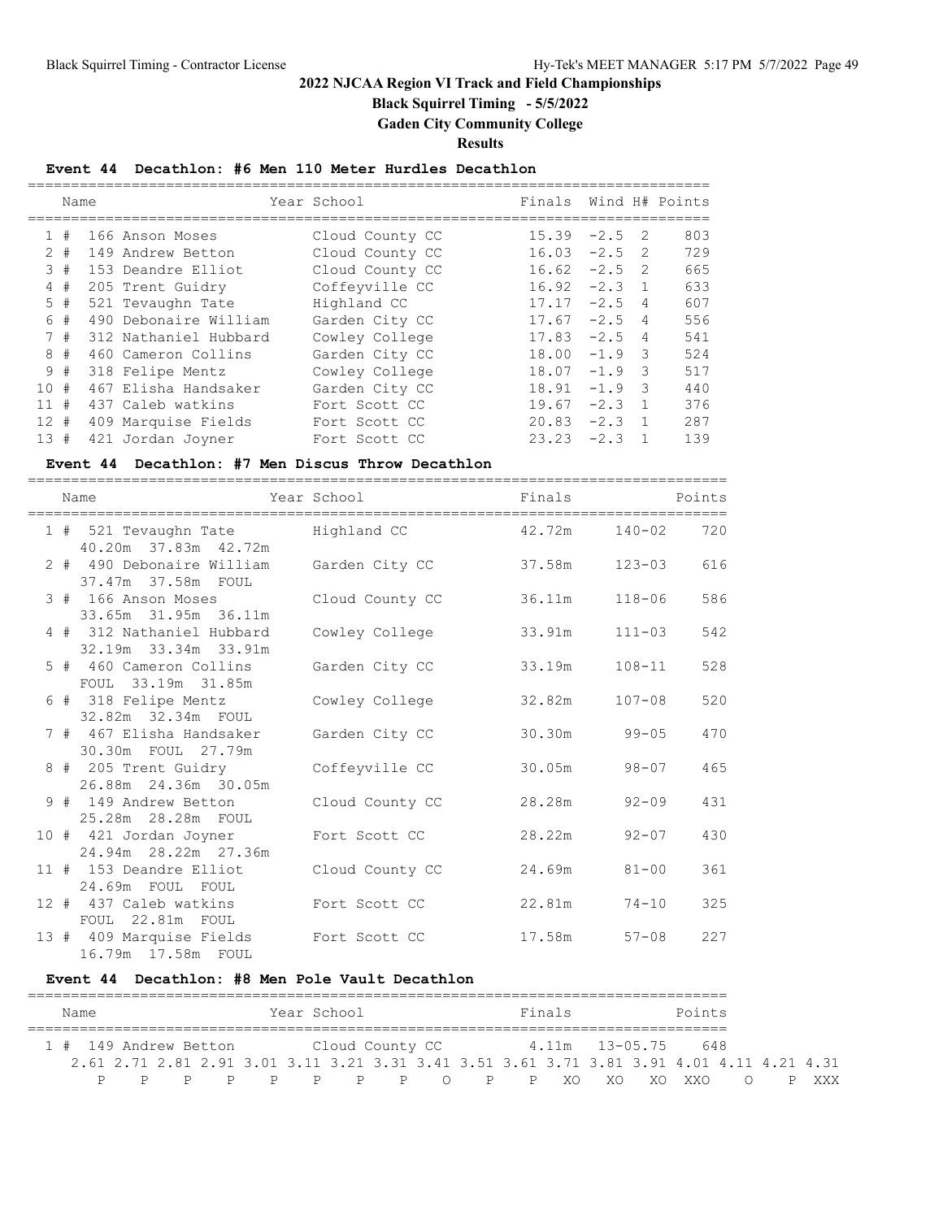# 2022 NJCAA Region VI Track and Field Championships

**Black Squirrel Timing - 5/5/2022**

**Gaden City Community College**

**Results**

### Event 44 Decathlon: #6 Men 110 Meter Hurdles Decathlon

| Place | Name | Year | School | Finals | Wind | H# | Points |
|---|---|---|---|---|---|---|---|
| 1 # | 166 Anson Moses | | Cloud County CC | 15.39 | -2.5 | 2 | 803 |
| 2 # | 149 Andrew Betton | | Cloud County CC | 16.03 | -2.5 | 2 | 729 |
| 3 # | 153 Deandre Elliot | | Cloud County CC | 16.62 | -2.5 | 2 | 665 |
| 4 # | 205 Trent Guidry | | Coffeyville CC | 16.92 | -2.3 | 1 | 633 |
| 5 # | 521 Tevaughn Tate | | Highland CC | 17.17 | -2.5 | 4 | 607 |
| 6 # | 490 Debonaire William | | Garden City CC | 17.67 | -2.5 | 4 | 556 |
| 7 # | 312 Nathaniel Hubbard | | Cowley College | 17.83 | -2.5 | 4 | 541 |
| 8 # | 460 Cameron Collins | | Garden City CC | 18.00 | -1.9 | 3 | 524 |
| 9 # | 318 Felipe Mentz | | Cowley College | 18.07 | -1.9 | 3 | 517 |
| 10 # | 467 Elisha Handsaker | | Garden City CC | 18.91 | -1.9 | 3 | 440 |
| 11 # | 437 Caleb watkins | | Fort Scott CC | 19.67 | -2.3 | 1 | 376 |
| 12 # | 409 Marquise Fields | | Fort Scott CC | 20.83 | -2.3 | 1 | 287 |
| 13 # | 421 Jordan Joyner | | Fort Scott CC | 23.23 | -2.3 | 1 | 139 |

### Event 44 Decathlon: #7 Men Discus Throw Decathlon

| Place | Name | Year | School | Finals | | Points |
|---|---|---|---|---|---|---|
| 1 # | 521 Tevaughn Tate | | Highland CC | 42.72m | 140-02 | 720 |
| | 40.20m 37.83m 42.72m | | | | | |
| 2 # | 490 Debonaire William | | Garden City CC | 37.58m | 123-03 | 616 |
| | 37.47m 37.58m FOUL | | | | | |
| 3 # | 166 Anson Moses | | Cloud County CC | 36.11m | 118-06 | 586 |
| | 33.65m 31.95m 36.11m | | | | | |
| 4 # | 312 Nathaniel Hubbard | | Cowley College | 33.91m | 111-03 | 542 |
| | 32.19m 33.34m 33.91m | | | | | |
| 5 # | 460 Cameron Collins | | Garden City CC | 33.19m | 108-11 | 528 |
| | FOUL 33.19m 31.85m | | | | | |
| 6 # | 318 Felipe Mentz | | Cowley College | 32.82m | 107-08 | 520 |
| | 32.82m 32.34m FOUL | | | | | |
| 7 # | 467 Elisha Handsaker | | Garden City CC | 30.30m | 99-05 | 470 |
| | 30.30m FOUL 27.79m | | | | | |
| 8 # | 205 Trent Guidry | | Coffeyville CC | 30.05m | 98-07 | 465 |
| | 26.88m 24.36m 30.05m | | | | | |
| 9 # | 149 Andrew Betton | | Cloud County CC | 28.28m | 92-09 | 431 |
| | 25.28m 28.28m FOUL | | | | | |
| 10 # | 421 Jordan Joyner | | Fort Scott CC | 28.22m | 92-07 | 430 |
| | 24.94m 28.22m 27.36m | | | | | |
| 11 # | 153 Deandre Elliot | | Cloud County CC | 24.69m | 81-00 | 361 |
| | 24.69m FOUL FOUL | | | | | |
| 12 # | 437 Caleb watkins | | Fort Scott CC | 22.81m | 74-10 | 325 |
| | FOUL 22.81m FOUL | | | | | |
| 13 # | 409 Marquise Fields | | Fort Scott CC | 17.58m | 57-08 | 227 |
| | 16.79m 17.58m FOUL | | | | | |

### Event 44 Decathlon: #8 Men Pole Vault Decathlon

| Place | Name | Year | School | Finals | | Points |
|---|---|---|---|---|---|---|
| 1 # | 149 Andrew Betton | | Cloud County CC | 4.11m | 13-05.75 | 648 |

| 2.61 | 2.71 | 2.81 | 2.91 | 3.01 | 3.11 | 3.21 | 3.31 | 3.41 | 3.51 | 3.61 | 3.71 | 3.81 | 3.91 | 4.01 | 4.11 | 4.21 | 4.31 |
|---|---|---|---|---|---|---|---|---|---|---|---|---|---|---|---|---|---|
| P | P | P | P | P | P | P | P | O | P | P | XO | XO | XO | XXO | O | P | XXX |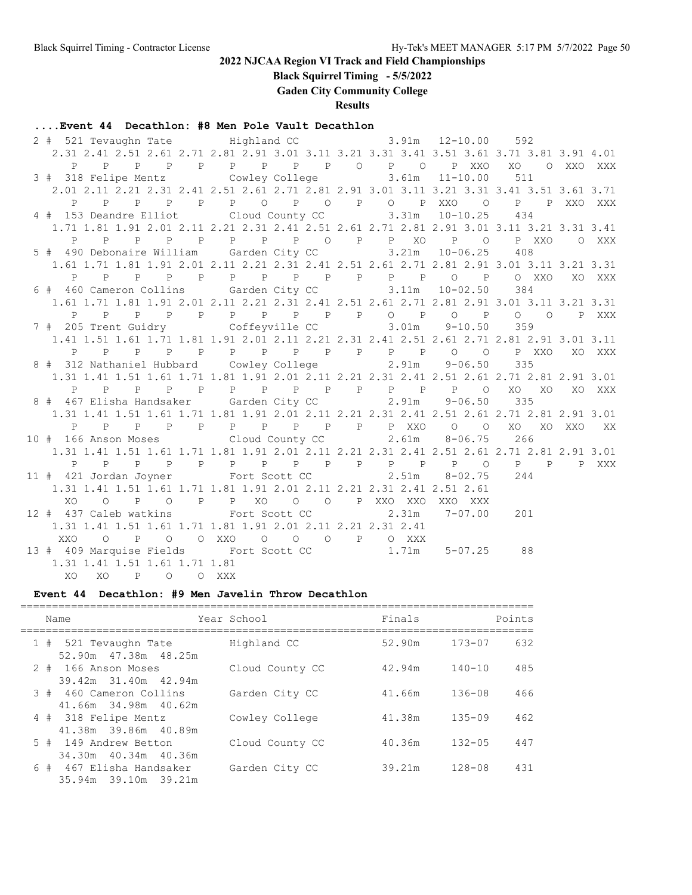## 2022 NJCAA Region VI Track and Field Championships

**Black Squirrel Timing - 5/5/2022**

**Gaden City Community College**

**Results**

### ....Event 44 Decathlon: #8 Men Pole Vault Decathlon

```
  2 #  521 Tevaughn Tate         Highland CC              3.91m   12-10.00    592
     2.31 2.41 2.51 2.61 2.71 2.81 2.91 3.01 3.11 3.21 3.31 3.41 3.51 3.61 3.71 3.81 3.91 4.01
        P    P    P    P    P    P    P    P    P    O    P    O    P  XXO   XO    O  XXO  XXX
  3 #  318 Felipe Mentz          Cowley College           3.61m   11-10.00    511
     2.01 2.11 2.21 2.31 2.41 2.51 2.61 2.71 2.81 2.91 3.01 3.11 3.21 3.31 3.41 3.51 3.61 3.71
        P    P    P    P    P    P    O    P    O    P    O    P  XXO    O    P    P  XXO  XXX
  4 #  153 Deandre Elliot        Cloud County CC          3.31m   10-10.25    434
     1.71 1.81 1.91 2.01 2.11 2.21 2.31 2.41 2.51 2.61 2.71 2.81 2.91 3.01 3.11 3.21 3.31 3.41
        P    P    P    P    P    P    P    P    O    P    P   XO    P    O    P  XXO    O  XXX
  5 #  490 Debonaire William     Garden City CC           3.21m   10-06.25    408
     1.61 1.71 1.81 1.91 2.01 2.11 2.21 2.31 2.41 2.51 2.61 2.71 2.81 2.91 3.01 3.11 3.21 3.31
        P    P    P    P    P    P    P    P    P    P    P    P    O    P    O  XXO   XO  XXX
  6 #  460 Cameron Collins       Garden City CC           3.11m   10-02.50    384
     1.61 1.71 1.81 1.91 2.01 2.11 2.21 2.31 2.41 2.51 2.61 2.71 2.81 2.91 3.01 3.11 3.21 3.31
        P    P    P    P    P    P    P    P    P    P    O    P    O    P    O    O    P  XXX
  7 #  205 Trent Guidry          Coffeyville CC           3.01m    9-10.50    359
     1.41 1.51 1.61 1.71 1.81 1.91 2.01 2.11 2.21 2.31 2.41 2.51 2.61 2.71 2.81 2.91 3.01 3.11
        P    P    P    P    P    P    P    P    P    P    P    P    P    O    O    P  XXO   XO  XXX
  8 #  312 Nathaniel Hubbard     Cowley College           2.91m    9-06.50    335
     1.31 1.41 1.51 1.61 1.71 1.81 1.91 2.01 2.11 2.21 2.31 2.41 2.51 2.61 2.71 2.81 2.91 3.01
        P    P    P    P    P    P    P    P    P    P    P    P    P    O   XO   XO   XO  XXX
  8 #  467 Elisha Handsaker      Garden City CC           2.91m    9-06.50    335
     1.31 1.41 1.51 1.61 1.71 1.81 1.91 2.01 2.11 2.21 2.31 2.41 2.51 2.61 2.71 2.81 2.91 3.01
        P    P    P    P    P    P    P    P    P    P    P  XXO    O    O   XO   XO  XXO   XX
 10 #  166 Anson Moses           Cloud County CC          2.61m    8-06.75    266
     1.31 1.41 1.51 1.61 1.71 1.81 1.91 2.01 2.11 2.21 2.31 2.41 2.51 2.61 2.71 2.81 2.91 3.01
        P    P    P    P    P    P    P    P    P    P    P    P    P    O    P    P    P  XXX
 11 #  421 Jordan Joyner         Fort Scott CC            2.51m    8-02.75    244
     1.31 1.41 1.51 1.61 1.71 1.81 1.91 2.01 2.11 2.21 2.31 2.41 2.51 2.61
       XO    O    P    O    P    P   XO    O    O    P  XXO  XXO  XXO  XXX
 12 #  437 Caleb watkins         Fort Scott CC            2.31m    7-07.00    201
     1.31 1.41 1.51 1.61 1.71 1.81 1.91 2.01 2.11 2.21 2.31 2.41
      XXO    O    P    O    O  XXO    O    O    O    P    O  XXX
 13 #  409 Marquise Fields       Fort Scott CC            1.71m    5-07.25     88
     1.31 1.41 1.51 1.61 1.71 1.81
       XO   XO    P    O    O  XXX
```

### Event 44 Decathlon: #9 Men Javelin Throw Decathlon

| Name | Year School | Finals | | Points |
|---|---|---|---|---|
| 1 # 521 Tevaughn Tate<br>52.90m 47.38m 48.25m | Highland CC | 52.90m | 173-07 | 632 |
| 2 # 166 Anson Moses<br>39.42m 31.40m 42.94m | Cloud County CC | 42.94m | 140-10 | 485 |
| 3 # 460 Cameron Collins<br>41.66m 34.98m 40.62m | Garden City CC | 41.66m | 136-08 | 466 |
| 4 # 318 Felipe Mentz<br>41.38m 39.86m 40.89m | Cowley College | 41.38m | 135-09 | 462 |
| 5 # 149 Andrew Betton<br>34.30m 40.34m 40.36m | Cloud County CC | 40.36m | 132-05 | 447 |
| 6 # 467 Elisha Handsaker<br>35.94m 39.10m 39.21m | Garden City CC | 39.21m | 128-08 | 431 |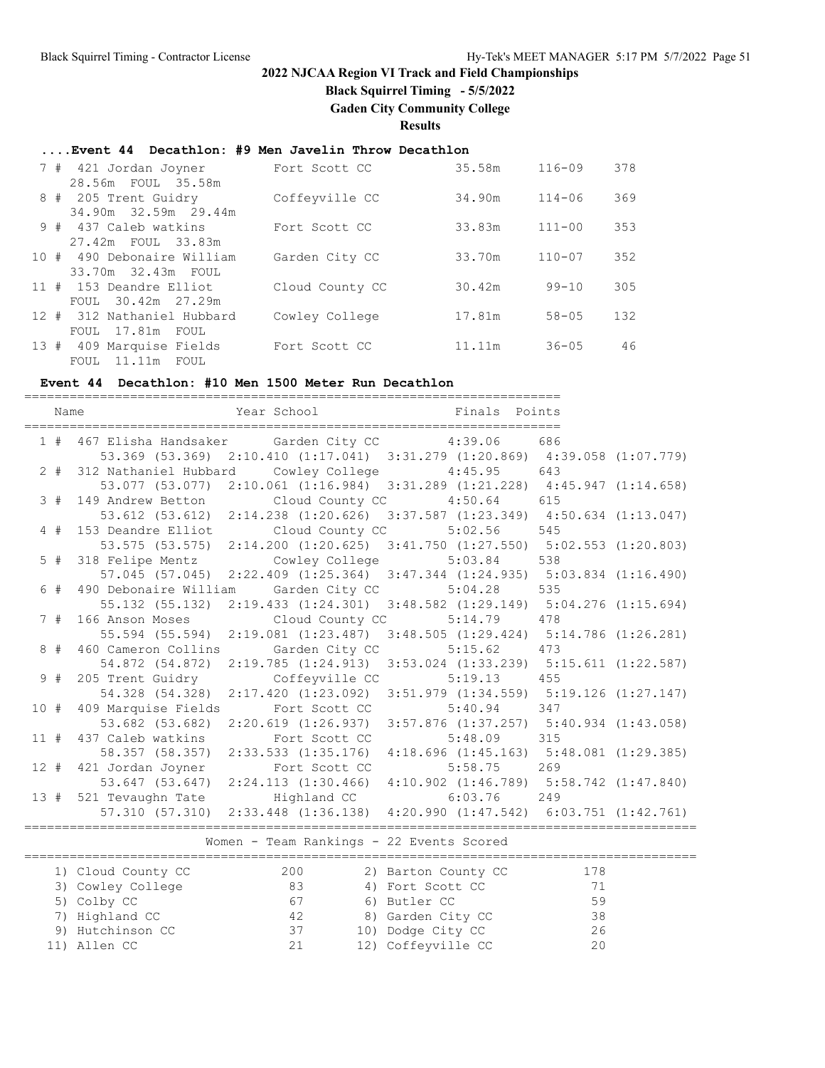## 2022 NJCAA Region VI Track and Field Championships

**Black Squirrel Timing - 5/5/2022**

**Gaden City Community College**

**Results**

### ....Event 44 Decathlon: #9 Men Javelin Throw Decathlon

| Place | Name | School | Finals | | Points |
|---|---|---|---|---|---|
| 7 # | 421 Jordan Joyner | Fort Scott CC | 35.58m | 116-09 | 378 |
| | 28.56m FOUL 35.58m | | | | |
| 8 # | 205 Trent Guidry | Coffeyville CC | 34.90m | 114-06 | 369 |
| | 34.90m 32.59m 29.44m | | | | |
| 9 # | 437 Caleb watkins | Fort Scott CC | 33.83m | 111-00 | 353 |
| | 27.42m FOUL 33.83m | | | | |
| 10 # | 490 Debonaire William | Garden City CC | 33.70m | 110-07 | 352 |
| | 33.70m 32.43m FOUL | | | | |
| 11 # | 153 Deandre Elliot | Cloud County CC | 30.42m | 99-10 | 305 |
| | FOUL 30.42m 27.29m | | | | |
| 12 # | 312 Nathaniel Hubbard | Cowley College | 17.81m | 58-05 | 132 |
| | FOUL 17.81m FOUL | | | | |
| 13 # | 409 Marquise Fields | Fort Scott CC | 11.11m | 36-05 | 46 |
| | FOUL 11.11m FOUL | | | | |

### Event 44 Decathlon: #10 Men 1500 Meter Run Decathlon

| Place | Name | Year School | Finals | Points |
|---|---|---|---|---|
| 1 # | 467 Elisha Handsaker | Garden City CC | 4:39.06 | 686 |
| | 53.369 (53.369) 2:10.410 (1:17.041) 3:31.279 (1:20.869) 4:39.058 (1:07.779) | | | |
| 2 # | 312 Nathaniel Hubbard | Cowley College | 4:45.95 | 643 |
| | 53.077 (53.077) 2:10.061 (1:16.984) 3:31.289 (1:21.228) 4:45.947 (1:14.658) | | | |
| 3 # | 149 Andrew Betton | Cloud County CC | 4:50.64 | 615 |
| | 53.612 (53.612) 2:14.238 (1:20.626) 3:37.587 (1:23.349) 4:50.634 (1:13.047) | | | |
| 4 # | 153 Deandre Elliot | Cloud County CC | 5:02.56 | 545 |
| | 53.575 (53.575) 2:14.200 (1:20.625) 3:41.750 (1:27.550) 5:02.553 (1:20.803) | | | |
| 5 # | 318 Felipe Mentz | Cowley College | 5:03.84 | 538 |
| | 57.045 (57.045) 2:22.409 (1:25.364) 3:47.344 (1:24.935) 5:03.834 (1:16.490) | | | |
| 6 # | 490 Debonaire William | Garden City CC | 5:04.28 | 535 |
| | 55.132 (55.132) 2:19.433 (1:24.301) 3:48.582 (1:29.149) 5:04.276 (1:15.694) | | | |
| 7 # | 166 Anson Moses | Cloud County CC | 5:14.79 | 478 |
| | 55.594 (55.594) 2:19.081 (1:23.487) 3:48.505 (1:29.424) 5:14.786 (1:26.281) | | | |
| 8 # | 460 Cameron Collins | Garden City CC | 5:15.62 | 473 |
| | 54.872 (54.872) 2:19.785 (1:24.913) 3:53.024 (1:33.239) 5:15.611 (1:22.587) | | | |
| 9 # | 205 Trent Guidry | Coffeyville CC | 5:19.13 | 455 |
| | 54.328 (54.328) 2:17.420 (1:23.092) 3:51.979 (1:34.559) 5:19.126 (1:27.147) | | | |
| 10 # | 409 Marquise Fields | Fort Scott CC | 5:40.94 | 347 |
| | 53.682 (53.682) 2:20.619 (1:26.937) 3:57.876 (1:37.257) 5:40.934 (1:43.058) | | | |
| 11 # | 437 Caleb watkins | Fort Scott CC | 5:48.09 | 315 |
| | 58.357 (58.357) 2:33.533 (1:35.176) 4:18.696 (1:45.163) 5:48.081 (1:29.385) | | | |
| 12 # | 421 Jordan Joyner | Fort Scott CC | 5:58.75 | 269 |
| | 53.647 (53.647) 2:24.113 (1:30.466) 4:10.902 (1:46.789) 5:58.742 (1:47.840) | | | |
| 13 # | 521 Tevaughn Tate | Highland CC | 6:03.76 | 249 |
| | 57.310 (57.310) 2:33.448 (1:36.138) 4:20.990 (1:47.542) 6:03.751 (1:42.761) | | | |

### Women - Team Rankings - 22 Events Scored

| | | | |
|---|---|---|---|
| 1) Cloud County CC | 200 | 2) Barton County CC | 178 |
| 3) Cowley College | 83 | 4) Fort Scott CC | 71 |
| 5) Colby CC | 67 | 6) Butler CC | 59 |
| 7) Highland CC | 42 | 8) Garden City CC | 38 |
| 9) Hutchinson CC | 37 | 10) Dodge City CC | 26 |
| 11) Allen CC | 21 | 12) Coffeyville CC | 20 |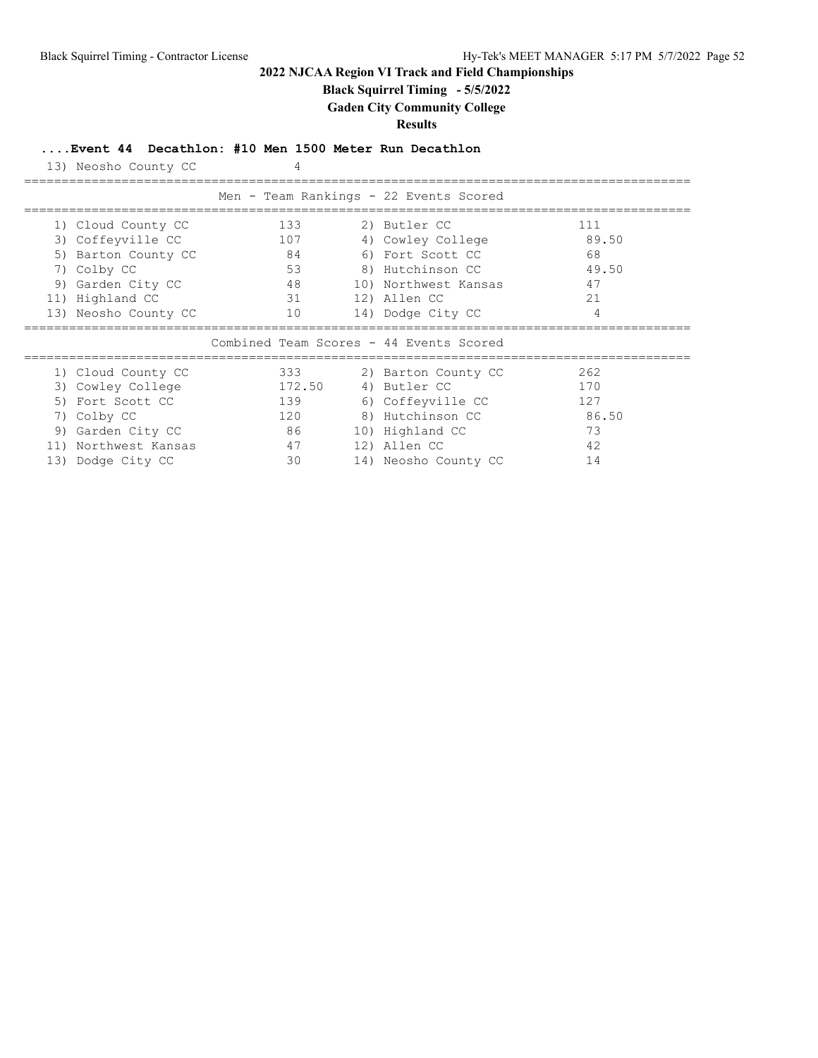# 2022 NJCAA Region VI Track and Field Championships

**Black Squirrel Timing - 5/5/2022**

**Gaden City Community College**

**Results**

### ....Event 44 Decathlon: #10 Men 1500 Meter Run Decathlon

13) Neosho County CC 4

**Men - Team Rankings - 22 Events Scored**

| | | | |
|---|---|---|---|
| 1) Cloud County CC | 133 | 2) Butler CC | 111 |
| 3) Coffeyville CC | 107 | 4) Cowley College | 89.50 |
| 5) Barton County CC | 84 | 6) Fort Scott CC | 68 |
| 7) Colby CC | 53 | 8) Hutchinson CC | 49.50 |
| 9) Garden City CC | 48 | 10) Northwest Kansas | 47 |
| 11) Highland CC | 31 | 12) Allen CC | 21 |
| 13) Neosho County CC | 10 | 14) Dodge City CC | 4 |

**Combined Team Scores - 44 Events Scored**

| | | | |
|---|---|---|---|
| 1) Cloud County CC | 333 | 2) Barton County CC | 262 |
| 3) Cowley College | 172.50 | 4) Butler CC | 170 |
| 5) Fort Scott CC | 139 | 6) Coffeyville CC | 127 |
| 7) Colby CC | 120 | 8) Hutchinson CC | 86.50 |
| 9) Garden City CC | 86 | 10) Highland CC | 73 |
| 11) Northwest Kansas | 47 | 12) Allen CC | 42 |
| 13) Dodge City CC | 30 | 14) Neosho County CC | 14 |